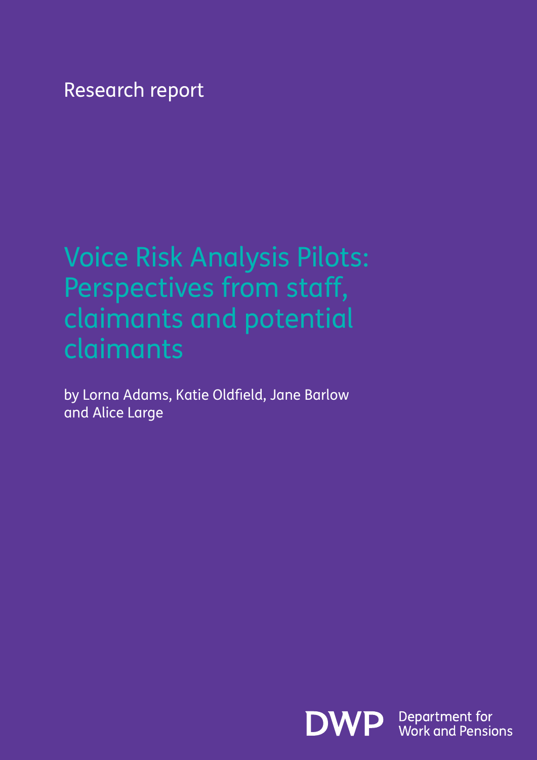Research report

# Voice Risk Analysis Pilots: Perspectives from staff, claimants and potential claimants

by Lorna Adams, Katie Oldfield, Jane Barlow and Alice Large

DWP Department for Work and Pensions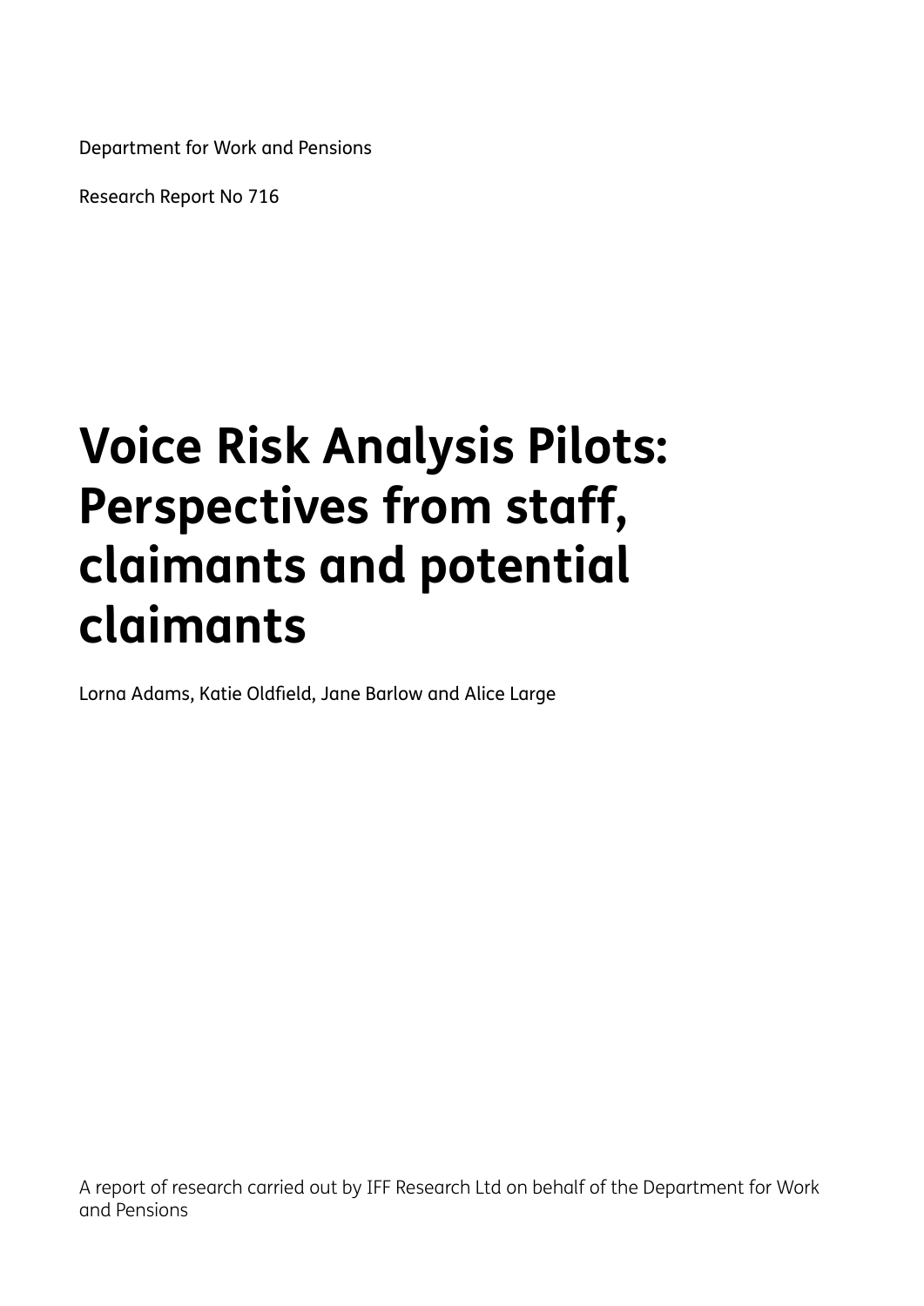Department for Work and Pensions

Research Report No 716

# Voice Risk Analysis Pilots: Perspectives from staff, claimants and potential claimants

Lorna Adams, Katie Oldfield, Jane Barlow and Alice Large

A report of research carried out by IFF Research Ltd on behalf of the Department for Work and Pensions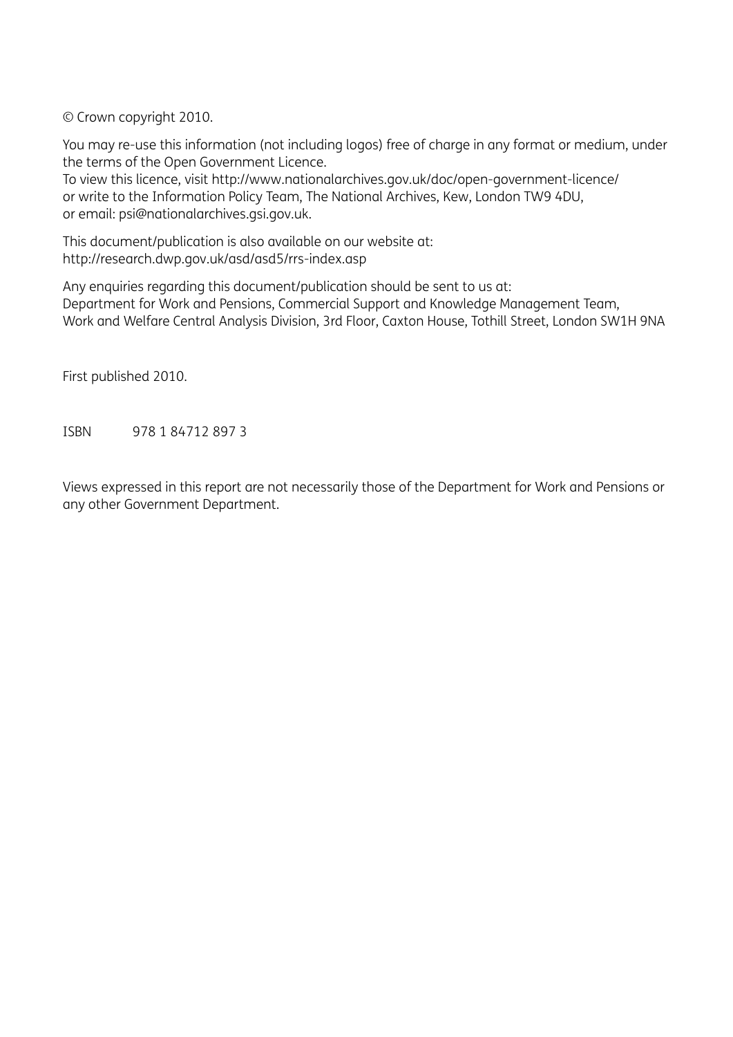© Crown copyright 2010.

You may re-use this information (not including logos) free of charge in any format or medium, under the terms of the Open Government Licence.
To view this licence, visit http://www.nationalarchives.gov.uk/doc/open-government-licence/
or write to the Information Policy Team, The National Archives, Kew, London TW9 4DU,
or email: psi@nationalarchives.gsi.gov.uk.

This document/publication is also available on our website at:
http://research.dwp.gov.uk/asd/asd5/rrs-index.asp

Any enquiries regarding this document/publication should be sent to us at:
Department for Work and Pensions, Commercial Support and Knowledge Management Team,
Work and Welfare Central Analysis Division, 3rd Floor, Caxton House, Tothill Street, London SW1H 9NA

First published 2010.

ISBN 978 1 84712 897 3

Views expressed in this report are not necessarily those of the Department for Work and Pensions or any other Government Department.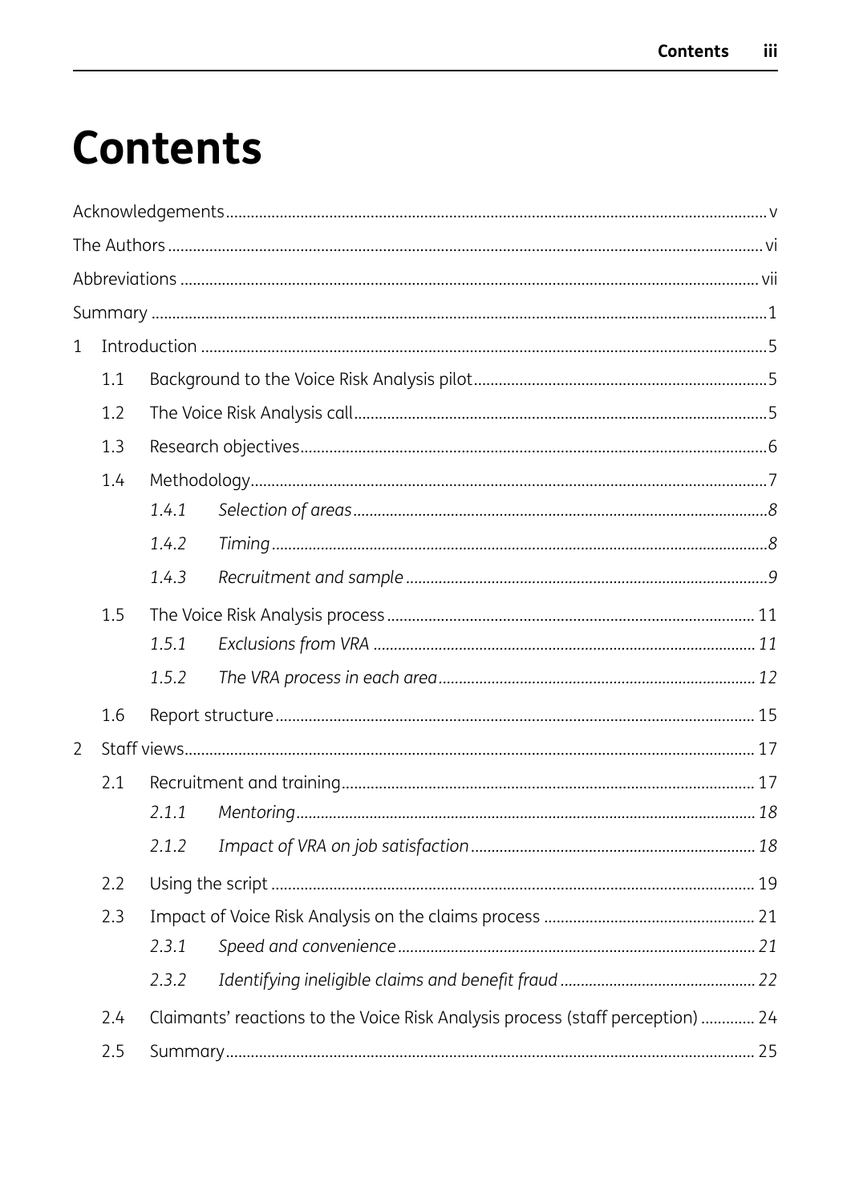# Contents

Acknowledgements ........ v

The Authors ........ vi

Abbreviations ........ vii

Summary ........ 1

1 Introduction ........ 5

- 1.1 Background to the Voice Risk Analysis pilot ........ 5
- 1.2 The Voice Risk Analysis call ........ 5
- 1.3 Research objectives ........ 6
- 1.4 Methodology ........ 7
  - *1.4.1 Selection of areas ........ 8*
  - *1.4.2 Timing ........ 8*
  - *1.4.3 Recruitment and sample ........ 9*
- 1.5 The Voice Risk Analysis process ........ 11
  - *1.5.1 Exclusions from VRA ........ 11*
  - *1.5.2 The VRA process in each area ........ 12*
- 1.6 Report structure ........ 15

2 Staff views ........ 17

- 2.1 Recruitment and training ........ 17
  - *2.1.1 Mentoring ........ 18*
  - *2.1.2 Impact of VRA on job satisfaction ........ 18*
- 2.2 Using the script ........ 19
- 2.3 Impact of Voice Risk Analysis on the claims process ........ 21
  - *2.3.1 Speed and convenience ........ 21*
  - *2.3.2 Identifying ineligible claims and benefit fraud ........ 22*
- 2.4 Claimants' reactions to the Voice Risk Analysis process (staff perception) ........ 24
- 2.5 Summary ........ 25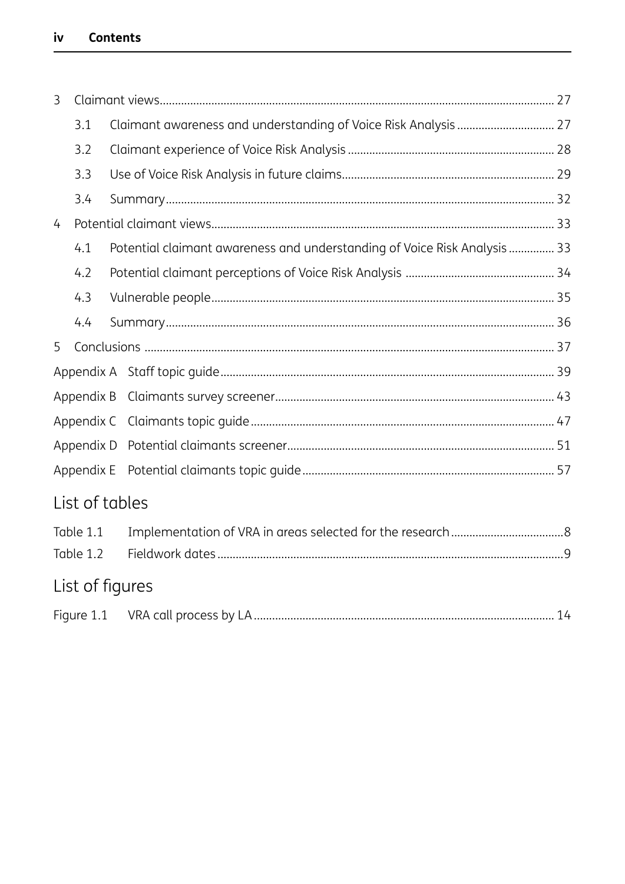3 Claimant views ........................................................................................................................ 27

3.1 Claimant awareness and understanding of Voice Risk Analysis ................................ 27

3.2 Claimant experience of Voice Risk Analysis ................................................................... 28

3.3 Use of Voice Risk Analysis in future claims..................................................................... 29

3.4 Summary .............................................................................................................................. 32

4 Potential claimant views ........................................................................................................... 33

4.1 Potential claimant awareness and understanding of Voice Risk Analysis ............... 33

4.2 Potential claimant perceptions of Voice Risk Analysis ................................................ 34

4.3 Vulnerable people ............................................................................................................... 35

4.4 Summary .............................................................................................................................. 36

5 Conclusions .................................................................................................................................. 37

Appendix A Staff topic guide ............................................................................................................ 39

Appendix B Claimants survey screener ........................................................................................... 43

Appendix C Claimants topic guide ................................................................................................... 47

Appendix D Potential claimants screener ....................................................................................... 51

Appendix E Potential claimants topic guide .................................................................................. 57

## List of tables

Table 1.1 Implementation of VRA in areas selected for the research ....................................8

Table 1.2 Fieldwork dates ................................................................................................................9

## List of figures

Figure 1.1 VRA call process by LA ................................................................................................. 14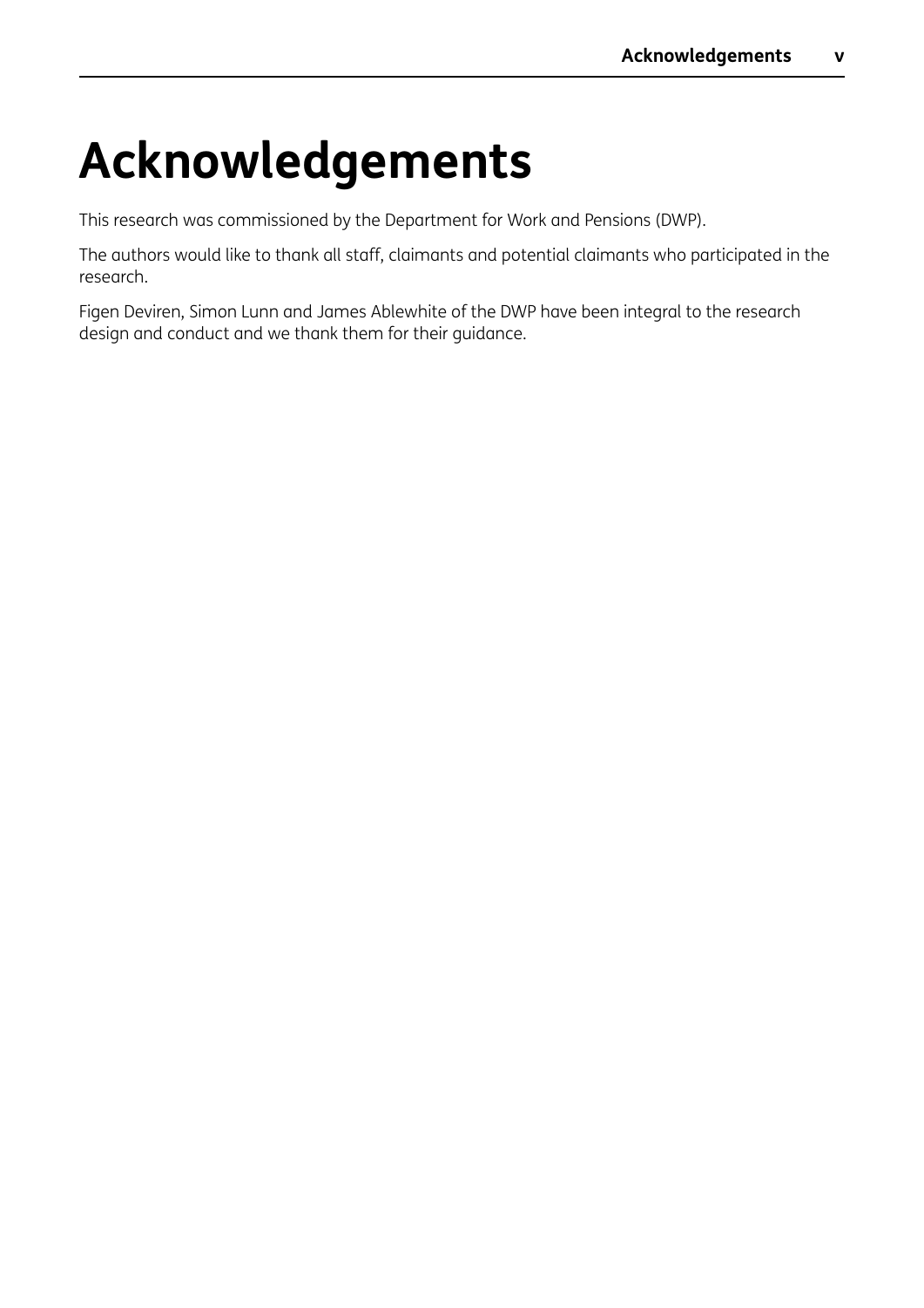# Acknowledgements

This research was commissioned by the Department for Work and Pensions (DWP).

The authors would like to thank all staff, claimants and potential claimants who participated in the research.

Figen Deviren, Simon Lunn and James Ablewhite of the DWP have been integral to the research design and conduct and we thank them for their guidance.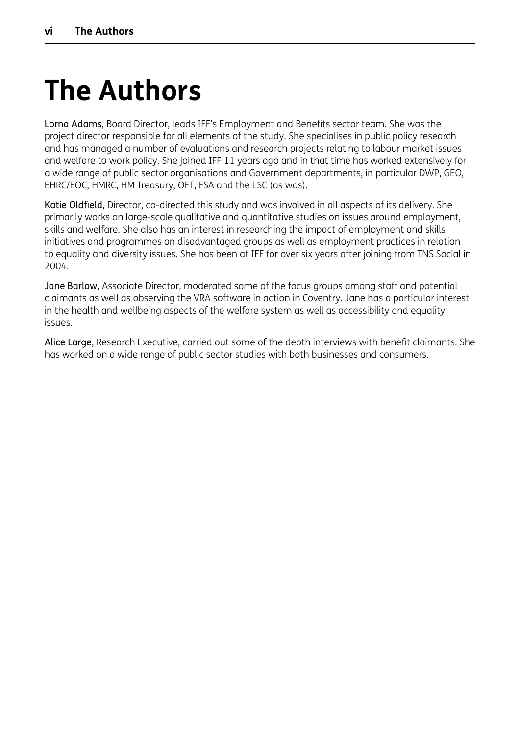# The Authors

**Lorna Adams**, Board Director, leads IFF's Employment and Benefits sector team. She was the project director responsible for all elements of the study. She specialises in public policy research and has managed a number of evaluations and research projects relating to labour market issues and welfare to work policy. She joined IFF 11 years ago and in that time has worked extensively for a wide range of public sector organisations and Government departments, in particular DWP, GEO, EHRC/EOC, HMRC, HM Treasury, OFT, FSA and the LSC (as was).

**Katie Oldfield**, Director, co-directed this study and was involved in all aspects of its delivery. She primarily works on large-scale qualitative and quantitative studies on issues around employment, skills and welfare. She also has an interest in researching the impact of employment and skills initiatives and programmes on disadvantaged groups as well as employment practices in relation to equality and diversity issues. She has been at IFF for over six years after joining from TNS Social in 2004.

**Jane Barlow**, Associate Director, moderated some of the focus groups among staff and potential claimants as well as observing the VRA software in action in Coventry. Jane has a particular interest in the health and wellbeing aspects of the welfare system as well as accessibility and equality issues.

**Alice Large**, Research Executive, carried out some of the depth interviews with benefit claimants. She has worked on a wide range of public sector studies with both businesses and consumers.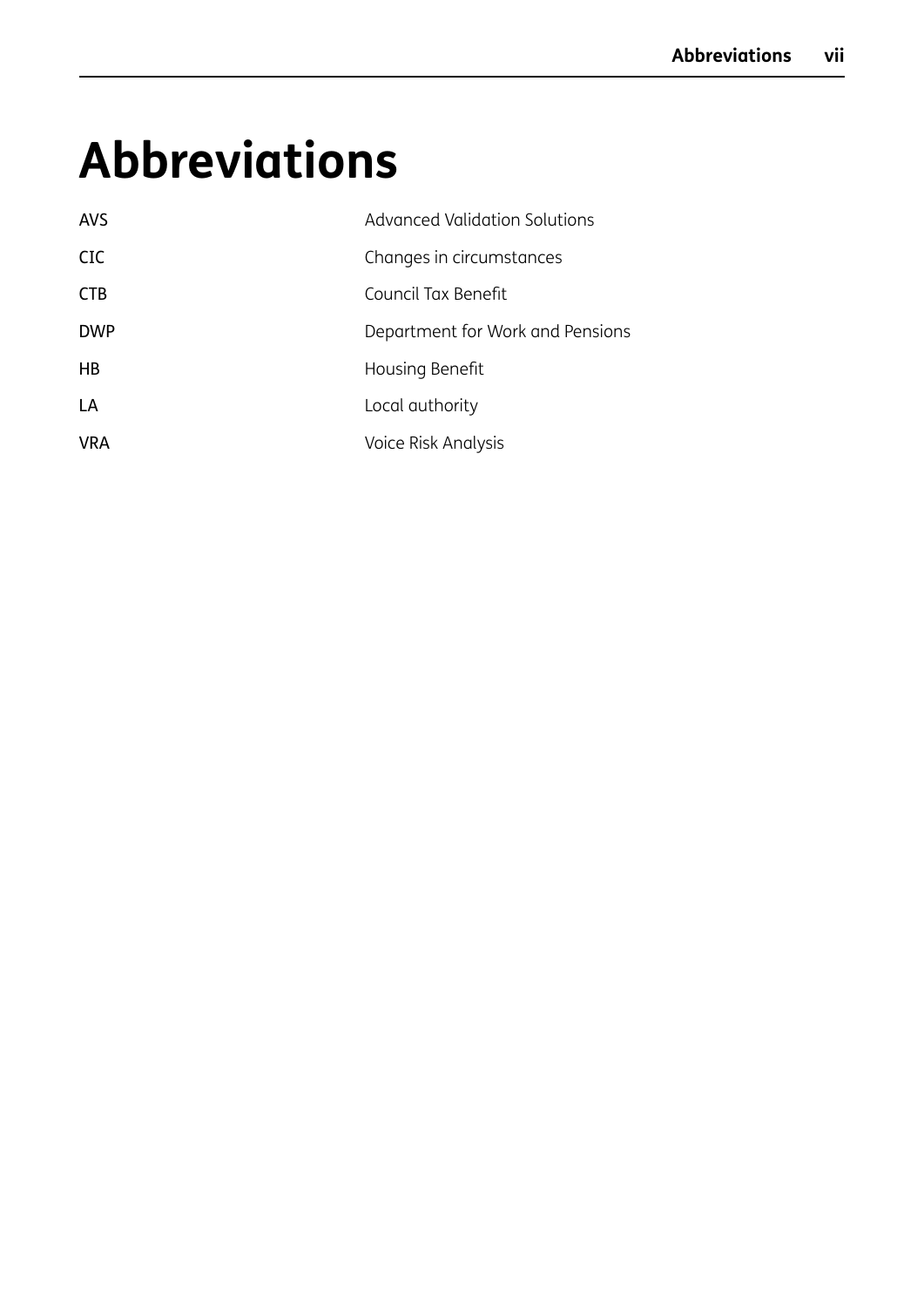# Abbreviations

| | |
|---|---|
| AVS | Advanced Validation Solutions |
| CIC | Changes in circumstances |
| CTB | Council Tax Benefit |
| DWP | Department for Work and Pensions |
| HB | Housing Benefit |
| LA | Local authority |
| VRA | Voice Risk Analysis |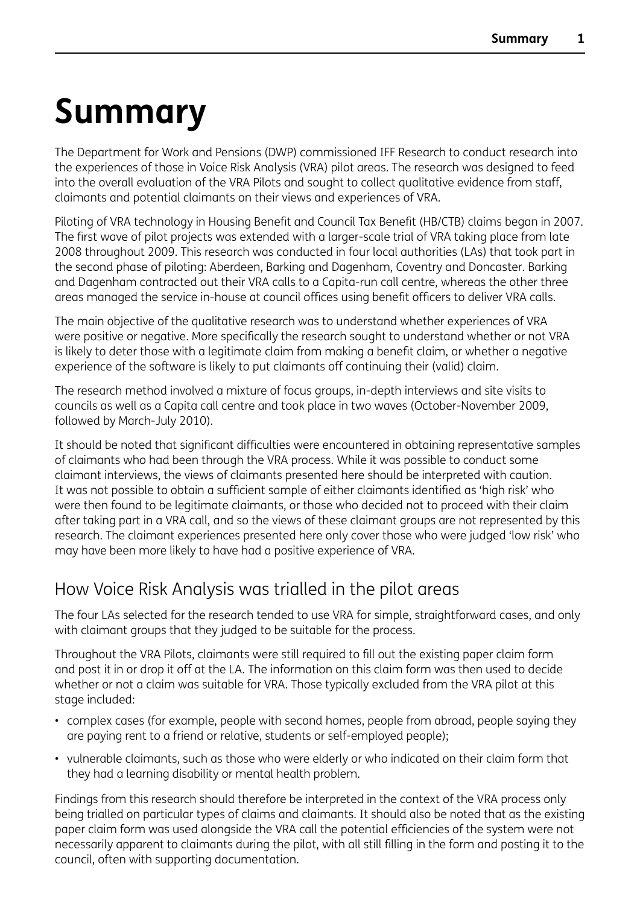# Summary

The Department for Work and Pensions (DWP) commissioned IFF Research to conduct research into the experiences of those in Voice Risk Analysis (VRA) pilot areas. The research was designed to feed into the overall evaluation of the VRA Pilots and sought to collect qualitative evidence from staff, claimants and potential claimants on their views and experiences of VRA.

Piloting of VRA technology in Housing Benefit and Council Tax Benefit (HB/CTB) claims began in 2007. The first wave of pilot projects was extended with a larger-scale trial of VRA taking place from late 2008 throughout 2009. This research was conducted in four local authorities (LAs) that took part in the second phase of piloting: Aberdeen, Barking and Dagenham, Coventry and Doncaster. Barking and Dagenham contracted out their VRA calls to a Capita-run call centre, whereas the other three areas managed the service in-house at council offices using benefit officers to deliver VRA calls.

The main objective of the qualitative research was to understand whether experiences of VRA were positive or negative. More specifically the research sought to understand whether or not VRA is likely to deter those with a legitimate claim from making a benefit claim, or whether a negative experience of the software is likely to put claimants off continuing their (valid) claim.

The research method involved a mixture of focus groups, in-depth interviews and site visits to councils as well as a Capita call centre and took place in two waves (October-November 2009, followed by March-July 2010).

It should be noted that significant difficulties were encountered in obtaining representative samples of claimants who had been through the VRA process. While it was possible to conduct some claimant interviews, the views of claimants presented here should be interpreted with caution. It was not possible to obtain a sufficient sample of either claimants identified as 'high risk' who were then found to be legitimate claimants, or those who decided not to proceed with their claim after taking part in a VRA call, and so the views of these claimant groups are not represented by this research. The claimant experiences presented here only cover those who were judged 'low risk' who may have been more likely to have had a positive experience of VRA.

## How Voice Risk Analysis was trialled in the pilot areas

The four LAs selected for the research tended to use VRA for simple, straightforward cases, and only with claimant groups that they judged to be suitable for the process.

Throughout the VRA Pilots, claimants were still required to fill out the existing paper claim form and post it in or drop it off at the LA. The information on this claim form was then used to decide whether or not a claim was suitable for VRA. Those typically excluded from the VRA pilot at this stage included:

- complex cases (for example, people with second homes, people from abroad, people saying they are paying rent to a friend or relative, students or self-employed people);
- vulnerable claimants, such as those who were elderly or who indicated on their claim form that they had a learning disability or mental health problem.

Findings from this research should therefore be interpreted in the context of the VRA process only being trialled on particular types of claims and claimants. It should also be noted that as the existing paper claim form was used alongside the VRA call the potential efficiencies of the system were not necessarily apparent to claimants during the pilot, with all still filling in the form and posting it to the council, often with supporting documentation.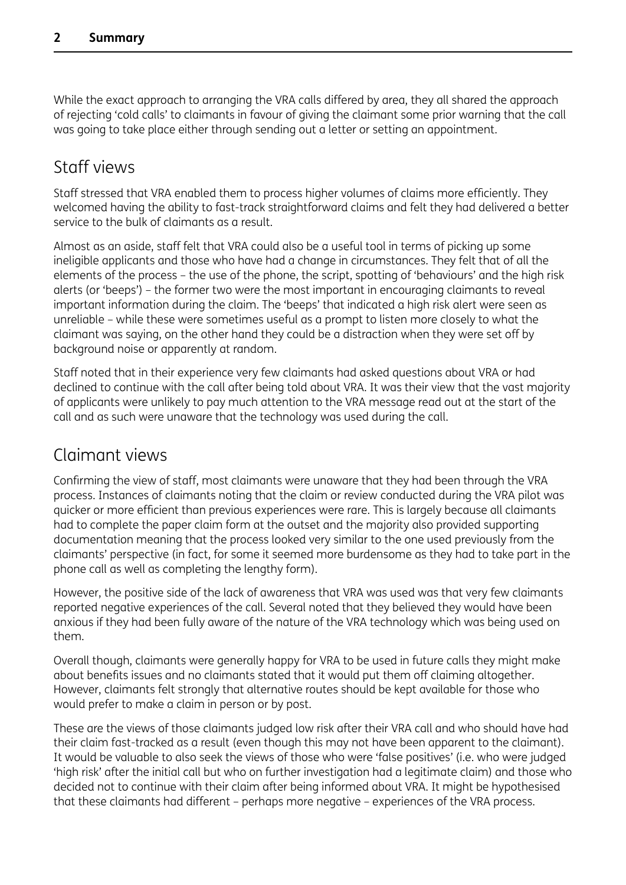While the exact approach to arranging the VRA calls differed by area, they all shared the approach of rejecting 'cold calls' to claimants in favour of giving the claimant some prior warning that the call was going to take place either through sending out a letter or setting an appointment.

## Staff views

Staff stressed that VRA enabled them to process higher volumes of claims more efficiently. They welcomed having the ability to fast-track straightforward claims and felt they had delivered a better service to the bulk of claimants as a result.

Almost as an aside, staff felt that VRA could also be a useful tool in terms of picking up some ineligible applicants and those who have had a change in circumstances. They felt that of all the elements of the process – the use of the phone, the script, spotting of 'behaviours' and the high risk alerts (or 'beeps') – the former two were the most important in encouraging claimants to reveal important information during the claim. The 'beeps' that indicated a high risk alert were seen as unreliable – while these were sometimes useful as a prompt to listen more closely to what the claimant was saying, on the other hand they could be a distraction when they were set off by background noise or apparently at random.

Staff noted that in their experience very few claimants had asked questions about VRA or had declined to continue with the call after being told about VRA. It was their view that the vast majority of applicants were unlikely to pay much attention to the VRA message read out at the start of the call and as such were unaware that the technology was used during the call.

## Claimant views

Confirming the view of staff, most claimants were unaware that they had been through the VRA process. Instances of claimants noting that the claim or review conducted during the VRA pilot was quicker or more efficient than previous experiences were rare. This is largely because all claimants had to complete the paper claim form at the outset and the majority also provided supporting documentation meaning that the process looked very similar to the one used previously from the claimants' perspective (in fact, for some it seemed more burdensome as they had to take part in the phone call as well as completing the lengthy form).

However, the positive side of the lack of awareness that VRA was used was that very few claimants reported negative experiences of the call. Several noted that they believed they would have been anxious if they had been fully aware of the nature of the VRA technology which was being used on them.

Overall though, claimants were generally happy for VRA to be used in future calls they might make about benefits issues and no claimants stated that it would put them off claiming altogether. However, claimants felt strongly that alternative routes should be kept available for those who would prefer to make a claim in person or by post.

These are the views of those claimants judged low risk after their VRA call and who should have had their claim fast-tracked as a result (even though this may not have been apparent to the claimant). It would be valuable to also seek the views of those who were 'false positives' (i.e. who were judged 'high risk' after the initial call but who on further investigation had a legitimate claim) and those who decided not to continue with their claim after being informed about VRA. It might be hypothesised that these claimants had different – perhaps more negative – experiences of the VRA process.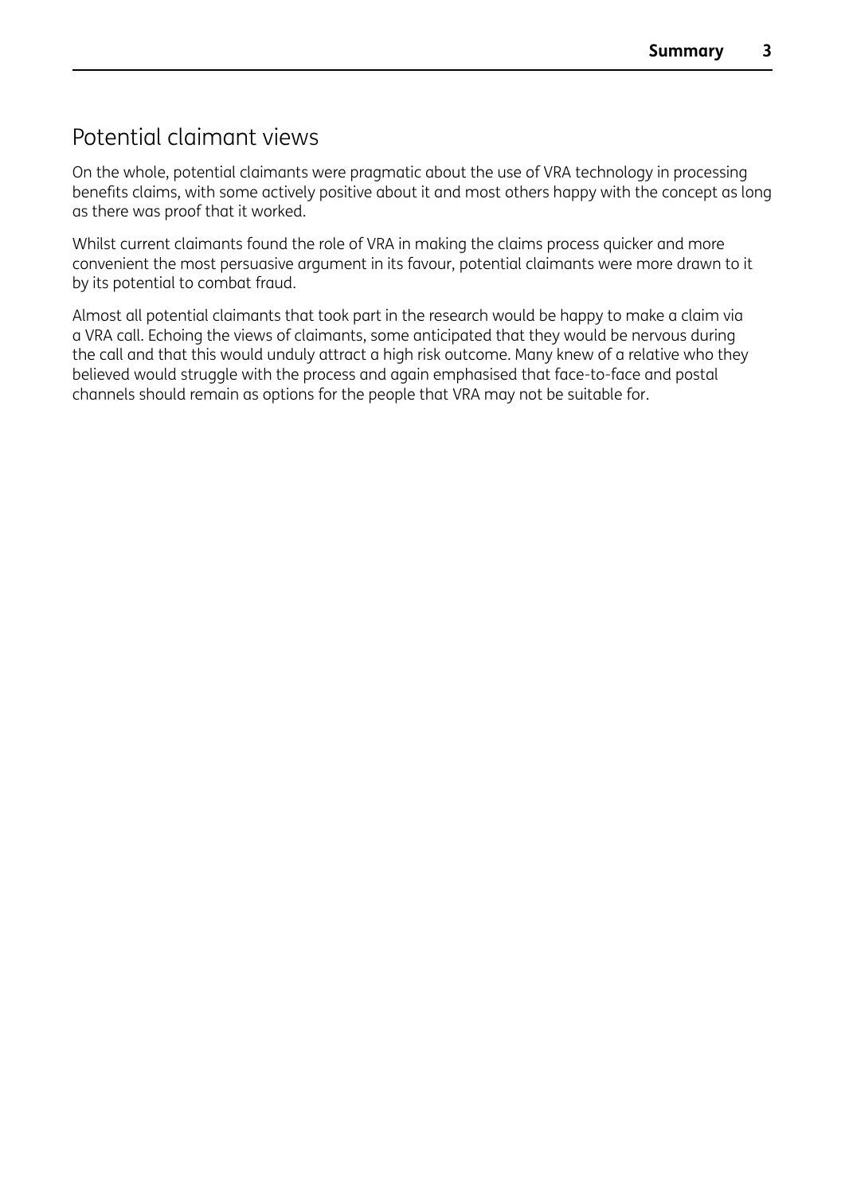## Potential claimant views

On the whole, potential claimants were pragmatic about the use of VRA technology in processing benefits claims, with some actively positive about it and most others happy with the concept as long as there was proof that it worked.

Whilst current claimants found the role of VRA in making the claims process quicker and more convenient the most persuasive argument in its favour, potential claimants were more drawn to it by its potential to combat fraud.

Almost all potential claimants that took part in the research would be happy to make a claim via a VRA call. Echoing the views of claimants, some anticipated that they would be nervous during the call and that this would unduly attract a high risk outcome. Many knew of a relative who they believed would struggle with the process and again emphasised that face-to-face and postal channels should remain as options for the people that VRA may not be suitable for.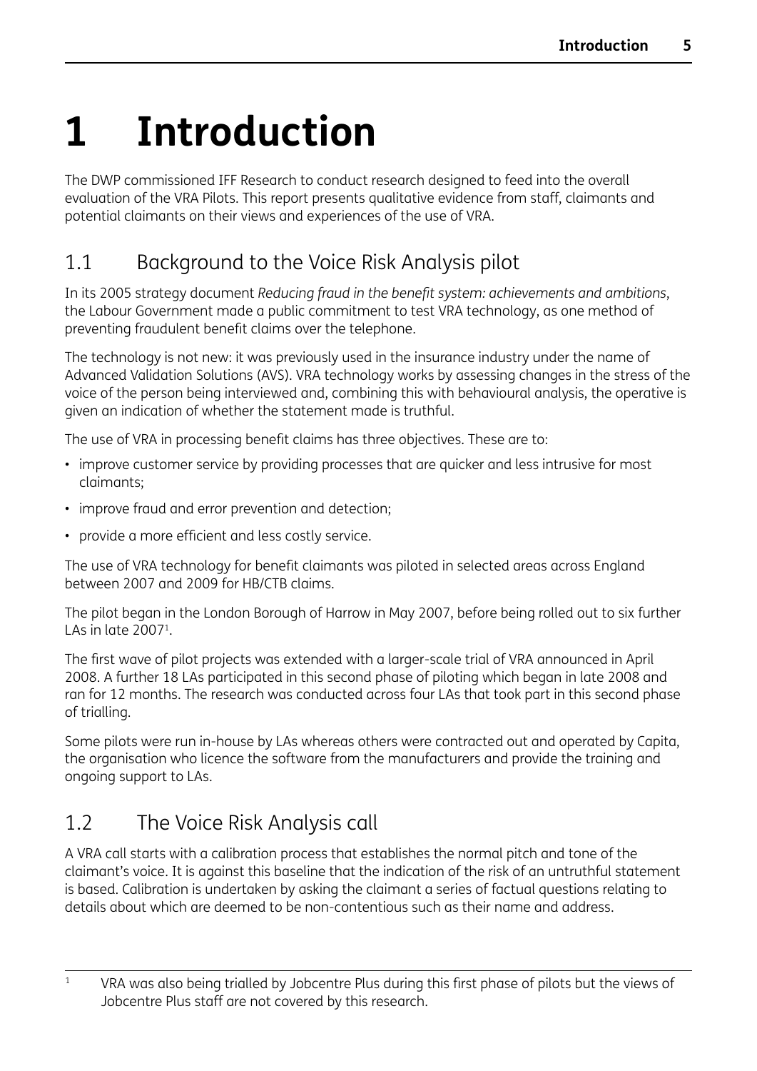# 1 Introduction

The DWP commissioned IFF Research to conduct research designed to feed into the overall evaluation of the VRA Pilots. This report presents qualitative evidence from staff, claimants and potential claimants on their views and experiences of the use of VRA.

## 1.1 Background to the Voice Risk Analysis pilot

In its 2005 strategy document *Reducing fraud in the benefit system: achievements and ambitions*, the Labour Government made a public commitment to test VRA technology, as one method of preventing fraudulent benefit claims over the telephone.

The technology is not new: it was previously used in the insurance industry under the name of Advanced Validation Solutions (AVS). VRA technology works by assessing changes in the stress of the voice of the person being interviewed and, combining this with behavioural analysis, the operative is given an indication of whether the statement made is truthful.

The use of VRA in processing benefit claims has three objectives. These are to:

- improve customer service by providing processes that are quicker and less intrusive for most claimants;
- improve fraud and error prevention and detection;
- provide a more efficient and less costly service.

The use of VRA technology for benefit claimants was piloted in selected areas across England between 2007 and 2009 for HB/CTB claims.

The pilot began in the London Borough of Harrow in May 2007, before being rolled out to six further LAs in late 2007[1].

The first wave of pilot projects was extended with a larger-scale trial of VRA announced in April 2008. A further 18 LAs participated in this second phase of piloting which began in late 2008 and ran for 12 months. The research was conducted across four LAs that took part in this second phase of trialling.

Some pilots were run in-house by LAs whereas others were contracted out and operated by Capita, the organisation who licence the software from the manufacturers and provide the training and ongoing support to LAs.

## 1.2 The Voice Risk Analysis call

A VRA call starts with a calibration process that establishes the normal pitch and tone of the claimant's voice. It is against this baseline that the indication of the risk of an untruthful statement is based. Calibration is undertaken by asking the claimant a series of factual questions relating to details about which are deemed to be non-contentious such as their name and address.

[1] VRA was also being trialled by Jobcentre Plus during this first phase of pilots but the views of Jobcentre Plus staff are not covered by this research.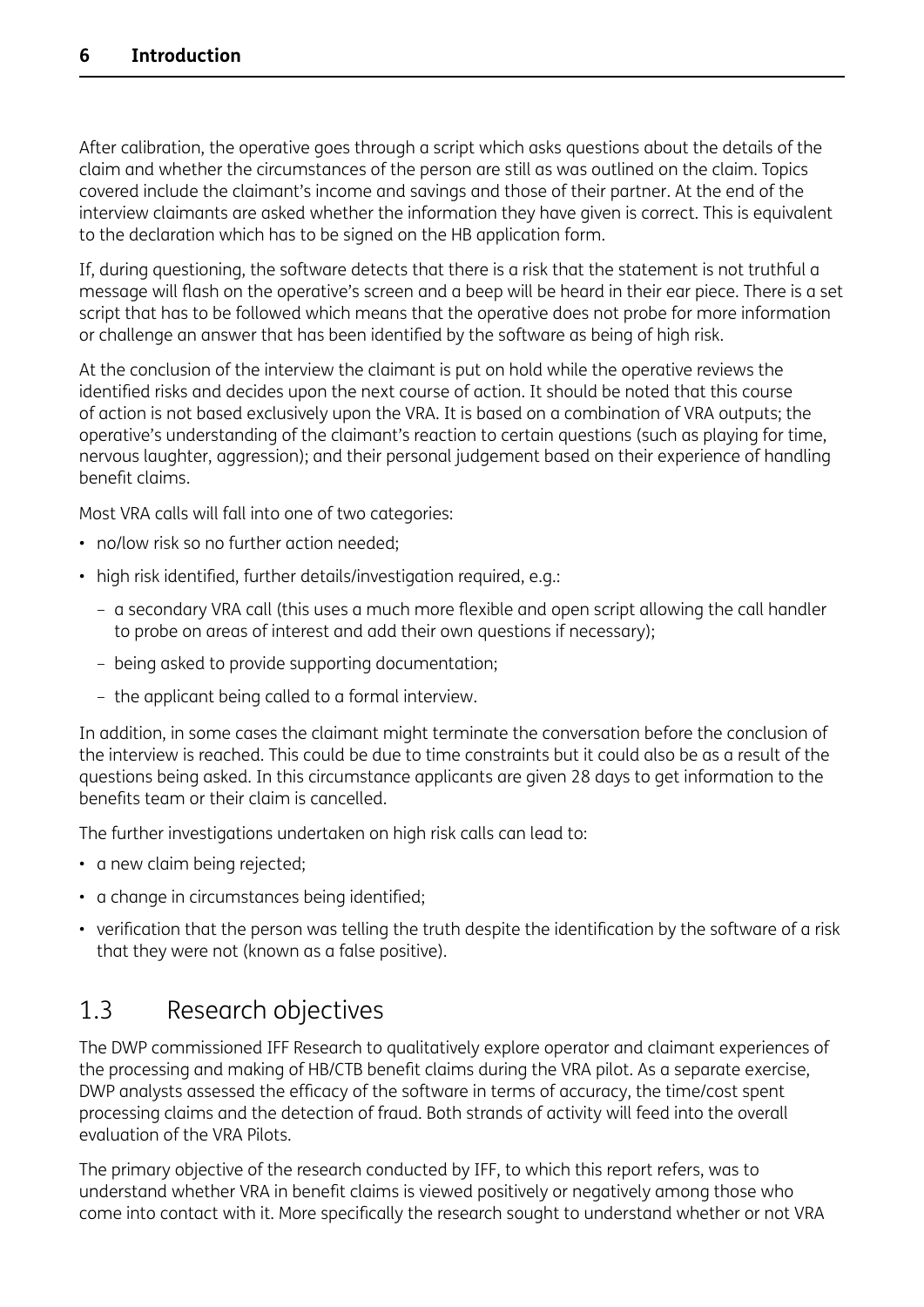After calibration, the operative goes through a script which asks questions about the details of the claim and whether the circumstances of the person are still as was outlined on the claim. Topics covered include the claimant's income and savings and those of their partner. At the end of the interview claimants are asked whether the information they have given is correct. This is equivalent to the declaration which has to be signed on the HB application form.

If, during questioning, the software detects that there is a risk that the statement is not truthful a message will flash on the operative's screen and a beep will be heard in their ear piece. There is a set script that has to be followed which means that the operative does not probe for more information or challenge an answer that has been identified by the software as being of high risk.

At the conclusion of the interview the claimant is put on hold while the operative reviews the identified risks and decides upon the next course of action. It should be noted that this course of action is not based exclusively upon the VRA. It is based on a combination of VRA outputs; the operative's understanding of the claimant's reaction to certain questions (such as playing for time, nervous laughter, aggression); and their personal judgement based on their experience of handling benefit claims.

Most VRA calls will fall into one of two categories:

- no/low risk so no further action needed;
- high risk identified, further details/investigation required, e.g.:
  - a secondary VRA call (this uses a much more flexible and open script allowing the call handler to probe on areas of interest and add their own questions if necessary);
  - being asked to provide supporting documentation;
  - the applicant being called to a formal interview.

In addition, in some cases the claimant might terminate the conversation before the conclusion of the interview is reached. This could be due to time constraints but it could also be as a result of the questions being asked. In this circumstance applicants are given 28 days to get information to the benefits team or their claim is cancelled.

The further investigations undertaken on high risk calls can lead to:

- a new claim being rejected;
- a change in circumstances being identified;
- verification that the person was telling the truth despite the identification by the software of a risk that they were not (known as a false positive).

## 1.3 Research objectives

The DWP commissioned IFF Research to qualitatively explore operator and claimant experiences of the processing and making of HB/CTB benefit claims during the VRA pilot. As a separate exercise, DWP analysts assessed the efficacy of the software in terms of accuracy, the time/cost spent processing claims and the detection of fraud. Both strands of activity will feed into the overall evaluation of the VRA Pilots.

The primary objective of the research conducted by IFF, to which this report refers, was to understand whether VRA in benefit claims is viewed positively or negatively among those who come into contact with it. More specifically the research sought to understand whether or not VRA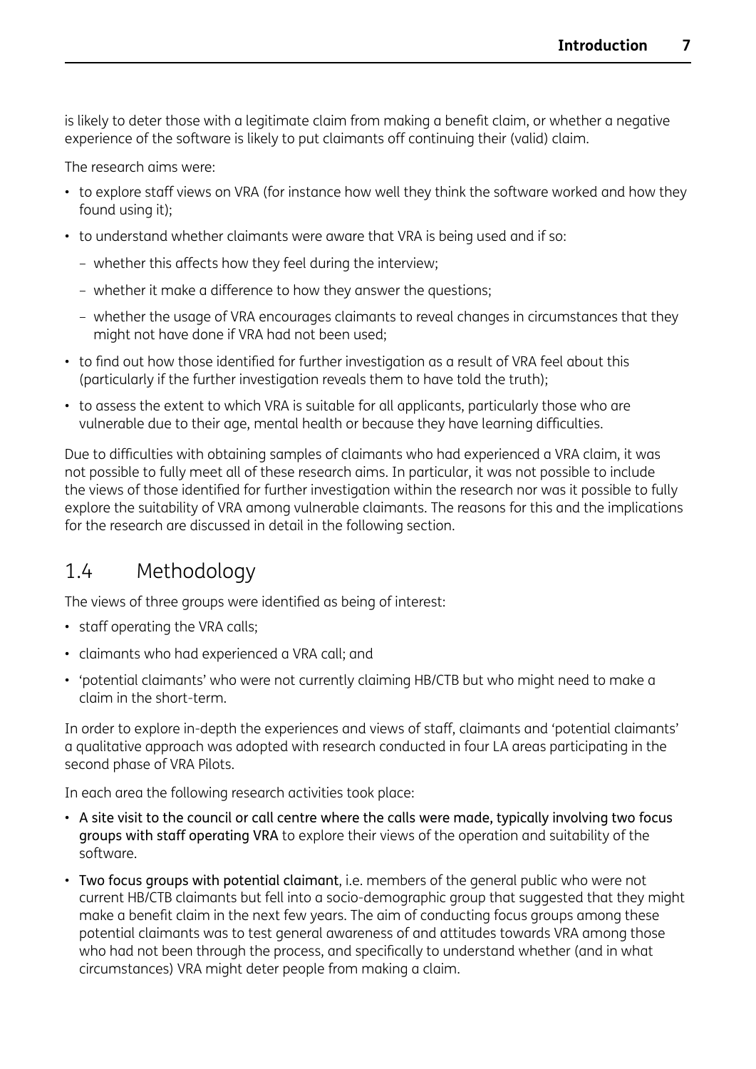is likely to deter those with a legitimate claim from making a benefit claim, or whether a negative experience of the software is likely to put claimants off continuing their (valid) claim.

The research aims were:

- to explore staff views on VRA (for instance how well they think the software worked and how they found using it);
- to understand whether claimants were aware that VRA is being used and if so:
  - whether this affects how they feel during the interview;
  - whether it make a difference to how they answer the questions;
  - whether the usage of VRA encourages claimants to reveal changes in circumstances that they might not have done if VRA had not been used;
- to find out how those identified for further investigation as a result of VRA feel about this (particularly if the further investigation reveals them to have told the truth);
- to assess the extent to which VRA is suitable for all applicants, particularly those who are vulnerable due to their age, mental health or because they have learning difficulties.

Due to difficulties with obtaining samples of claimants who had experienced a VRA claim, it was not possible to fully meet all of these research aims. In particular, it was not possible to include the views of those identified for further investigation within the research nor was it possible to fully explore the suitability of VRA among vulnerable claimants. The reasons for this and the implications for the research are discussed in detail in the following section.

## 1.4 Methodology

The views of three groups were identified as being of interest:

- staff operating the VRA calls;
- claimants who had experienced a VRA call; and
- 'potential claimants' who were not currently claiming HB/CTB but who might need to make a claim in the short-term.

In order to explore in-depth the experiences and views of staff, claimants and 'potential claimants' a qualitative approach was adopted with research conducted in four LA areas participating in the second phase of VRA Pilots.

In each area the following research activities took place:

- A site visit to the council or call centre where the calls were made, typically involving two focus groups with staff operating VRA to explore their views of the operation and suitability of the software.
- Two focus groups with potential claimant, i.e. members of the general public who were not current HB/CTB claimants but fell into a socio-demographic group that suggested that they might make a benefit claim in the next few years. The aim of conducting focus groups among these potential claimants was to test general awareness of and attitudes towards VRA among those who had not been through the process, and specifically to understand whether (and in what circumstances) VRA might deter people from making a claim.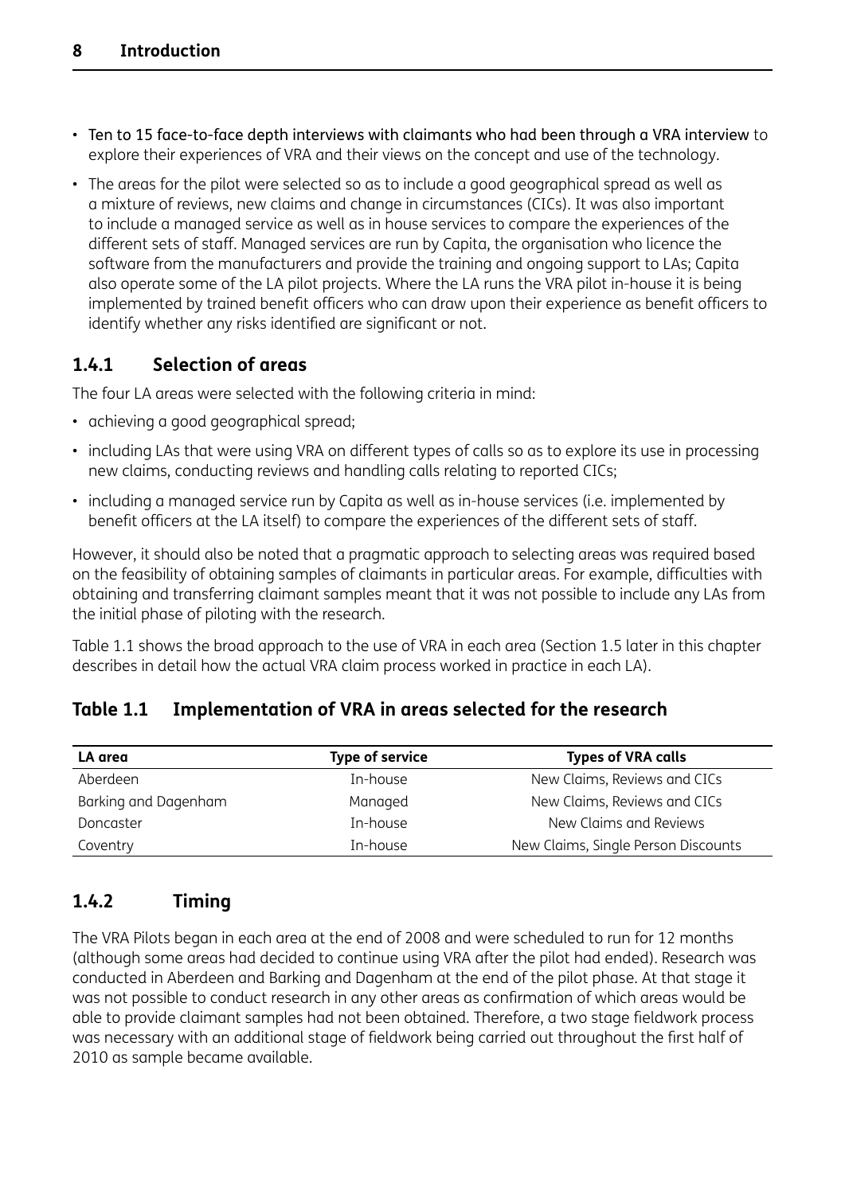- Ten to 15 face-to-face depth interviews with claimants who had been through a VRA interview to explore their experiences of VRA and their views on the concept and use of the technology.
- The areas for the pilot were selected so as to include a good geographical spread as well as a mixture of reviews, new claims and change in circumstances (CICs). It was also important to include a managed service as well as in house services to compare the experiences of the different sets of staff. Managed services are run by Capita, the organisation who licence the software from the manufacturers and provide the training and ongoing support to LAs; Capita also operate some of the LA pilot projects. Where the LA runs the VRA pilot in-house it is being implemented by trained benefit officers who can draw upon their experience as benefit officers to identify whether any risks identified are significant or not.

### 1.4.1 Selection of areas

The four LA areas were selected with the following criteria in mind:

- achieving a good geographical spread;
- including LAs that were using VRA on different types of calls so as to explore its use in processing new claims, conducting reviews and handling calls relating to reported CICs;
- including a managed service run by Capita as well as in-house services (i.e. implemented by benefit officers at the LA itself) to compare the experiences of the different sets of staff.

However, it should also be noted that a pragmatic approach to selecting areas was required based on the feasibility of obtaining samples of claimants in particular areas. For example, difficulties with obtaining and transferring claimant samples meant that it was not possible to include any LAs from the initial phase of piloting with the research.

Table 1.1 shows the broad approach to the use of VRA in each area (Section 1.5 later in this chapter describes in detail how the actual VRA claim process worked in practice in each LA).

**Table 1.1 Implementation of VRA in areas selected for the research**

| LA area | Type of service | Types of VRA calls |
|---|---|---|
| Aberdeen | In-house | New Claims, Reviews and CICs |
| Barking and Dagenham | Managed | New Claims, Reviews and CICs |
| Doncaster | In-house | New Claims and Reviews |
| Coventry | In-house | New Claims, Single Person Discounts |

### 1.4.2 Timing

The VRA Pilots began in each area at the end of 2008 and were scheduled to run for 12 months (although some areas had decided to continue using VRA after the pilot had ended). Research was conducted in Aberdeen and Barking and Dagenham at the end of the pilot phase. At that stage it was not possible to conduct research in any other areas as confirmation of which areas would be able to provide claimant samples had not been obtained. Therefore, a two stage fieldwork process was necessary with an additional stage of fieldwork being carried out throughout the first half of 2010 as sample became available.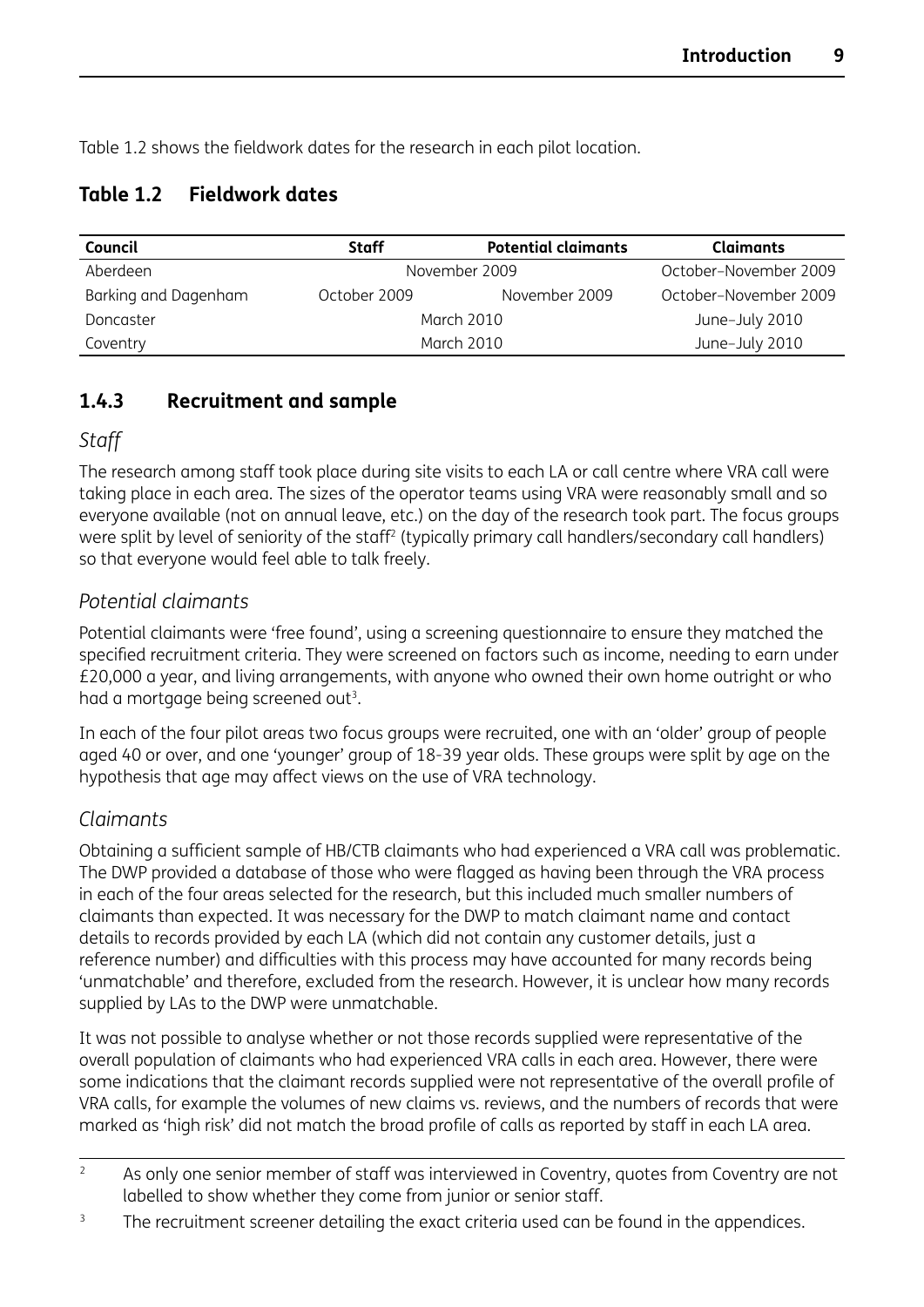Table 1.2 shows the fieldwork dates for the research in each pilot location.

### Table 1.2 Fieldwork dates

| Council | Staff | Potential claimants | Claimants |
|---|---|---|---|
| Aberdeen | November 2009 | | October–November 2009 |
| Barking and Dagenham | October 2009 | November 2009 | October–November 2009 |
| Doncaster | March 2010 | | June–July 2010 |
| Coventry | March 2010 | | June–July 2010 |

### 1.4.3 Recruitment and sample

*Staff*

The research among staff took place during site visits to each LA or call centre where VRA call were taking place in each area. The sizes of the operator teams using VRA were reasonably small and so everyone available (not on annual leave, etc.) on the day of the research took part. The focus groups were split by level of seniority of the staff[2] (typically primary call handlers/secondary call handlers) so that everyone would feel able to talk freely.

*Potential claimants*

Potential claimants were 'free found', using a screening questionnaire to ensure they matched the specified recruitment criteria. They were screened on factors such as income, needing to earn under £20,000 a year, and living arrangements, with anyone who owned their own home outright or who had a mortgage being screened out[3].

In each of the four pilot areas two focus groups were recruited, one with an 'older' group of people aged 40 or over, and one 'younger' group of 18-39 year olds. These groups were split by age on the hypothesis that age may affect views on the use of VRA technology.

*Claimants*

Obtaining a sufficient sample of HB/CTB claimants who had experienced a VRA call was problematic. The DWP provided a database of those who were flagged as having been through the VRA process in each of the four areas selected for the research, but this included much smaller numbers of claimants than expected. It was necessary for the DWP to match claimant name and contact details to records provided by each LA (which did not contain any customer details, just a reference number) and difficulties with this process may have accounted for many records being 'unmatchable' and therefore, excluded from the research. However, it is unclear how many records supplied by LAs to the DWP were unmatchable.

It was not possible to analyse whether or not those records supplied were representative of the overall population of claimants who had experienced VRA calls in each area. However, there were some indications that the claimant records supplied were not representative of the overall profile of VRA calls, for example the volumes of new claims vs. reviews, and the numbers of records that were marked as 'high risk' did not match the broad profile of calls as reported by staff in each LA area.

[2] As only one senior member of staff was interviewed in Coventry, quotes from Coventry are not labelled to show whether they come from junior or senior staff.

[3] The recruitment screener detailing the exact criteria used can be found in the appendices.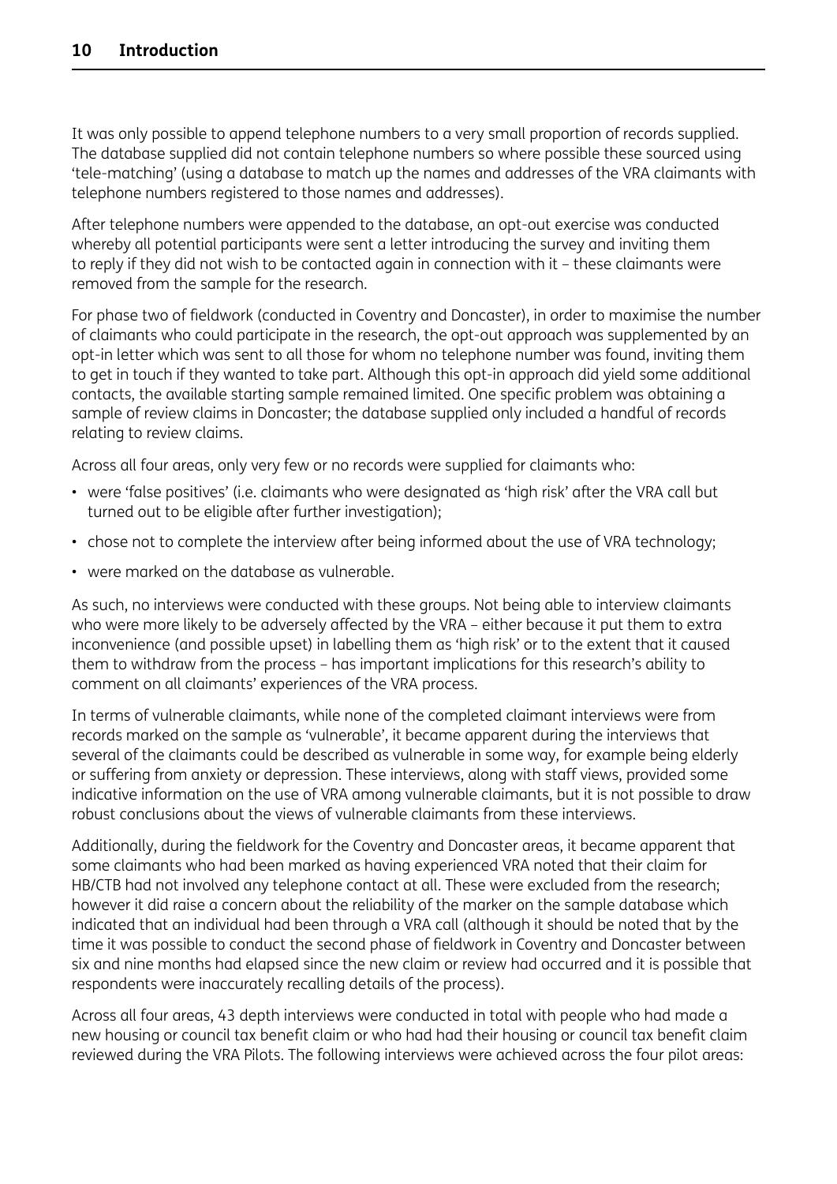It was only possible to append telephone numbers to a very small proportion of records supplied. The database supplied did not contain telephone numbers so where possible these sourced using 'tele-matching' (using a database to match up the names and addresses of the VRA claimants with telephone numbers registered to those names and addresses).

After telephone numbers were appended to the database, an opt-out exercise was conducted whereby all potential participants were sent a letter introducing the survey and inviting them to reply if they did not wish to be contacted again in connection with it – these claimants were removed from the sample for the research.

For phase two of fieldwork (conducted in Coventry and Doncaster), in order to maximise the number of claimants who could participate in the research, the opt-out approach was supplemented by an opt-in letter which was sent to all those for whom no telephone number was found, inviting them to get in touch if they wanted to take part. Although this opt-in approach did yield some additional contacts, the available starting sample remained limited. One specific problem was obtaining a sample of review claims in Doncaster; the database supplied only included a handful of records relating to review claims.

Across all four areas, only very few or no records were supplied for claimants who:

- were 'false positives' (i.e. claimants who were designated as 'high risk' after the VRA call but turned out to be eligible after further investigation);
- chose not to complete the interview after being informed about the use of VRA technology;
- were marked on the database as vulnerable.

As such, no interviews were conducted with these groups. Not being able to interview claimants who were more likely to be adversely affected by the VRA – either because it put them to extra inconvenience (and possible upset) in labelling them as 'high risk' or to the extent that it caused them to withdraw from the process – has important implications for this research's ability to comment on all claimants' experiences of the VRA process.

In terms of vulnerable claimants, while none of the completed claimant interviews were from records marked on the sample as 'vulnerable', it became apparent during the interviews that several of the claimants could be described as vulnerable in some way, for example being elderly or suffering from anxiety or depression. These interviews, along with staff views, provided some indicative information on the use of VRA among vulnerable claimants, but it is not possible to draw robust conclusions about the views of vulnerable claimants from these interviews.

Additionally, during the fieldwork for the Coventry and Doncaster areas, it became apparent that some claimants who had been marked as having experienced VRA noted that their claim for HB/CTB had not involved any telephone contact at all. These were excluded from the research; however it did raise a concern about the reliability of the marker on the sample database which indicated that an individual had been through a VRA call (although it should be noted that by the time it was possible to conduct the second phase of fieldwork in Coventry and Doncaster between six and nine months had elapsed since the new claim or review had occurred and it is possible that respondents were inaccurately recalling details of the process).

Across all four areas, 43 depth interviews were conducted in total with people who had made a new housing or council tax benefit claim or who had had their housing or council tax benefit claim reviewed during the VRA Pilots. The following interviews were achieved across the four pilot areas: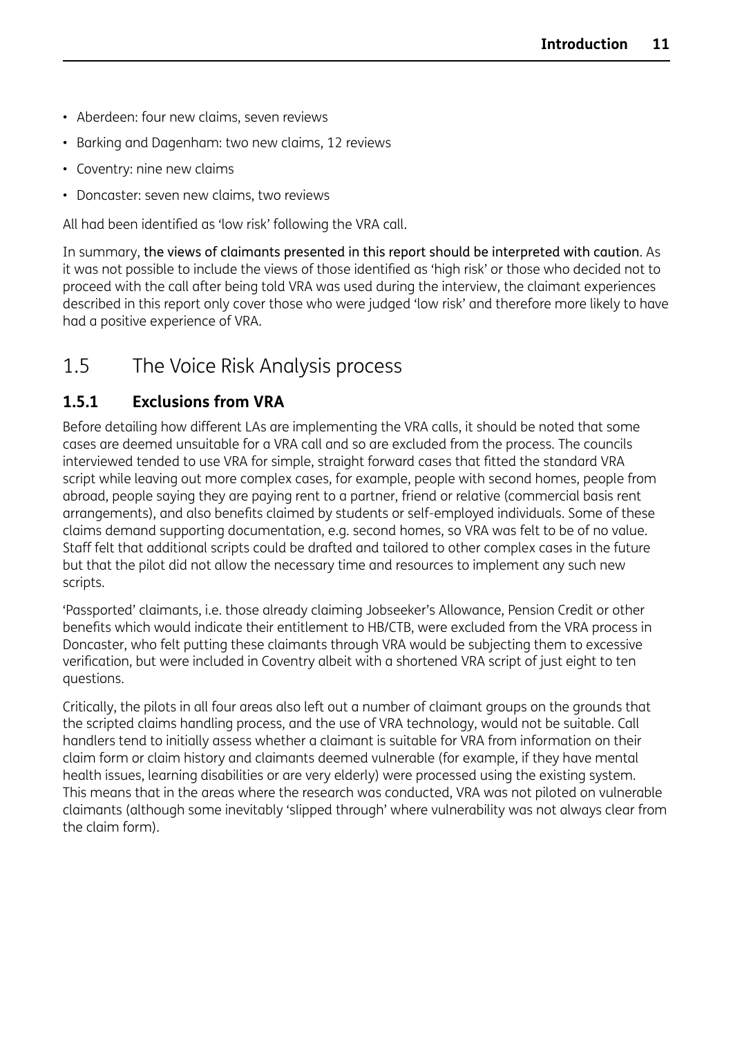- Aberdeen: four new claims, seven reviews
- Barking and Dagenham: two new claims, 12 reviews
- Coventry: nine new claims
- Doncaster: seven new claims, two reviews

All had been identified as 'low risk' following the VRA call.

In summary, the views of claimants presented in this report should be interpreted with caution. As it was not possible to include the views of those identified as 'high risk' or those who decided not to proceed with the call after being told VRA was used during the interview, the claimant experiences described in this report only cover those who were judged 'low risk' and therefore more likely to have had a positive experience of VRA.

## 1.5 The Voice Risk Analysis process

### 1.5.1 Exclusions from VRA

Before detailing how different LAs are implementing the VRA calls, it should be noted that some cases are deemed unsuitable for a VRA call and so are excluded from the process. The councils interviewed tended to use VRA for simple, straight forward cases that fitted the standard VRA script while leaving out more complex cases, for example, people with second homes, people from abroad, people saying they are paying rent to a partner, friend or relative (commercial basis rent arrangements), and also benefits claimed by students or self-employed individuals. Some of these claims demand supporting documentation, e.g. second homes, so VRA was felt to be of no value. Staff felt that additional scripts could be drafted and tailored to other complex cases in the future but that the pilot did not allow the necessary time and resources to implement any such new scripts.

'Passported' claimants, i.e. those already claiming Jobseeker's Allowance, Pension Credit or other benefits which would indicate their entitlement to HB/CTB, were excluded from the VRA process in Doncaster, who felt putting these claimants through VRA would be subjecting them to excessive verification, but were included in Coventry albeit with a shortened VRA script of just eight to ten questions.

Critically, the pilots in all four areas also left out a number of claimant groups on the grounds that the scripted claims handling process, and the use of VRA technology, would not be suitable. Call handlers tend to initially assess whether a claimant is suitable for VRA from information on their claim form or claim history and claimants deemed vulnerable (for example, if they have mental health issues, learning disabilities or are very elderly) were processed using the existing system. This means that in the areas where the research was conducted, VRA was not piloted on vulnerable claimants (although some inevitably 'slipped through' where vulnerability was not always clear from the claim form).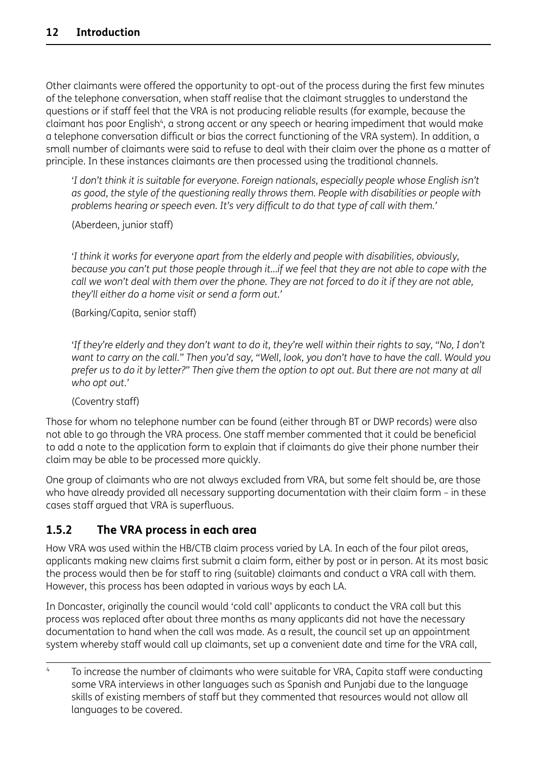Other claimants were offered the opportunity to opt-out of the process during the first few minutes of the telephone conversation, when staff realise that the claimant struggles to understand the questions or if staff feel that the VRA is not producing reliable results (for example, because the claimant has poor English[4], a strong accent or any speech or hearing impediment that would make a telephone conversation difficult or bias the correct functioning of the VRA system). In addition, a small number of claimants were said to refuse to deal with their claim over the phone as a matter of principle. In these instances claimants are then processed using the traditional channels.

> *'I don't think it is suitable for everyone. Foreign nationals, especially people whose English isn't as good, the style of the questioning really throws them. People with disabilities or people with problems hearing or speech even. It's very difficult to do that type of call with them.'*
>
> (Aberdeen, junior staff)

> *'I think it works for everyone apart from the elderly and people with disabilities, obviously, because you can't put those people through it...if we feel that they are not able to cope with the call we won't deal with them over the phone. They are not forced to do it if they are not able, they'll either do a home visit or send a form out.'*
>
> (Barking/Capita, senior staff)

> *'If they're elderly and they don't want to do it, they're well within their rights to say, "No, I don't want to carry on the call." Then you'd say, "Well, look, you don't have to have the call. Would you prefer us to do it by letter?" Then give them the option to opt out. But there are not many at all who opt out.'*
>
> (Coventry staff)

Those for whom no telephone number can be found (either through BT or DWP records) were also not able to go through the VRA process. One staff member commented that it could be beneficial to add a note to the application form to explain that if claimants do give their phone number their claim may be able to be processed more quickly.

One group of claimants who are not always excluded from VRA, but some felt should be, are those who have already provided all necessary supporting documentation with their claim form – in these cases staff argued that VRA is superfluous.

### 1.5.2 The VRA process in each area

How VRA was used within the HB/CTB claim process varied by LA. In each of the four pilot areas, applicants making new claims first submit a claim form, either by post or in person. At its most basic the process would then be for staff to ring (suitable) claimants and conduct a VRA call with them. However, this process has been adapted in various ways by each LA.

In Doncaster, originally the council would 'cold call' applicants to conduct the VRA call but this process was replaced after about three months as many applicants did not have the necessary documentation to hand when the call was made. As a result, the council set up an appointment system whereby staff would call up claimants, set up a convenient date and time for the VRA call,

---

[4] To increase the number of claimants who were suitable for VRA, Capita staff were conducting some VRA interviews in other languages such as Spanish and Punjabi due to the language skills of existing members of staff but they commented that resources would not allow all languages to be covered.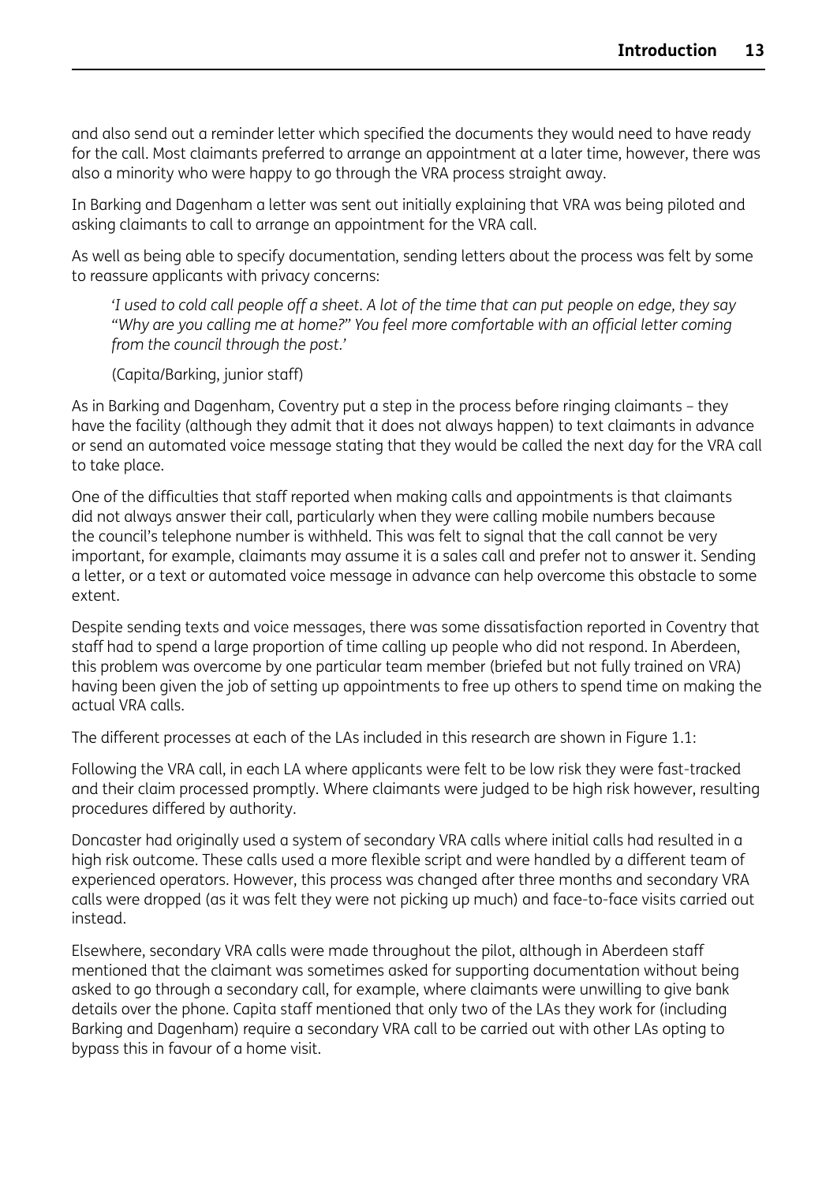and also send out a reminder letter which specified the documents they would need to have ready for the call. Most claimants preferred to arrange an appointment at a later time, however, there was also a minority who were happy to go through the VRA process straight away.

In Barking and Dagenham a letter was sent out initially explaining that VRA was being piloted and asking claimants to call to arrange an appointment for the VRA call.

As well as being able to specify documentation, sending letters about the process was felt by some to reassure applicants with privacy concerns:

> *'I used to cold call people off a sheet. A lot of the time that can put people on edge, they say "Why are you calling me at home?" You feel more comfortable with an official letter coming from the council through the post.'*
>
> (Capita/Barking, junior staff)

As in Barking and Dagenham, Coventry put a step in the process before ringing claimants – they have the facility (although they admit that it does not always happen) to text claimants in advance or send an automated voice message stating that they would be called the next day for the VRA call to take place.

One of the difficulties that staff reported when making calls and appointments is that claimants did not always answer their call, particularly when they were calling mobile numbers because the council's telephone number is withheld. This was felt to signal that the call cannot be very important, for example, claimants may assume it is a sales call and prefer not to answer it. Sending a letter, or a text or automated voice message in advance can help overcome this obstacle to some extent.

Despite sending texts and voice messages, there was some dissatisfaction reported in Coventry that staff had to spend a large proportion of time calling up people who did not respond. In Aberdeen, this problem was overcome by one particular team member (briefed but not fully trained on VRA) having been given the job of setting up appointments to free up others to spend time on making the actual VRA calls.

The different processes at each of the LAs included in this research are shown in Figure 1.1:

Following the VRA call, in each LA where applicants were felt to be low risk they were fast-tracked and their claim processed promptly. Where claimants were judged to be high risk however, resulting procedures differed by authority.

Doncaster had originally used a system of secondary VRA calls where initial calls had resulted in a high risk outcome. These calls used a more flexible script and were handled by a different team of experienced operators. However, this process was changed after three months and secondary VRA calls were dropped (as it was felt they were not picking up much) and face-to-face visits carried out instead.

Elsewhere, secondary VRA calls were made throughout the pilot, although in Aberdeen staff mentioned that the claimant was sometimes asked for supporting documentation without being asked to go through a secondary call, for example, where claimants were unwilling to give bank details over the phone. Capita staff mentioned that only two of the LAs they work for (including Barking and Dagenham) require a secondary VRA call to be carried out with other LAs opting to bypass this in favour of a home visit.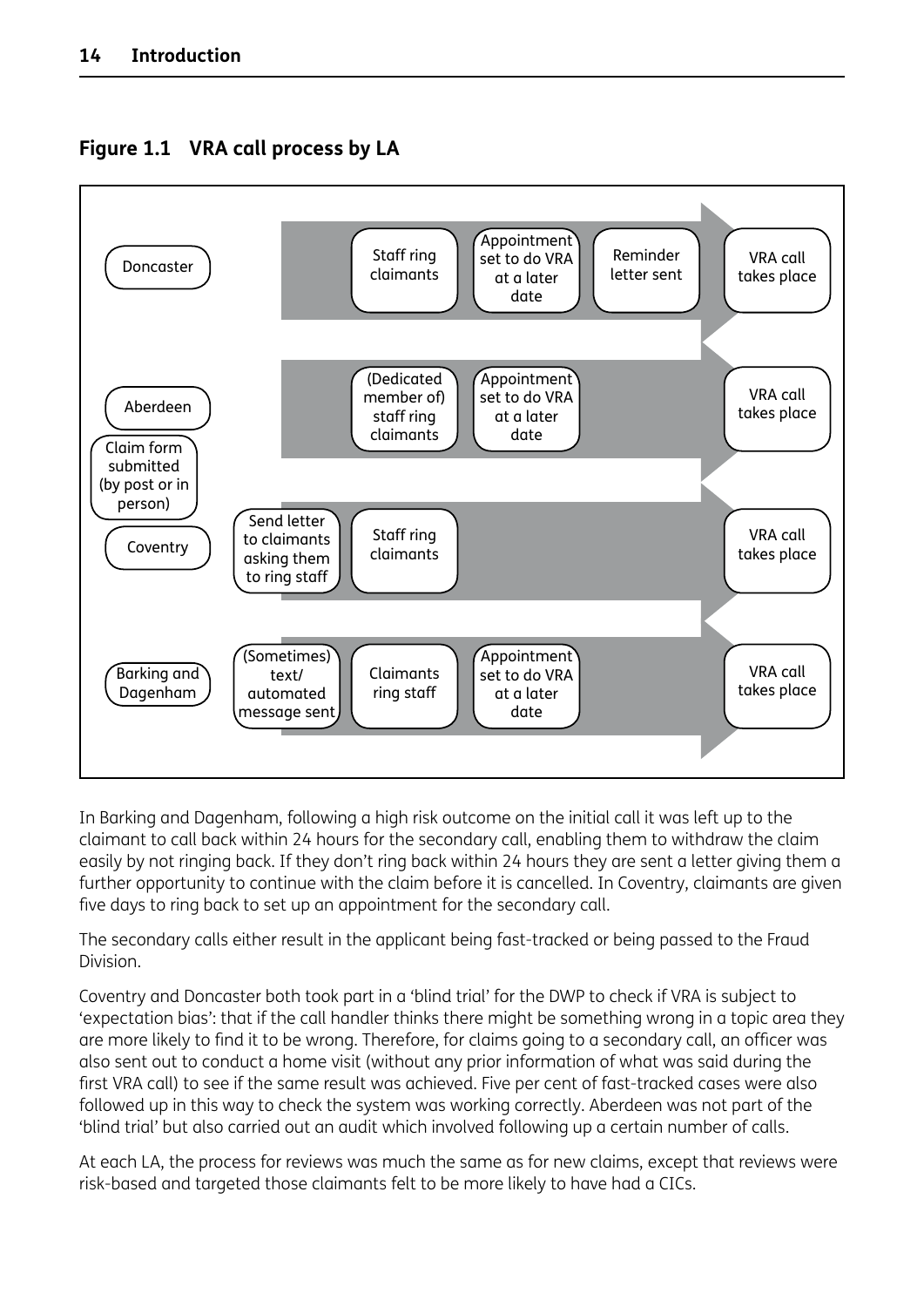**Figure 1.1 VRA call process by LA**

Claim form submitted (by post or in person)

| LA | Process | | | | |
|---|---|---|---|---|---|
| Doncaster | | Staff ring claimants | Appointment set to do VRA at a later date | Reminder letter sent | VRA call takes place |
| Aberdeen | | (Dedicated member of) staff ring claimants | Appointment set to do VRA at a later date | | VRA call takes place |
| Coventry | Send letter to claimants asking them to ring staff | Staff ring claimants | | | VRA call takes place |
| Barking and Dagenham | (Sometimes) text/ automated message sent | Claimants ring staff | Appointment set to do VRA at a later date | | VRA call takes place |

In Barking and Dagenham, following a high risk outcome on the initial call it was left up to the claimant to call back within 24 hours for the secondary call, enabling them to withdraw the claim easily by not ringing back. If they don't ring back within 24 hours they are sent a letter giving them a further opportunity to continue with the claim before it is cancelled. In Coventry, claimants are given five days to ring back to set up an appointment for the secondary call.

The secondary calls either result in the applicant being fast-tracked or being passed to the Fraud Division.

Coventry and Doncaster both took part in a 'blind trial' for the DWP to check if VRA is subject to 'expectation bias': that if the call handler thinks there might be something wrong in a topic area they are more likely to find it to be wrong. Therefore, for claims going to a secondary call, an officer was also sent out to conduct a home visit (without any prior information of what was said during the first VRA call) to see if the same result was achieved. Five per cent of fast-tracked cases were also followed up in this way to check the system was working correctly. Aberdeen was not part of the 'blind trial' but also carried out an audit which involved following up a certain number of calls.

At each LA, the process for reviews was much the same as for new claims, except that reviews were risk-based and targeted those claimants felt to be more likely to have had a CICs.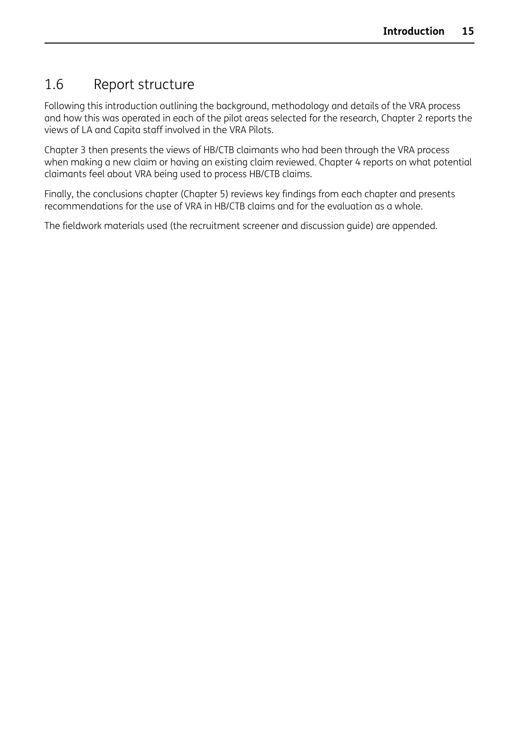## 1.6 Report structure

Following this introduction outlining the background, methodology and details of the VRA process and how this was operated in each of the pilot areas selected for the research, Chapter 2 reports the views of LA and Capita staff involved in the VRA Pilots.

Chapter 3 then presents the views of HB/CTB claimants who had been through the VRA process when making a new claim or having an existing claim reviewed. Chapter 4 reports on what potential claimants feel about VRA being used to process HB/CTB claims.

Finally, the conclusions chapter (Chapter 5) reviews key findings from each chapter and presents recommendations for the use of VRA in HB/CTB claims and for the evaluation as a whole.

The fieldwork materials used (the recruitment screener and discussion guide) are appended.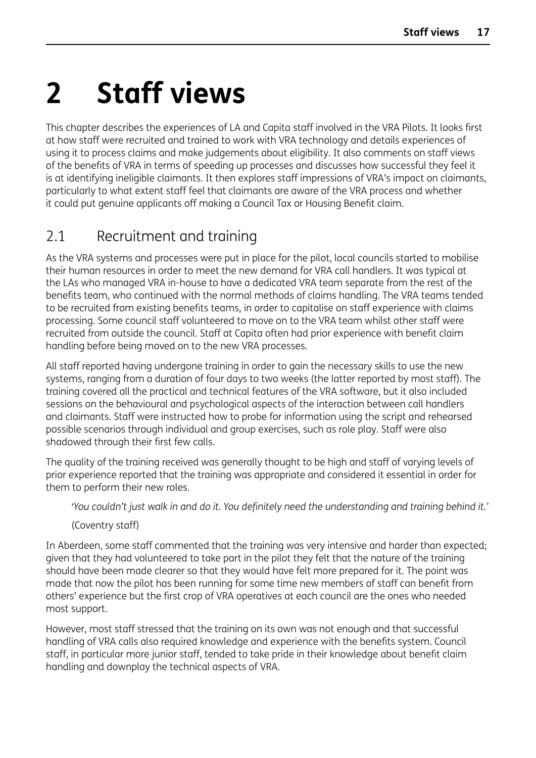# 2 Staff views

This chapter describes the experiences of LA and Capita staff involved in the VRA Pilots. It looks first at how staff were recruited and trained to work with VRA technology and details experiences of using it to process claims and make judgements about eligibility. It also comments on staff views of the benefits of VRA in terms of speeding up processes and discusses how successful they feel it is at identifying ineligible claimants. It then explores staff impressions of VRA's impact on claimants, particularly to what extent staff feel that claimants are aware of the VRA process and whether it could put genuine applicants off making a Council Tax or Housing Benefit claim.

## 2.1 Recruitment and training

As the VRA systems and processes were put in place for the pilot, local councils started to mobilise their human resources in order to meet the new demand for VRA call handlers. It was typical at the LAs who managed VRA in-house to have a dedicated VRA team separate from the rest of the benefits team, who continued with the normal methods of claims handling. The VRA teams tended to be recruited from existing benefits teams, in order to capitalise on staff experience with claims processing. Some council staff volunteered to move on to the VRA team whilst other staff were recruited from outside the council. Staff at Capita often had prior experience with benefit claim handling before being moved on to the new VRA processes.

All staff reported having undergone training in order to gain the necessary skills to use the new systems, ranging from a duration of four days to two weeks (the latter reported by most staff). The training covered all the practical and technical features of the VRA software, but it also included sessions on the behavioural and psychological aspects of the interaction between call handlers and claimants. Staff were instructed how to probe for information using the script and rehearsed possible scenarios through individual and group exercises, such as role play. Staff were also shadowed through their first few calls.

The quality of the training received was generally thought to be high and staff of varying levels of prior experience reported that the training was appropriate and considered it essential in order for them to perform their new roles.

> *'You couldn't just walk in and do it. You definitely need the understanding and training behind it.'*
>
> (Coventry staff)

In Aberdeen, some staff commented that the training was very intensive and harder than expected; given that they had volunteered to take part in the pilot they felt that the nature of the training should have been made clearer so that they would have felt more prepared for it. The point was made that now the pilot has been running for some time new members of staff can benefit from others' experience but the first crop of VRA operatives at each council are the ones who needed most support.

However, most staff stressed that the training on its own was not enough and that successful handling of VRA calls also required knowledge and experience with the benefits system. Council staff, in particular more junior staff, tended to take pride in their knowledge about benefit claim handling and downplay the technical aspects of VRA.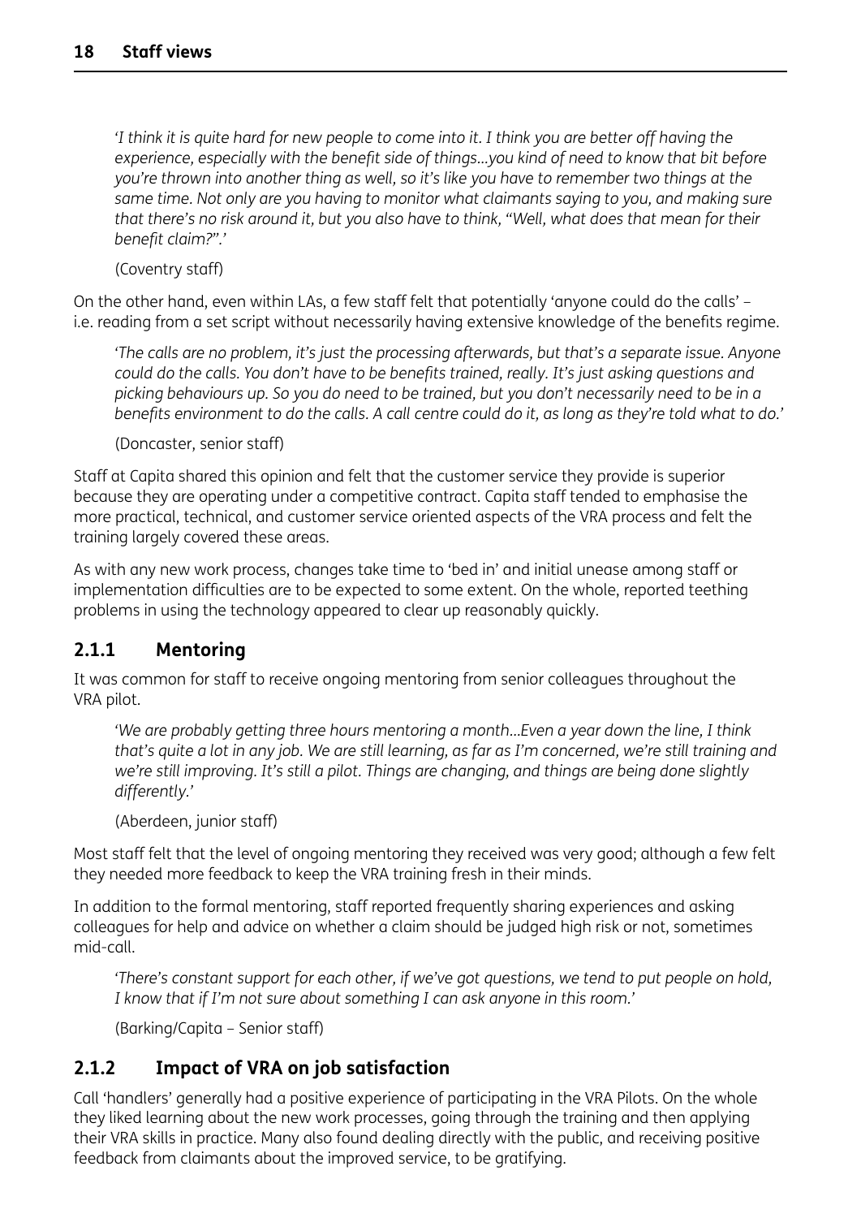*'I think it is quite hard for new people to come into it. I think you are better off having the experience, especially with the benefit side of things...you kind of need to know that bit before you're thrown into another thing as well, so it's like you have to remember two things at the same time. Not only are you having to monitor what claimants saying to you, and making sure that there's no risk around it, but you also have to think, "Well, what does that mean for their benefit claim?".'*

(Coventry staff)

On the other hand, even within LAs, a few staff felt that potentially 'anyone could do the calls' – i.e. reading from a set script without necessarily having extensive knowledge of the benefits regime.

*'The calls are no problem, it's just the processing afterwards, but that's a separate issue. Anyone could do the calls. You don't have to be benefits trained, really. It's just asking questions and picking behaviours up. So you do need to be trained, but you don't necessarily need to be in a benefits environment to do the calls. A call centre could do it, as long as they're told what to do.'*

(Doncaster, senior staff)

Staff at Capita shared this opinion and felt that the customer service they provide is superior because they are operating under a competitive contract. Capita staff tended to emphasise the more practical, technical, and customer service oriented aspects of the VRA process and felt the training largely covered these areas.

As with any new work process, changes take time to 'bed in' and initial unease among staff or implementation difficulties are to be expected to some extent. On the whole, reported teething problems in using the technology appeared to clear up reasonably quickly.

### 2.1.1 Mentoring

It was common for staff to receive ongoing mentoring from senior colleagues throughout the VRA pilot.

*'We are probably getting three hours mentoring a month...Even a year down the line, I think that's quite a lot in any job. We are still learning, as far as I'm concerned, we're still training and we're still improving. It's still a pilot. Things are changing, and things are being done slightly differently.'*

(Aberdeen, junior staff)

Most staff felt that the level of ongoing mentoring they received was very good; although a few felt they needed more feedback to keep the VRA training fresh in their minds.

In addition to the formal mentoring, staff reported frequently sharing experiences and asking colleagues for help and advice on whether a claim should be judged high risk or not, sometimes mid-call.

*'There's constant support for each other, if we've got questions, we tend to put people on hold, I know that if I'm not sure about something I can ask anyone in this room.'*

(Barking/Capita – Senior staff)

### 2.1.2 Impact of VRA on job satisfaction

Call 'handlers' generally had a positive experience of participating in the VRA Pilots. On the whole they liked learning about the new work processes, going through the training and then applying their VRA skills in practice. Many also found dealing directly with the public, and receiving positive feedback from claimants about the improved service, to be gratifying.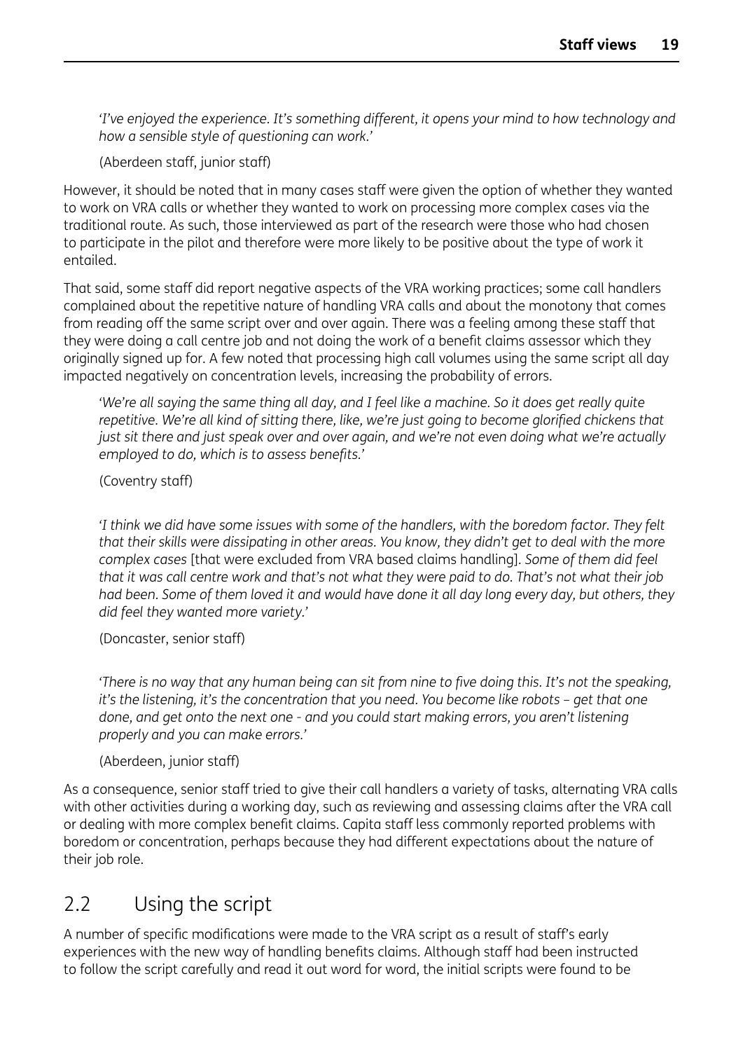*'I've enjoyed the experience. It's something different, it opens your mind to how technology and how a sensible style of questioning can work.'*

(Aberdeen staff, junior staff)

However, it should be noted that in many cases staff were given the option of whether they wanted to work on VRA calls or whether they wanted to work on processing more complex cases via the traditional route. As such, those interviewed as part of the research were those who had chosen to participate in the pilot and therefore were more likely to be positive about the type of work it entailed.

That said, some staff did report negative aspects of the VRA working practices; some call handlers complained about the repetitive nature of handling VRA calls and about the monotony that comes from reading off the same script over and over again. There was a feeling among these staff that they were doing a call centre job and not doing the work of a benefit claims assessor which they originally signed up for. A few noted that processing high call volumes using the same script all day impacted negatively on concentration levels, increasing the probability of errors.

*'We're all saying the same thing all day, and I feel like a machine. So it does get really quite repetitive. We're all kind of sitting there, like, we're just going to become glorified chickens that just sit there and just speak over and over again, and we're not even doing what we're actually employed to do, which is to assess benefits.'*

(Coventry staff)

*'I think we did have some issues with some of the handlers, with the boredom factor. They felt that their skills were dissipating in other areas. You know, they didn't get to deal with the more complex cases* [that were excluded from VRA based claims handling]. *Some of them did feel that it was call centre work and that's not what they were paid to do. That's not what their job had been. Some of them loved it and would have done it all day long every day, but others, they did feel they wanted more variety.'*

(Doncaster, senior staff)

*'There is no way that any human being can sit from nine to five doing this. It's not the speaking, it's the listening, it's the concentration that you need. You become like robots – get that one done, and get onto the next one - and you could start making errors, you aren't listening properly and you can make errors.'*

(Aberdeen, junior staff)

As a consequence, senior staff tried to give their call handlers a variety of tasks, alternating VRA calls with other activities during a working day, such as reviewing and assessing claims after the VRA call or dealing with more complex benefit claims. Capita staff less commonly reported problems with boredom or concentration, perhaps because they had different expectations about the nature of their job role.

## 2.2 Using the script

A number of specific modifications were made to the VRA script as a result of staff's early experiences with the new way of handling benefits claims. Although staff had been instructed to follow the script carefully and read it out word for word, the initial scripts were found to be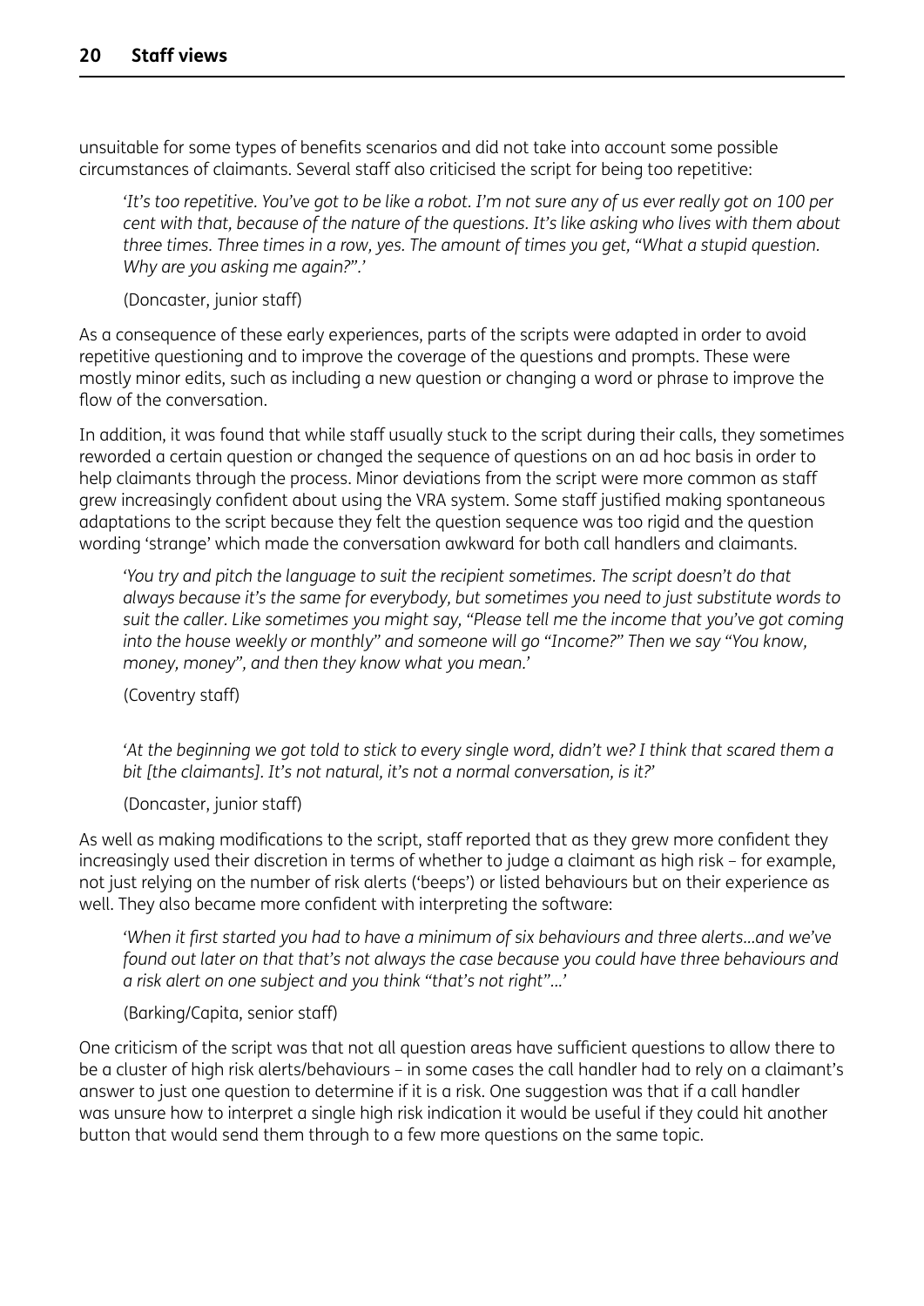unsuitable for some types of benefits scenarios and did not take into account some possible circumstances of claimants. Several staff also criticised the script for being too repetitive:

> *'It's too repetitive. You've got to be like a robot. I'm not sure any of us ever really got on 100 per cent with that, because of the nature of the questions. It's like asking who lives with them about three times. Three times in a row, yes. The amount of times you get, "What a stupid question. Why are you asking me again?".'*
>
> (Doncaster, junior staff)

As a consequence of these early experiences, parts of the scripts were adapted in order to avoid repetitive questioning and to improve the coverage of the questions and prompts. These were mostly minor edits, such as including a new question or changing a word or phrase to improve the flow of the conversation.

In addition, it was found that while staff usually stuck to the script during their calls, they sometimes reworded a certain question or changed the sequence of questions on an ad hoc basis in order to help claimants through the process. Minor deviations from the script were more common as staff grew increasingly confident about using the VRA system. Some staff justified making spontaneous adaptations to the script because they felt the question sequence was too rigid and the question wording 'strange' which made the conversation awkward for both call handlers and claimants.

> *'You try and pitch the language to suit the recipient sometimes. The script doesn't do that always because it's the same for everybody, but sometimes you need to just substitute words to suit the caller. Like sometimes you might say, "Please tell me the income that you've got coming into the house weekly or monthly" and someone will go "Income?" Then we say "You know, money, money", and then they know what you mean.'*
>
> (Coventry staff)

> *'At the beginning we got told to stick to every single word, didn't we? I think that scared them a bit [the claimants]. It's not natural, it's not a normal conversation, is it?'*
>
> (Doncaster, junior staff)

As well as making modifications to the script, staff reported that as they grew more confident they increasingly used their discretion in terms of whether to judge a claimant as high risk – for example, not just relying on the number of risk alerts ('beeps') or listed behaviours but on their experience as well. They also became more confident with interpreting the software:

> *'When it first started you had to have a minimum of six behaviours and three alerts...and we've found out later on that that's not always the case because you could have three behaviours and a risk alert on one subject and you think "that's not right"...'*
>
> (Barking/Capita, senior staff)

One criticism of the script was that not all question areas have sufficient questions to allow there to be a cluster of high risk alerts/behaviours – in some cases the call handler had to rely on a claimant's answer to just one question to determine if it is a risk. One suggestion was that if a call handler was unsure how to interpret a single high risk indication it would be useful if they could hit another button that would send them through to a few more questions on the same topic.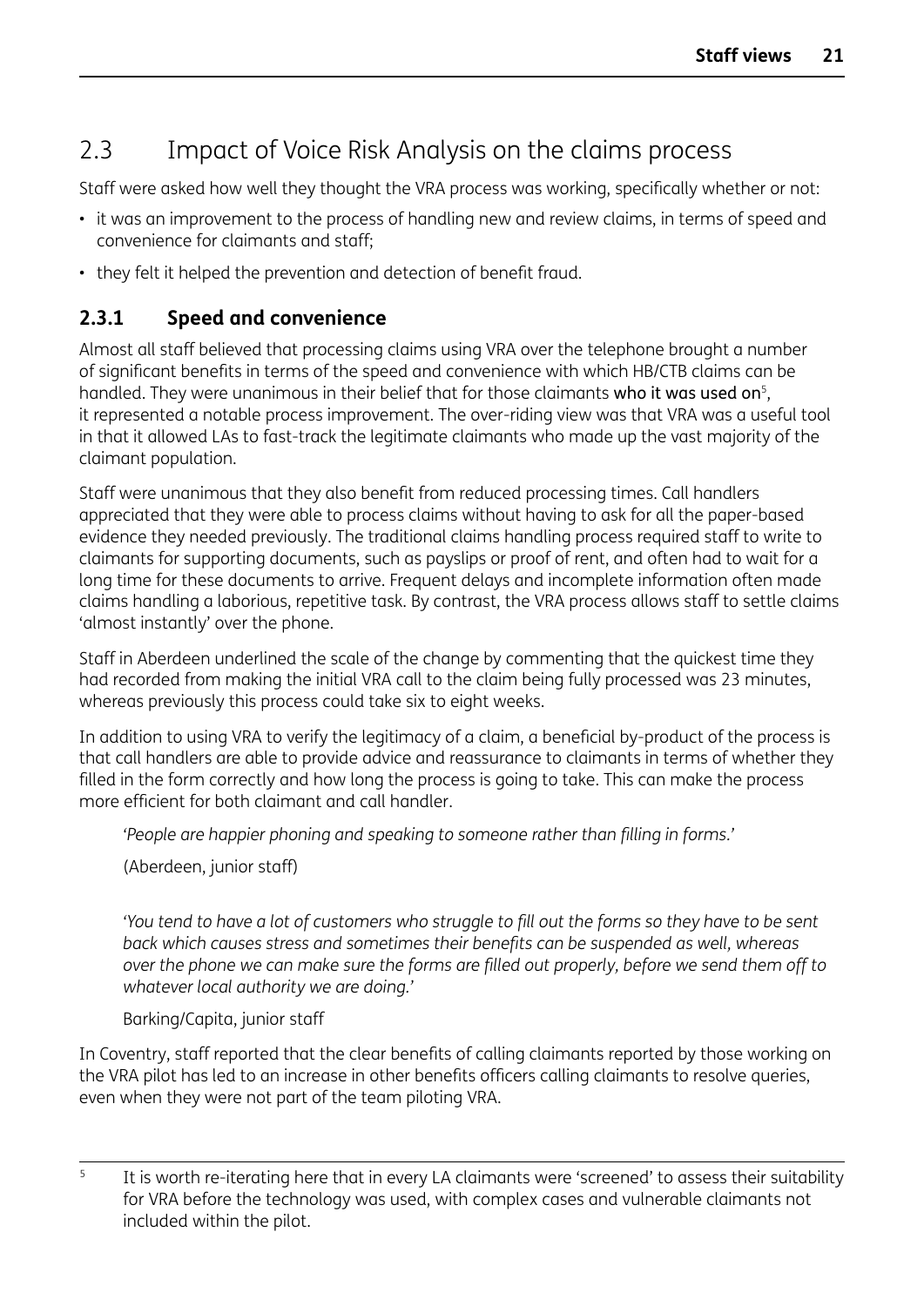## 2.3 Impact of Voice Risk Analysis on the claims process

Staff were asked how well they thought the VRA process was working, specifically whether or not:

- it was an improvement to the process of handling new and review claims, in terms of speed and convenience for claimants and staff;
- they felt it helped the prevention and detection of benefit fraud.

### 2.3.1 Speed and convenience

Almost all staff believed that processing claims using VRA over the telephone brought a number of significant benefits in terms of the speed and convenience with which HB/CTB claims can be handled. They were unanimous in their belief that for those claimants who it was used on[5], it represented a notable process improvement. The over-riding view was that VRA was a useful tool in that it allowed LAs to fast-track the legitimate claimants who made up the vast majority of the claimant population.

Staff were unanimous that they also benefit from reduced processing times. Call handlers appreciated that they were able to process claims without having to ask for all the paper-based evidence they needed previously. The traditional claims handling process required staff to write to claimants for supporting documents, such as payslips or proof of rent, and often had to wait for a long time for these documents to arrive. Frequent delays and incomplete information often made claims handling a laborious, repetitive task. By contrast, the VRA process allows staff to settle claims 'almost instantly' over the phone.

Staff in Aberdeen underlined the scale of the change by commenting that the quickest time they had recorded from making the initial VRA call to the claim being fully processed was 23 minutes, whereas previously this process could take six to eight weeks.

In addition to using VRA to verify the legitimacy of a claim, a beneficial by-product of the process is that call handlers are able to provide advice and reassurance to claimants in terms of whether they filled in the form correctly and how long the process is going to take. This can make the process more efficient for both claimant and call handler.

> *'People are happier phoning and speaking to someone rather than filling in forms.'*
>
> (Aberdeen, junior staff)

> *'You tend to have a lot of customers who struggle to fill out the forms so they have to be sent back which causes stress and sometimes their benefits can be suspended as well, whereas over the phone we can make sure the forms are filled out properly, before we send them off to whatever local authority we are doing.'*
>
> Barking/Capita, junior staff

In Coventry, staff reported that the clear benefits of calling claimants reported by those working on the VRA pilot has led to an increase in other benefits officers calling claimants to resolve queries, even when they were not part of the team piloting VRA.

---

[5] It is worth re-iterating here that in every LA claimants were 'screened' to assess their suitability for VRA before the technology was used, with complex cases and vulnerable claimants not included within the pilot.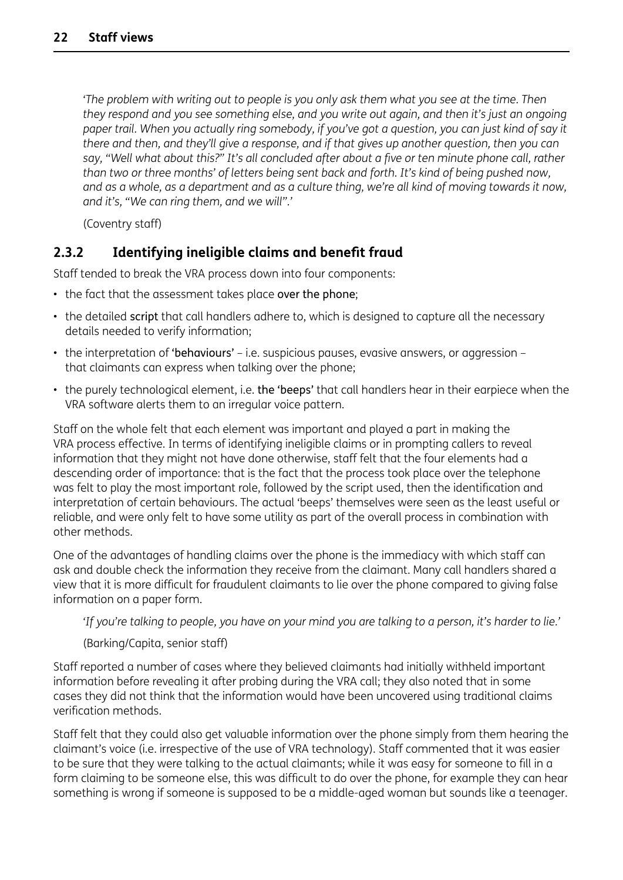*'The problem with writing out to people is you only ask them what you see at the time. Then they respond and you see something else, and you write out again, and then it's just an ongoing paper trail. When you actually ring somebody, if you've got a question, you can just kind of say it there and then, and they'll give a response, and if that gives up another question, then you can say, "Well what about this?" It's all concluded after about a five or ten minute phone call, rather than two or three months' of letters being sent back and forth. It's kind of being pushed now, and as a whole, as a department and as a culture thing, we're all kind of moving towards it now, and it's, "We can ring them, and we will".'*

(Coventry staff)

### 2.3.2 Identifying ineligible claims and benefit fraud

Staff tended to break the VRA process down into four components:

- the fact that the assessment takes place over the phone;
- the detailed script that call handlers adhere to, which is designed to capture all the necessary details needed to verify information;
- the interpretation of 'behaviours' – i.e. suspicious pauses, evasive answers, or aggression – that claimants can express when talking over the phone;
- the purely technological element, i.e. the 'beeps' that call handlers hear in their earpiece when the VRA software alerts them to an irregular voice pattern.

Staff on the whole felt that each element was important and played a part in making the VRA process effective. In terms of identifying ineligible claims or in prompting callers to reveal information that they might not have done otherwise, staff felt that the four elements had a descending order of importance: that is the fact that the process took place over the telephone was felt to play the most important role, followed by the script used, then the identification and interpretation of certain behaviours. The actual 'beeps' themselves were seen as the least useful or reliable, and were only felt to have some utility as part of the overall process in combination with other methods.

One of the advantages of handling claims over the phone is the immediacy with which staff can ask and double check the information they receive from the claimant. Many call handlers shared a view that it is more difficult for fraudulent claimants to lie over the phone compared to giving false information on a paper form.

*'If you're talking to people, you have on your mind you are talking to a person, it's harder to lie.'*

(Barking/Capita, senior staff)

Staff reported a number of cases where they believed claimants had initially withheld important information before revealing it after probing during the VRA call; they also noted that in some cases they did not think that the information would have been uncovered using traditional claims verification methods.

Staff felt that they could also get valuable information over the phone simply from them hearing the claimant's voice (i.e. irrespective of the use of VRA technology). Staff commented that it was easier to be sure that they were talking to the actual claimants; while it was easy for someone to fill in a form claiming to be someone else, this was difficult to do over the phone, for example they can hear something is wrong if someone is supposed to be a middle-aged woman but sounds like a teenager.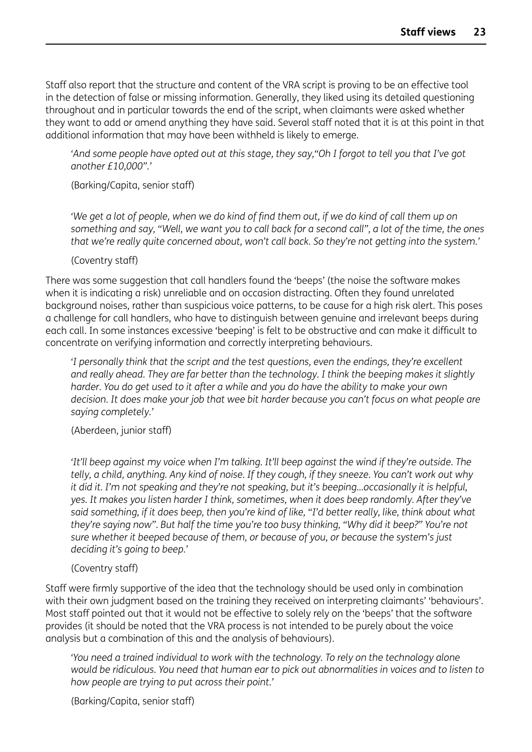Staff also report that the structure and content of the VRA script is proving to be an effective tool in the detection of false or missing information. Generally, they liked using its detailed questioning throughout and in particular towards the end of the script, when claimants were asked whether they want to add or amend anything they have said. Several staff noted that it is at this point in that additional information that may have been withheld is likely to emerge.

> *'And some people have opted out at this stage, they say,"Oh I forgot to tell you that I've got another £10,000".'*
>
> (Barking/Capita, senior staff)

> *'We get a lot of people, when we do kind of find them out, if we do kind of call them up on something and say, "Well, we want you to call back for a second call", a lot of the time, the ones that we're really quite concerned about, won't call back. So they're not getting into the system.'*
>
> (Coventry staff)

There was some suggestion that call handlers found the 'beeps' (the noise the software makes when it is indicating a risk) unreliable and on occasion distracting. Often they found unrelated background noises, rather than suspicious voice patterns, to be cause for a high risk alert. This poses a challenge for call handlers, who have to distinguish between genuine and irrelevant beeps during each call. In some instances excessive 'beeping' is felt to be obstructive and can make it difficult to concentrate on verifying information and correctly interpreting behaviours.

> *'I personally think that the script and the test questions, even the endings, they're excellent and really ahead. They are far better than the technology. I think the beeping makes it slightly harder. You do get used to it after a while and you do have the ability to make your own decision. It does make your job that wee bit harder because you can't focus on what people are saying completely.'*
>
> (Aberdeen, junior staff)

> *'It'll beep against my voice when I'm talking. It'll beep against the wind if they're outside. The telly, a child, anything. Any kind of noise. If they cough, if they sneeze. You can't work out why it did it. I'm not speaking and they're not speaking, but it's beeping...occasionally it is helpful, yes. It makes you listen harder I think, sometimes, when it does beep randomly. After they've said something, if it does beep, then you're kind of like, "I'd better really, like, think about what they're saying now". But half the time you're too busy thinking, "Why did it beep?" You're not sure whether it beeped because of them, or because of you, or because the system's just deciding it's going to beep.'*
>
> (Coventry staff)

Staff were firmly supportive of the idea that the technology should be used only in combination with their own judgment based on the training they received on interpreting claimants' 'behaviours'. Most staff pointed out that it would not be effective to solely rely on the 'beeps' that the software provides (it should be noted that the VRA process is not intended to be purely about the voice analysis but a combination of this and the analysis of behaviours).

> *'You need a trained individual to work with the technology. To rely on the technology alone would be ridiculous. You need that human ear to pick out abnormalities in voices and to listen to how people are trying to put across their point.'*
>
> (Barking/Capita, senior staff)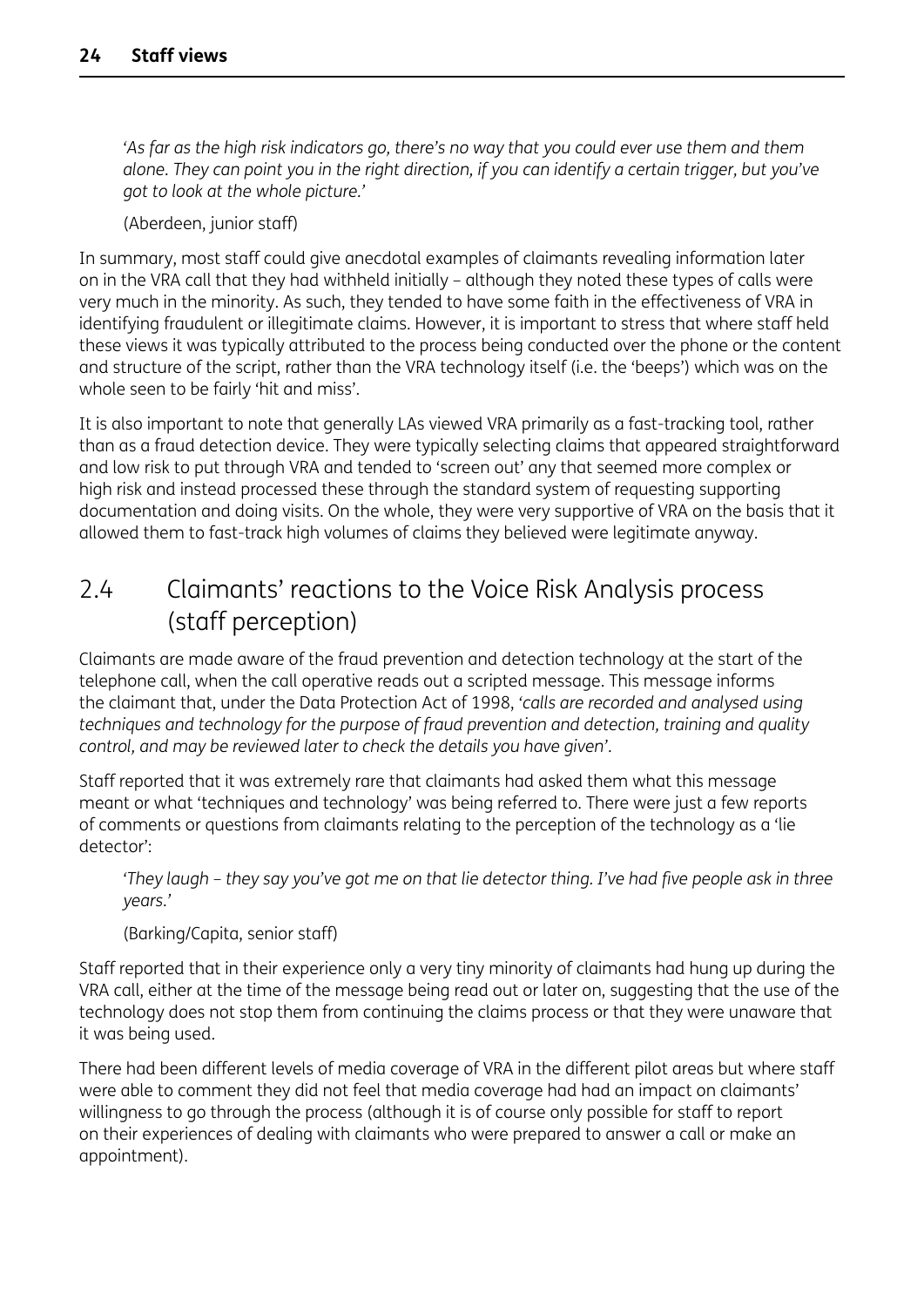*'As far as the high risk indicators go, there's no way that you could ever use them and them alone. They can point you in the right direction, if you can identify a certain trigger, but you've got to look at the whole picture.'*

(Aberdeen, junior staff)

In summary, most staff could give anecdotal examples of claimants revealing information later on in the VRA call that they had withheld initially – although they noted these types of calls were very much in the minority. As such, they tended to have some faith in the effectiveness of VRA in identifying fraudulent or illegitimate claims. However, it is important to stress that where staff held these views it was typically attributed to the process being conducted over the phone or the content and structure of the script, rather than the VRA technology itself (i.e. the 'beeps') which was on the whole seen to be fairly 'hit and miss'.

It is also important to note that generally LAs viewed VRA primarily as a fast-tracking tool, rather than as a fraud detection device. They were typically selecting claims that appeared straightforward and low risk to put through VRA and tended to 'screen out' any that seemed more complex or high risk and instead processed these through the standard system of requesting supporting documentation and doing visits. On the whole, they were very supportive of VRA on the basis that it allowed them to fast-track high volumes of claims they believed were legitimate anyway.

## 2.4 Claimants' reactions to the Voice Risk Analysis process (staff perception)

Claimants are made aware of the fraud prevention and detection technology at the start of the telephone call, when the call operative reads out a scripted message. This message informs the claimant that, under the Data Protection Act of 1998, *'calls are recorded and analysed using techniques and technology for the purpose of fraud prevention and detection, training and quality control, and may be reviewed later to check the details you have given'*.

Staff reported that it was extremely rare that claimants had asked them what this message meant or what 'techniques and technology' was being referred to. There were just a few reports of comments or questions from claimants relating to the perception of the technology as a 'lie detector':

*'They laugh – they say you've got me on that lie detector thing. I've had five people ask in three years.'*

(Barking/Capita, senior staff)

Staff reported that in their experience only a very tiny minority of claimants had hung up during the VRA call, either at the time of the message being read out or later on, suggesting that the use of the technology does not stop them from continuing the claims process or that they were unaware that it was being used.

There had been different levels of media coverage of VRA in the different pilot areas but where staff were able to comment they did not feel that media coverage had had an impact on claimants' willingness to go through the process (although it is of course only possible for staff to report on their experiences of dealing with claimants who were prepared to answer a call or make an appointment).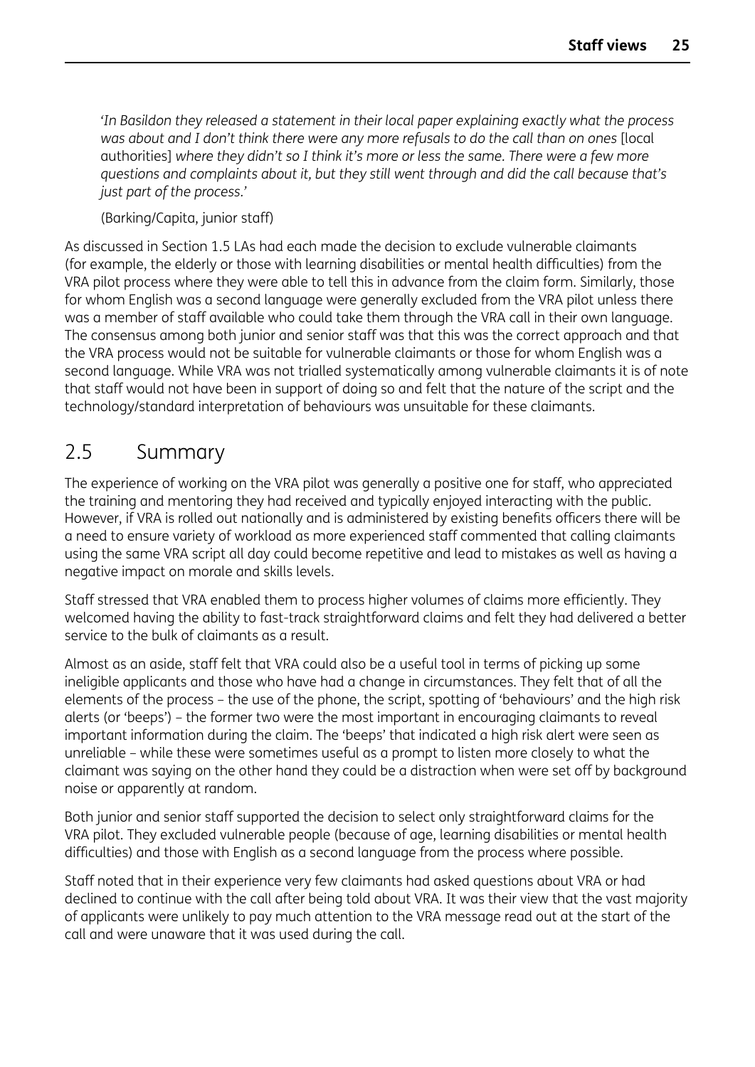*'In Basildon they released a statement in their local paper explaining exactly what the process was about and I don't think there were any more refusals to do the call than on ones* [local authorities] *where they didn't so I think it's more or less the same. There were a few more questions and complaints about it, but they still went through and did the call because that's just part of the process.'*

(Barking/Capita, junior staff)

As discussed in Section 1.5 LAs had each made the decision to exclude vulnerable claimants (for example, the elderly or those with learning disabilities or mental health difficulties) from the VRA pilot process where they were able to tell this in advance from the claim form. Similarly, those for whom English was a second language were generally excluded from the VRA pilot unless there was a member of staff available who could take them through the VRA call in their own language. The consensus among both junior and senior staff was that this was the correct approach and that the VRA process would not be suitable for vulnerable claimants or those for whom English was a second language. While VRA was not trialled systematically among vulnerable claimants it is of note that staff would not have been in support of doing so and felt that the nature of the script and the technology/standard interpretation of behaviours was unsuitable for these claimants.

## 2.5 Summary

The experience of working on the VRA pilot was generally a positive one for staff, who appreciated the training and mentoring they had received and typically enjoyed interacting with the public. However, if VRA is rolled out nationally and is administered by existing benefits officers there will be a need to ensure variety of workload as more experienced staff commented that calling claimants using the same VRA script all day could become repetitive and lead to mistakes as well as having a negative impact on morale and skills levels.

Staff stressed that VRA enabled them to process higher volumes of claims more efficiently. They welcomed having the ability to fast-track straightforward claims and felt they had delivered a better service to the bulk of claimants as a result.

Almost as an aside, staff felt that VRA could also be a useful tool in terms of picking up some ineligible applicants and those who have had a change in circumstances. They felt that of all the elements of the process – the use of the phone, the script, spotting of 'behaviours' and the high risk alerts (or 'beeps') – the former two were the most important in encouraging claimants to reveal important information during the claim. The 'beeps' that indicated a high risk alert were seen as unreliable – while these were sometimes useful as a prompt to listen more closely to what the claimant was saying on the other hand they could be a distraction when were set off by background noise or apparently at random.

Both junior and senior staff supported the decision to select only straightforward claims for the VRA pilot. They excluded vulnerable people (because of age, learning disabilities or mental health difficulties) and those with English as a second language from the process where possible.

Staff noted that in their experience very few claimants had asked questions about VRA or had declined to continue with the call after being told about VRA. It was their view that the vast majority of applicants were unlikely to pay much attention to the VRA message read out at the start of the call and were unaware that it was used during the call.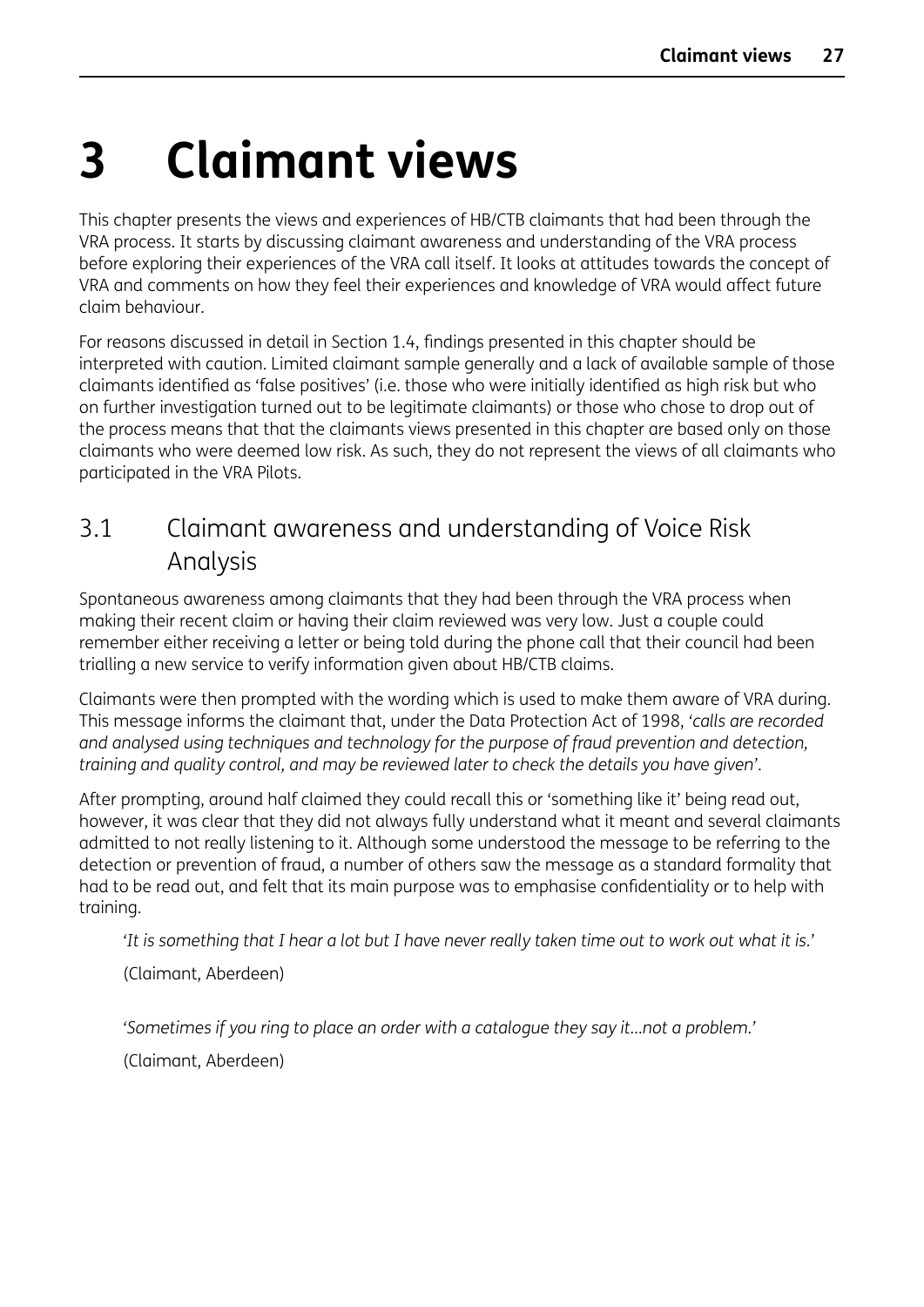# 3 Claimant views

This chapter presents the views and experiences of HB/CTB claimants that had been through the VRA process. It starts by discussing claimant awareness and understanding of the VRA process before exploring their experiences of the VRA call itself. It looks at attitudes towards the concept of VRA and comments on how they feel their experiences and knowledge of VRA would affect future claim behaviour.

For reasons discussed in detail in Section 1.4, findings presented in this chapter should be interpreted with caution. Limited claimant sample generally and a lack of available sample of those claimants identified as 'false positives' (i.e. those who were initially identified as high risk but who on further investigation turned out to be legitimate claimants) or those who chose to drop out of the process means that that the claimants views presented in this chapter are based only on those claimants who were deemed low risk. As such, they do not represent the views of all claimants who participated in the VRA Pilots.

## 3.1 Claimant awareness and understanding of Voice Risk Analysis

Spontaneous awareness among claimants that they had been through the VRA process when making their recent claim or having their claim reviewed was very low. Just a couple could remember either receiving a letter or being told during the phone call that their council had been trialling a new service to verify information given about HB/CTB claims.

Claimants were then prompted with the wording which is used to make them aware of VRA during. This message informs the claimant that, under the Data Protection Act of 1998, '*calls are recorded and analysed using techniques and technology for the purpose of fraud prevention and detection, training and quality control, and may be reviewed later to check the details you have given*'.

After prompting, around half claimed they could recall this or 'something like it' being read out, however, it was clear that they did not always fully understand what it meant and several claimants admitted to not really listening to it. Although some understood the message to be referring to the detection or prevention of fraud, a number of others saw the message as a standard formality that had to be read out, and felt that its main purpose was to emphasise confidentiality or to help with training.

> '*It is something that I hear a lot but I have never really taken time out to work out what it is.*'
>
> (Claimant, Aberdeen)

> '*Sometimes if you ring to place an order with a catalogue they say it...not a problem.*'
>
> (Claimant, Aberdeen)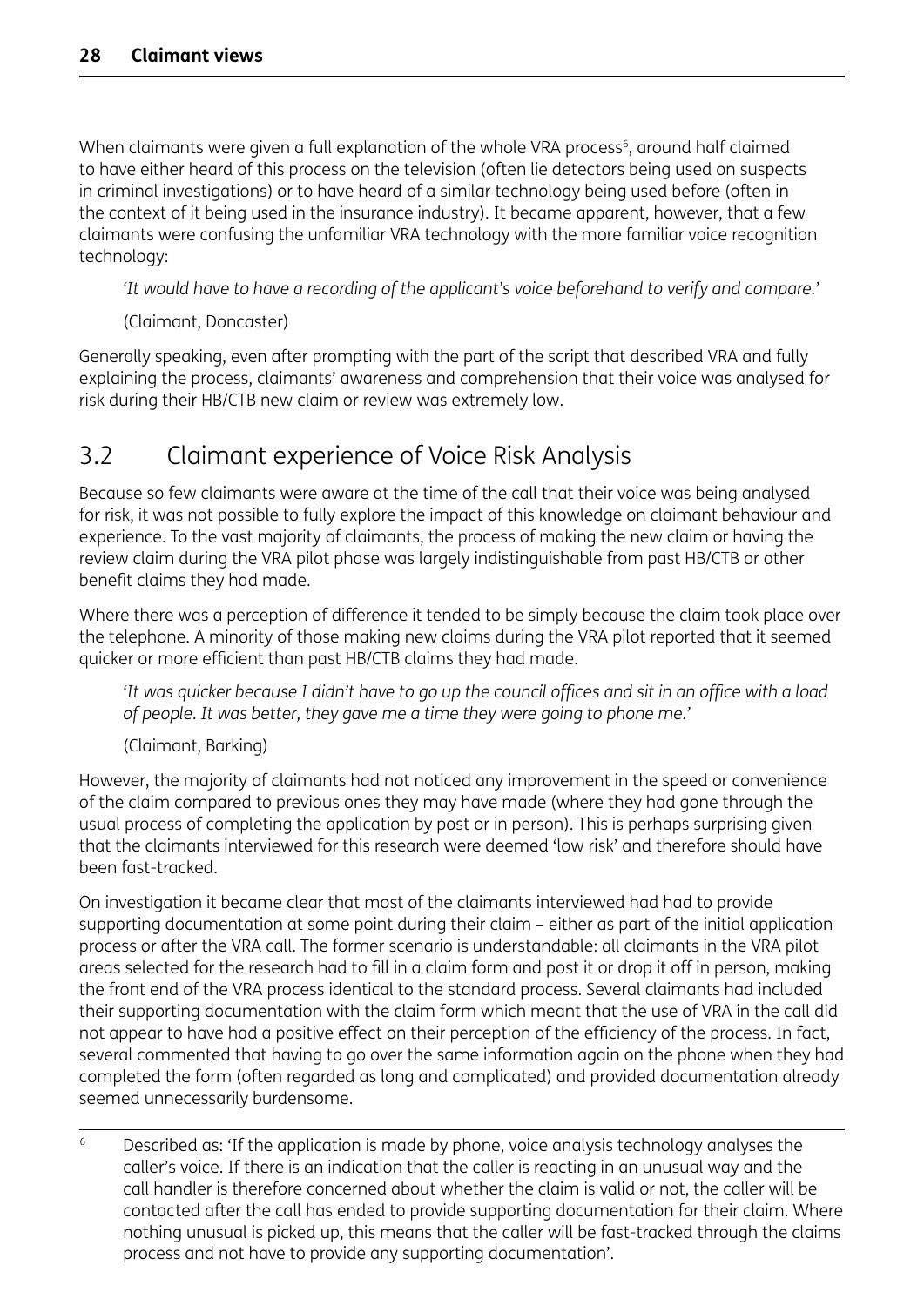When claimants were given a full explanation of the whole VRA process[6], around half claimed to have either heard of this process on the television (often lie detectors being used on suspects in criminal investigations) or to have heard of a similar technology being used before (often in the context of it being used in the insurance industry). It became apparent, however, that a few claimants were confusing the unfamiliar VRA technology with the more familiar voice recognition technology:

> *'It would have to have a recording of the applicant's voice beforehand to verify and compare.'*
>
> (Claimant, Doncaster)

Generally speaking, even after prompting with the part of the script that described VRA and fully explaining the process, claimants' awareness and comprehension that their voice was analysed for risk during their HB/CTB new claim or review was extremely low.

## 3.2 Claimant experience of Voice Risk Analysis

Because so few claimants were aware at the time of the call that their voice was being analysed for risk, it was not possible to fully explore the impact of this knowledge on claimant behaviour and experience. To the vast majority of claimants, the process of making the new claim or having the review claim during the VRA pilot phase was largely indistinguishable from past HB/CTB or other benefit claims they had made.

Where there was a perception of difference it tended to be simply because the claim took place over the telephone. A minority of those making new claims during the VRA pilot reported that it seemed quicker or more efficient than past HB/CTB claims they had made.

> *'It was quicker because I didn't have to go up the council offices and sit in an office with a load of people. It was better, they gave me a time they were going to phone me.'*
>
> (Claimant, Barking)

However, the majority of claimants had not noticed any improvement in the speed or convenience of the claim compared to previous ones they may have made (where they had gone through the usual process of completing the application by post or in person). This is perhaps surprising given that the claimants interviewed for this research were deemed 'low risk' and therefore should have been fast-tracked.

On investigation it became clear that most of the claimants interviewed had had to provide supporting documentation at some point during their claim – either as part of the initial application process or after the VRA call. The former scenario is understandable: all claimants in the VRA pilot areas selected for the research had to fill in a claim form and post it or drop it off in person, making the front end of the VRA process identical to the standard process. Several claimants had included their supporting documentation with the claim form which meant that the use of VRA in the call did not appear to have had a positive effect on their perception of the efficiency of the process. In fact, several commented that having to go over the same information again on the phone when they had completed the form (often regarded as long and complicated) and provided documentation already seemed unnecessarily burdensome.

---

[6] Described as: 'If the application is made by phone, voice analysis technology analyses the caller's voice. If there is an indication that the caller is reacting in an unusual way and the call handler is therefore concerned about whether the claim is valid or not, the caller will be contacted after the call has ended to provide supporting documentation for their claim. Where nothing unusual is picked up, this means that the caller will be fast-tracked through the claims process and not have to provide any supporting documentation'.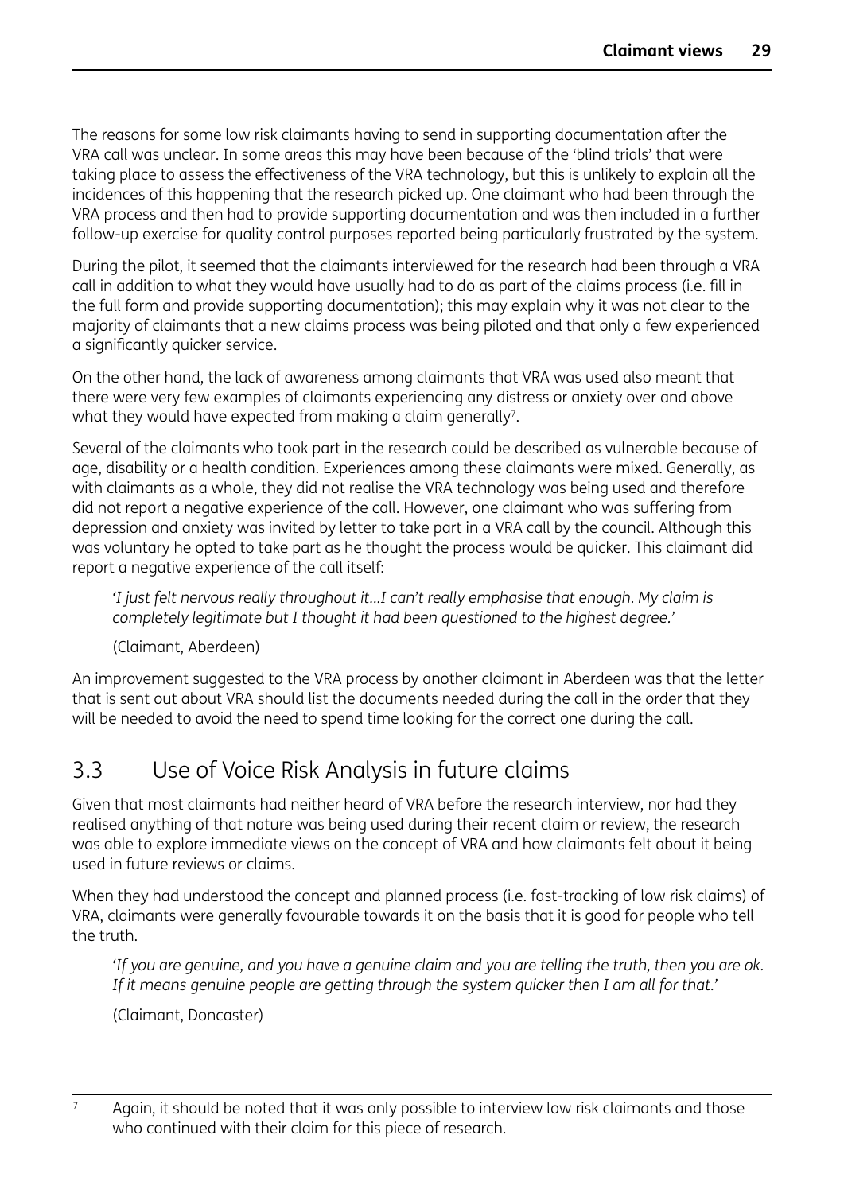The reasons for some low risk claimants having to send in supporting documentation after the VRA call was unclear. In some areas this may have been because of the 'blind trials' that were taking place to assess the effectiveness of the VRA technology, but this is unlikely to explain all the incidences of this happening that the research picked up. One claimant who had been through the VRA process and then had to provide supporting documentation and was then included in a further follow-up exercise for quality control purposes reported being particularly frustrated by the system.

During the pilot, it seemed that the claimants interviewed for the research had been through a VRA call in addition to what they would have usually had to do as part of the claims process (i.e. fill in the full form and provide supporting documentation); this may explain why it was not clear to the majority of claimants that a new claims process was being piloted and that only a few experienced a significantly quicker service.

On the other hand, the lack of awareness among claimants that VRA was used also meant that there were very few examples of claimants experiencing any distress or anxiety over and above what they would have expected from making a claim generally[7].

Several of the claimants who took part in the research could be described as vulnerable because of age, disability or a health condition. Experiences among these claimants were mixed. Generally, as with claimants as a whole, they did not realise the VRA technology was being used and therefore did not report a negative experience of the call. However, one claimant who was suffering from depression and anxiety was invited by letter to take part in a VRA call by the council. Although this was voluntary he opted to take part as he thought the process would be quicker. This claimant did report a negative experience of the call itself:

> *'I just felt nervous really throughout it...I can't really emphasise that enough. My claim is completely legitimate but I thought it had been questioned to the highest degree.'*
>
> (Claimant, Aberdeen)

An improvement suggested to the VRA process by another claimant in Aberdeen was that the letter that is sent out about VRA should list the documents needed during the call in the order that they will be needed to avoid the need to spend time looking for the correct one during the call.

## 3.3 Use of Voice Risk Analysis in future claims

Given that most claimants had neither heard of VRA before the research interview, nor had they realised anything of that nature was being used during their recent claim or review, the research was able to explore immediate views on the concept of VRA and how claimants felt about it being used in future reviews or claims.

When they had understood the concept and planned process (i.e. fast-tracking of low risk claims) of VRA, claimants were generally favourable towards it on the basis that it is good for people who tell the truth.

> *'If you are genuine, and you have a genuine claim and you are telling the truth, then you are ok. If it means genuine people are getting through the system quicker then I am all for that.'*
>
> (Claimant, Doncaster)

---

[7] Again, it should be noted that it was only possible to interview low risk claimants and those who continued with their claim for this piece of research.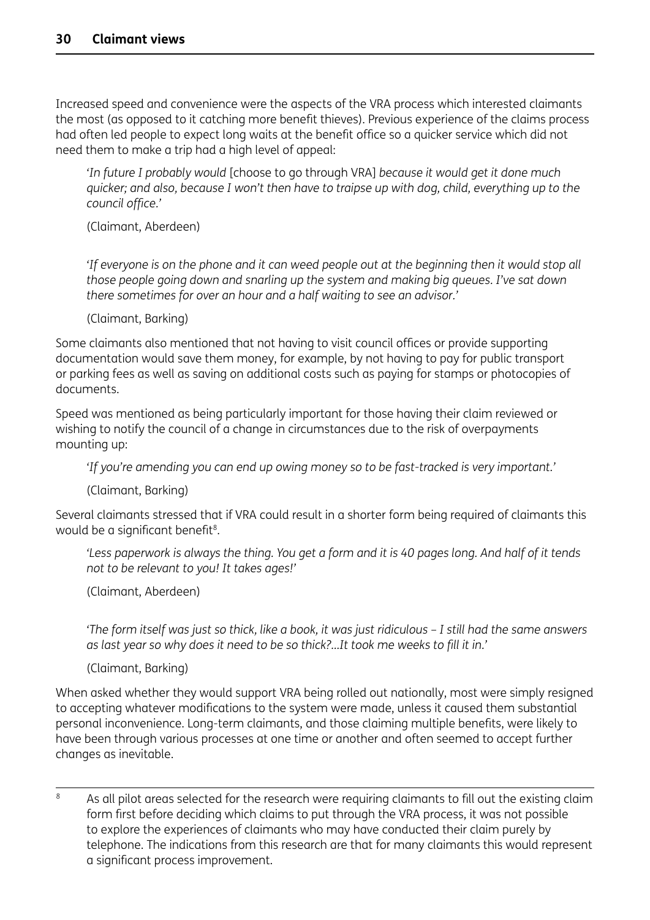Increased speed and convenience were the aspects of the VRA process which interested claimants the most (as opposed to it catching more benefit thieves). Previous experience of the claims process had often led people to expect long waits at the benefit office so a quicker service which did not need them to make a trip had a high level of appeal:

> '*In future I probably would* [choose to go through VRA] *because it would get it done much quicker; and also, because I won't then have to traipse up with dog, child, everything up to the council office*.'
>
> (Claimant, Aberdeen)

> '*If everyone is on the phone and it can weed people out at the beginning then it would stop all those people going down and snarling up the system and making big queues. I've sat down there sometimes for over an hour and a half waiting to see an advisor.*'
>
> (Claimant, Barking)

Some claimants also mentioned that not having to visit council offices or provide supporting documentation would save them money, for example, by not having to pay for public transport or parking fees as well as saving on additional costs such as paying for stamps or photocopies of documents.

Speed was mentioned as being particularly important for those having their claim reviewed or wishing to notify the council of a change in circumstances due to the risk of overpayments mounting up:

> '*If you're amending you can end up owing money so to be fast-tracked is very important.*'
>
> (Claimant, Barking)

Several claimants stressed that if VRA could result in a shorter form being required of claimants this would be a significant benefit[8].

> '*Less paperwork is always the thing. You get a form and it is 40 pages long. And half of it tends not to be relevant to you! It takes ages!*'
>
> (Claimant, Aberdeen)

> '*The form itself was just so thick, like a book, it was just ridiculous – I still had the same answers as last year so why does it need to be so thick?...It took me weeks to fill it in.*'
>
> (Claimant, Barking)

When asked whether they would support VRA being rolled out nationally, most were simply resigned to accepting whatever modifications to the system were made, unless it caused them substantial personal inconvenience. Long-term claimants, and those claiming multiple benefits, were likely to have been through various processes at one time or another and often seemed to accept further changes as inevitable.

---

[8] As all pilot areas selected for the research were requiring claimants to fill out the existing claim form first before deciding which claims to put through the VRA process, it was not possible to explore the experiences of claimants who may have conducted their claim purely by telephone. The indications from this research are that for many claimants this would represent a significant process improvement.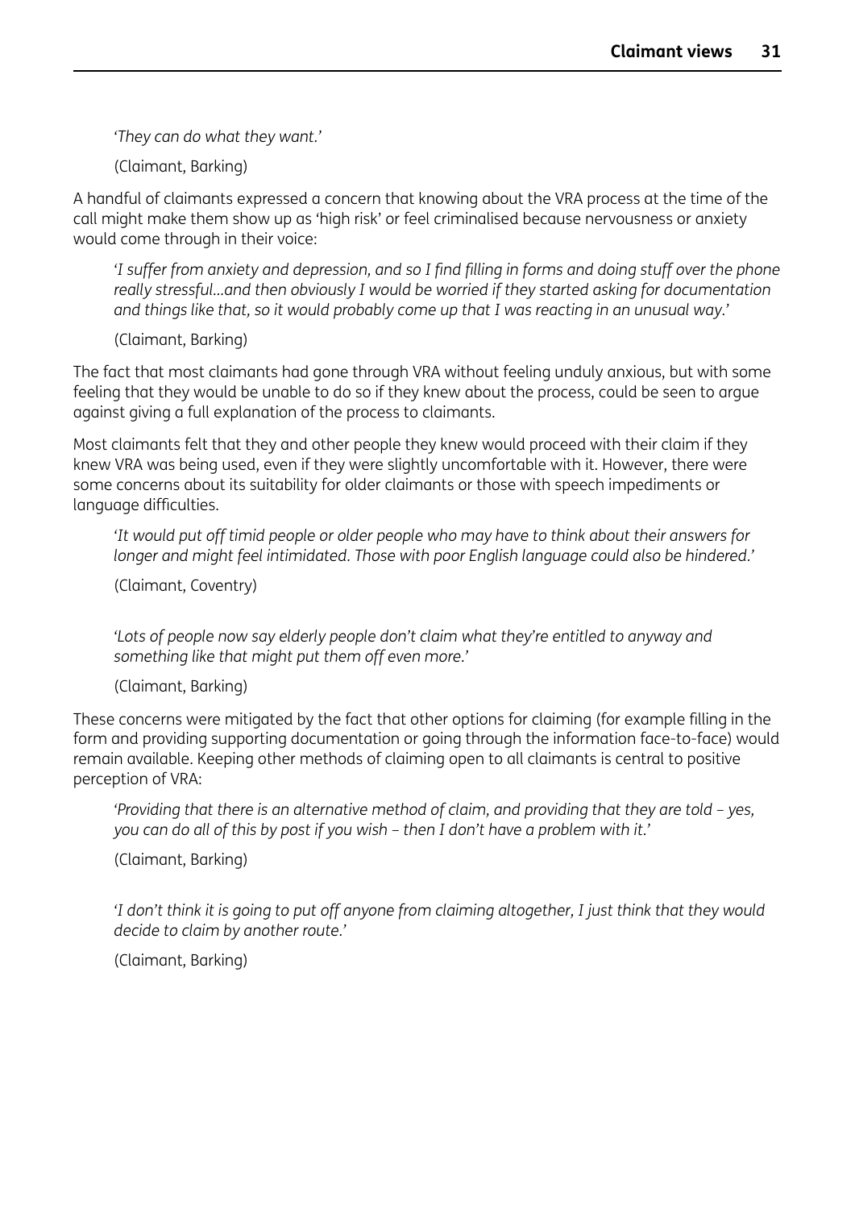*'They can do what they want.'*

(Claimant, Barking)

A handful of claimants expressed a concern that knowing about the VRA process at the time of the call might make them show up as 'high risk' or feel criminalised because nervousness or anxiety would come through in their voice:

> *'I suffer from anxiety and depression, and so I find filling in forms and doing stuff over the phone really stressful...and then obviously I would be worried if they started asking for documentation and things like that, so it would probably come up that I was reacting in an unusual way.'*
>
> (Claimant, Barking)

The fact that most claimants had gone through VRA without feeling unduly anxious, but with some feeling that they would be unable to do so if they knew about the process, could be seen to argue against giving a full explanation of the process to claimants.

Most claimants felt that they and other people they knew would proceed with their claim if they knew VRA was being used, even if they were slightly uncomfortable with it. However, there were some concerns about its suitability for older claimants or those with speech impediments or language difficulties.

> *'It would put off timid people or older people who may have to think about their answers for longer and might feel intimidated. Those with poor English language could also be hindered.'*
>
> (Claimant, Coventry)

> *'Lots of people now say elderly people don't claim what they're entitled to anyway and something like that might put them off even more.'*
>
> (Claimant, Barking)

These concerns were mitigated by the fact that other options for claiming (for example filling in the form and providing supporting documentation or going through the information face-to-face) would remain available. Keeping other methods of claiming open to all claimants is central to positive perception of VRA:

> *'Providing that there is an alternative method of claim, and providing that they are told – yes, you can do all of this by post if you wish – then I don't have a problem with it.'*
>
> (Claimant, Barking)

> *'I don't think it is going to put off anyone from claiming altogether, I just think that they would decide to claim by another route.'*
>
> (Claimant, Barking)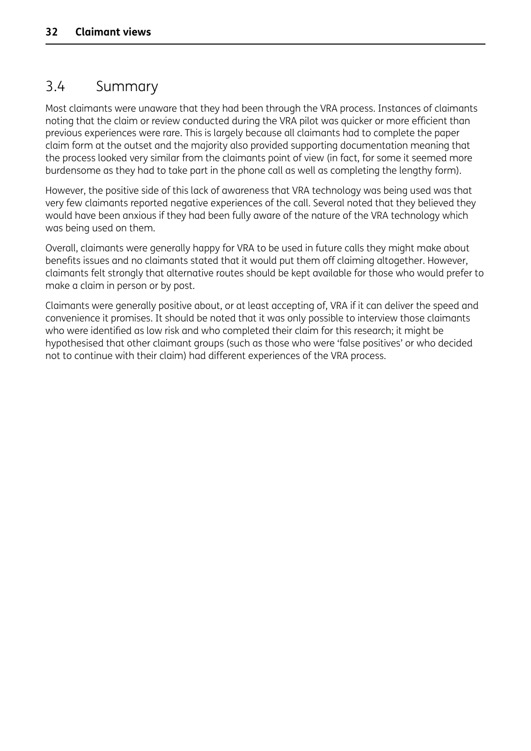## 3.4 Summary

Most claimants were unaware that they had been through the VRA process. Instances of claimants noting that the claim or review conducted during the VRA pilot was quicker or more efficient than previous experiences were rare. This is largely because all claimants had to complete the paper claim form at the outset and the majority also provided supporting documentation meaning that the process looked very similar from the claimants point of view (in fact, for some it seemed more burdensome as they had to take part in the phone call as well as completing the lengthy form).

However, the positive side of this lack of awareness that VRA technology was being used was that very few claimants reported negative experiences of the call. Several noted that they believed they would have been anxious if they had been fully aware of the nature of the VRA technology which was being used on them.

Overall, claimants were generally happy for VRA to be used in future calls they might make about benefits issues and no claimants stated that it would put them off claiming altogether. However, claimants felt strongly that alternative routes should be kept available for those who would prefer to make a claim in person or by post.

Claimants were generally positive about, or at least accepting of, VRA if it can deliver the speed and convenience it promises. It should be noted that it was only possible to interview those claimants who were identified as low risk and who completed their claim for this research; it might be hypothesised that other claimant groups (such as those who were 'false positives' or who decided not to continue with their claim) had different experiences of the VRA process.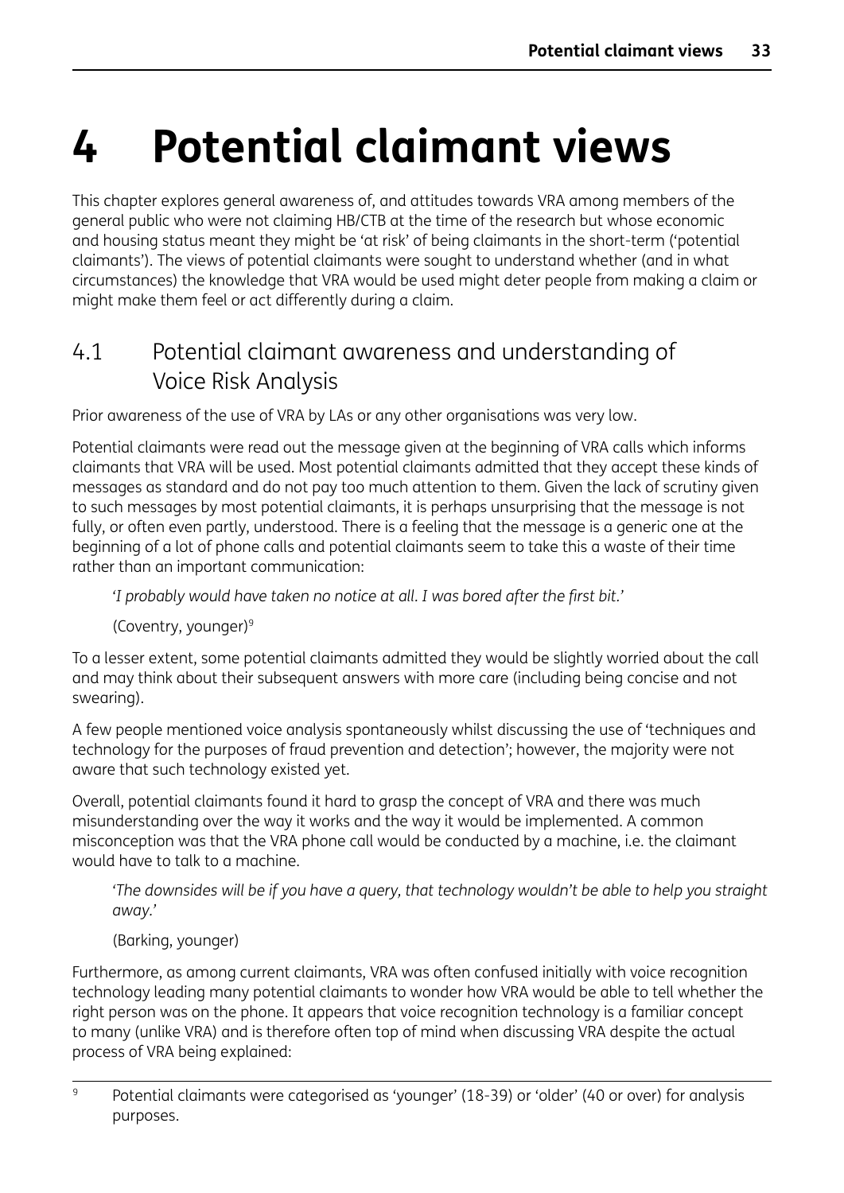# 4 Potential claimant views

This chapter explores general awareness of, and attitudes towards VRA among members of the general public who were not claiming HB/CTB at the time of the research but whose economic and housing status meant they might be 'at risk' of being claimants in the short-term ('potential claimants'). The views of potential claimants were sought to understand whether (and in what circumstances) the knowledge that VRA would be used might deter people from making a claim or might make them feel or act differently during a claim.

## 4.1 Potential claimant awareness and understanding of Voice Risk Analysis

Prior awareness of the use of VRA by LAs or any other organisations was very low.

Potential claimants were read out the message given at the beginning of VRA calls which informs claimants that VRA will be used. Most potential claimants admitted that they accept these kinds of messages as standard and do not pay too much attention to them. Given the lack of scrutiny given to such messages by most potential claimants, it is perhaps unsurprising that the message is not fully, or often even partly, understood. There is a feeling that the message is a generic one at the beginning of a lot of phone calls and potential claimants seem to take this a waste of their time rather than an important communication:

> *'I probably would have taken no notice at all. I was bored after the first bit.'*
>
> (Coventry, younger)[9]

To a lesser extent, some potential claimants admitted they would be slightly worried about the call and may think about their subsequent answers with more care (including being concise and not swearing).

A few people mentioned voice analysis spontaneously whilst discussing the use of 'techniques and technology for the purposes of fraud prevention and detection'; however, the majority were not aware that such technology existed yet.

Overall, potential claimants found it hard to grasp the concept of VRA and there was much misunderstanding over the way it works and the way it would be implemented. A common misconception was that the VRA phone call would be conducted by a machine, i.e. the claimant would have to talk to a machine.

> *'The downsides will be if you have a query, that technology wouldn't be able to help you straight away.'*
>
> (Barking, younger)

Furthermore, as among current claimants, VRA was often confused initially with voice recognition technology leading many potential claimants to wonder how VRA would be able to tell whether the right person was on the phone. It appears that voice recognition technology is a familiar concept to many (unlike VRA) and is therefore often top of mind when discussing VRA despite the actual process of VRA being explained:

---

[9] Potential claimants were categorised as 'younger' (18-39) or 'older' (40 or over) for analysis purposes.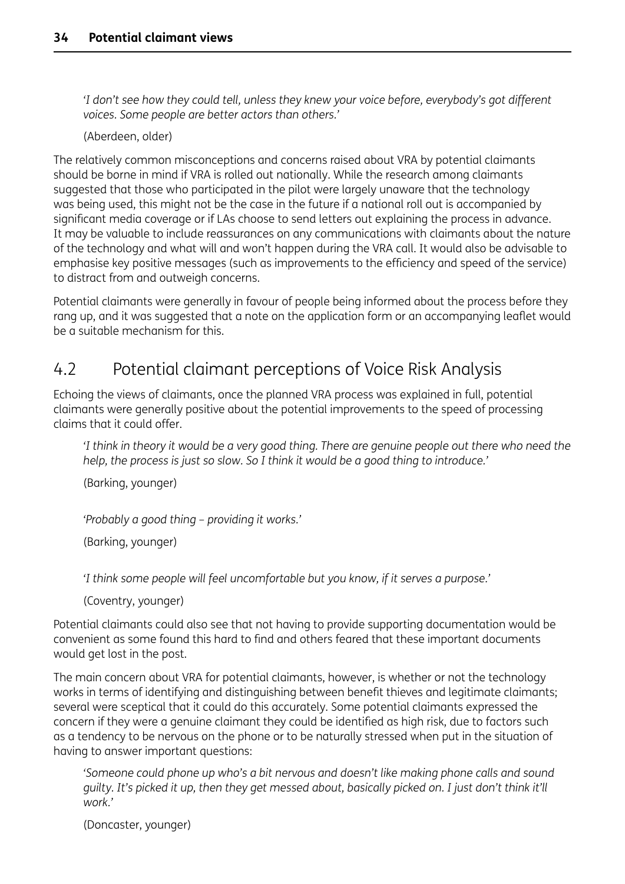*'I don't see how they could tell, unless they knew your voice before, everybody's got different voices. Some people are better actors than others.'*

(Aberdeen, older)

The relatively common misconceptions and concerns raised about VRA by potential claimants should be borne in mind if VRA is rolled out nationally. While the research among claimants suggested that those who participated in the pilot were largely unaware that the technology was being used, this might not be the case in the future if a national roll out is accompanied by significant media coverage or if LAs choose to send letters out explaining the process in advance. It may be valuable to include reassurances on any communications with claimants about the nature of the technology and what will and won't happen during the VRA call. It would also be advisable to emphasise key positive messages (such as improvements to the efficiency and speed of the service) to distract from and outweigh concerns.

Potential claimants were generally in favour of people being informed about the process before they rang up, and it was suggested that a note on the application form or an accompanying leaflet would be a suitable mechanism for this.

## 4.2 Potential claimant perceptions of Voice Risk Analysis

Echoing the views of claimants, once the planned VRA process was explained in full, potential claimants were generally positive about the potential improvements to the speed of processing claims that it could offer.

*'I think in theory it would be a very good thing. There are genuine people out there who need the help, the process is just so slow. So I think it would be a good thing to introduce.'*

(Barking, younger)

*'Probably a good thing – providing it works.'*

(Barking, younger)

*'I think some people will feel uncomfortable but you know, if it serves a purpose.'*

(Coventry, younger)

Potential claimants could also see that not having to provide supporting documentation would be convenient as some found this hard to find and others feared that these important documents would get lost in the post.

The main concern about VRA for potential claimants, however, is whether or not the technology works in terms of identifying and distinguishing between benefit thieves and legitimate claimants; several were sceptical that it could do this accurately. Some potential claimants expressed the concern if they were a genuine claimant they could be identified as high risk, due to factors such as a tendency to be nervous on the phone or to be naturally stressed when put in the situation of having to answer important questions:

*'Someone could phone up who's a bit nervous and doesn't like making phone calls and sound guilty. It's picked it up, then they get messed about, basically picked on. I just don't think it'll work.'*

(Doncaster, younger)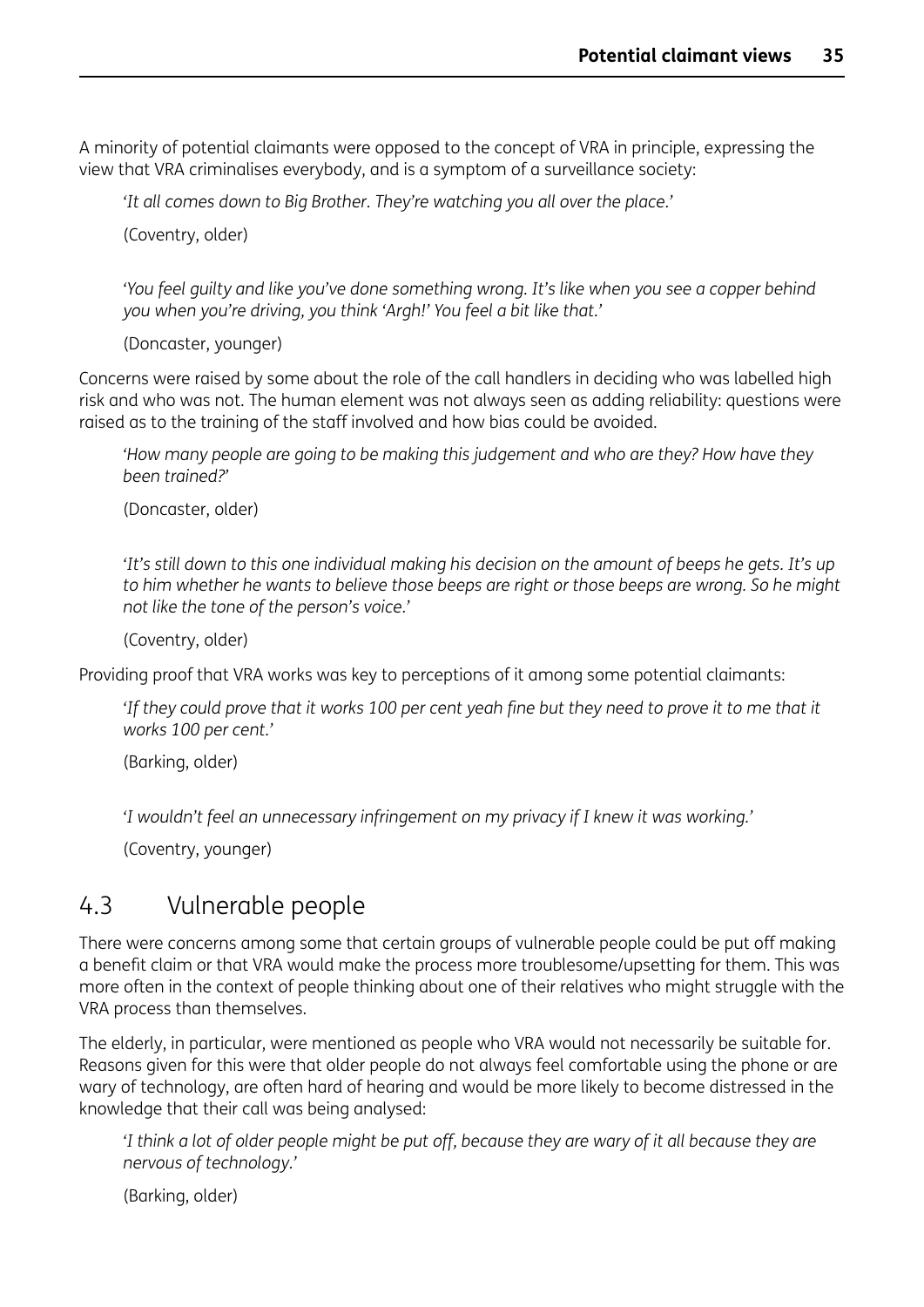A minority of potential claimants were opposed to the concept of VRA in principle, expressing the view that VRA criminalises everybody, and is a symptom of a surveillance society:

> *'It all comes down to Big Brother. They're watching you all over the place.'*
>
> (Coventry, older)

> *'You feel guilty and like you've done something wrong. It's like when you see a copper behind you when you're driving, you think 'Argh!' You feel a bit like that.'*
>
> (Doncaster, younger)

Concerns were raised by some about the role of the call handlers in deciding who was labelled high risk and who was not. The human element was not always seen as adding reliability: questions were raised as to the training of the staff involved and how bias could be avoided.

> *'How many people are going to be making this judgement and who are they? How have they been trained?'*
>
> (Doncaster, older)

> *'It's still down to this one individual making his decision on the amount of beeps he gets. It's up to him whether he wants to believe those beeps are right or those beeps are wrong. So he might not like the tone of the person's voice.'*
>
> (Coventry, older)

Providing proof that VRA works was key to perceptions of it among some potential claimants:

> *'If they could prove that it works 100 per cent yeah fine but they need to prove it to me that it works 100 per cent.'*
>
> (Barking, older)

> *'I wouldn't feel an unnecessary infringement on my privacy if I knew it was working.'*
>
> (Coventry, younger)

## 4.3 Vulnerable people

There were concerns among some that certain groups of vulnerable people could be put off making a benefit claim or that VRA would make the process more troublesome/upsetting for them. This was more often in the context of people thinking about one of their relatives who might struggle with the VRA process than themselves.

The elderly, in particular, were mentioned as people who VRA would not necessarily be suitable for. Reasons given for this were that older people do not always feel comfortable using the phone or are wary of technology, are often hard of hearing and would be more likely to become distressed in the knowledge that their call was being analysed:

> *'I think a lot of older people might be put off, because they are wary of it all because they are nervous of technology.'*
>
> (Barking, older)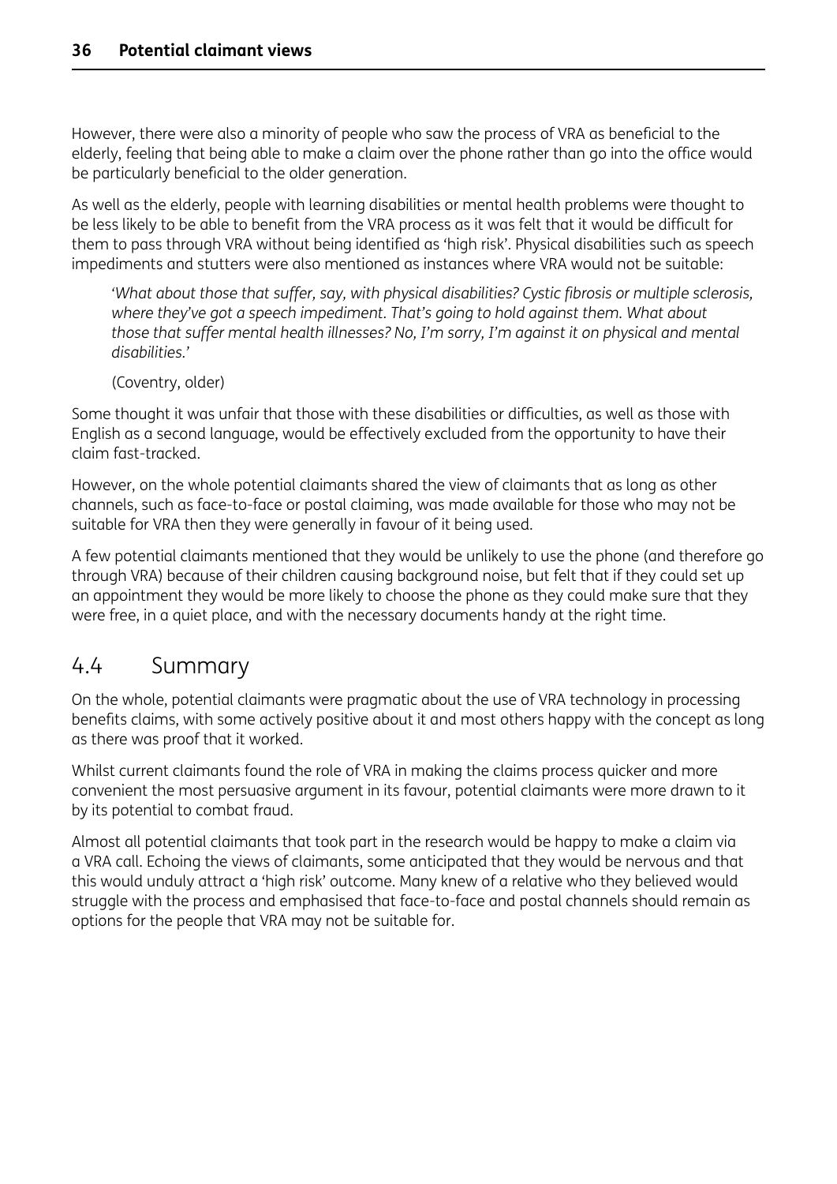However, there were also a minority of people who saw the process of VRA as beneficial to the elderly, feeling that being able to make a claim over the phone rather than go into the office would be particularly beneficial to the older generation.

As well as the elderly, people with learning disabilities or mental health problems were thought to be less likely to be able to benefit from the VRA process as it was felt that it would be difficult for them to pass through VRA without being identified as 'high risk'. Physical disabilities such as speech impediments and stutters were also mentioned as instances where VRA would not be suitable:

> *'What about those that suffer, say, with physical disabilities? Cystic fibrosis or multiple sclerosis, where they've got a speech impediment. That's going to hold against them. What about those that suffer mental health illnesses? No, I'm sorry, I'm against it on physical and mental disabilities.'*
>
> (Coventry, older)

Some thought it was unfair that those with these disabilities or difficulties, as well as those with English as a second language, would be effectively excluded from the opportunity to have their claim fast-tracked.

However, on the whole potential claimants shared the view of claimants that as long as other channels, such as face-to-face or postal claiming, was made available for those who may not be suitable for VRA then they were generally in favour of it being used.

A few potential claimants mentioned that they would be unlikely to use the phone (and therefore go through VRA) because of their children causing background noise, but felt that if they could set up an appointment they would be more likely to choose the phone as they could make sure that they were free, in a quiet place, and with the necessary documents handy at the right time.

## 4.4 Summary

On the whole, potential claimants were pragmatic about the use of VRA technology in processing benefits claims, with some actively positive about it and most others happy with the concept as long as there was proof that it worked.

Whilst current claimants found the role of VRA in making the claims process quicker and more convenient the most persuasive argument in its favour, potential claimants were more drawn to it by its potential to combat fraud.

Almost all potential claimants that took part in the research would be happy to make a claim via a VRA call. Echoing the views of claimants, some anticipated that they would be nervous and that this would unduly attract a 'high risk' outcome. Many knew of a relative who they believed would struggle with the process and emphasised that face-to-face and postal channels should remain as options for the people that VRA may not be suitable for.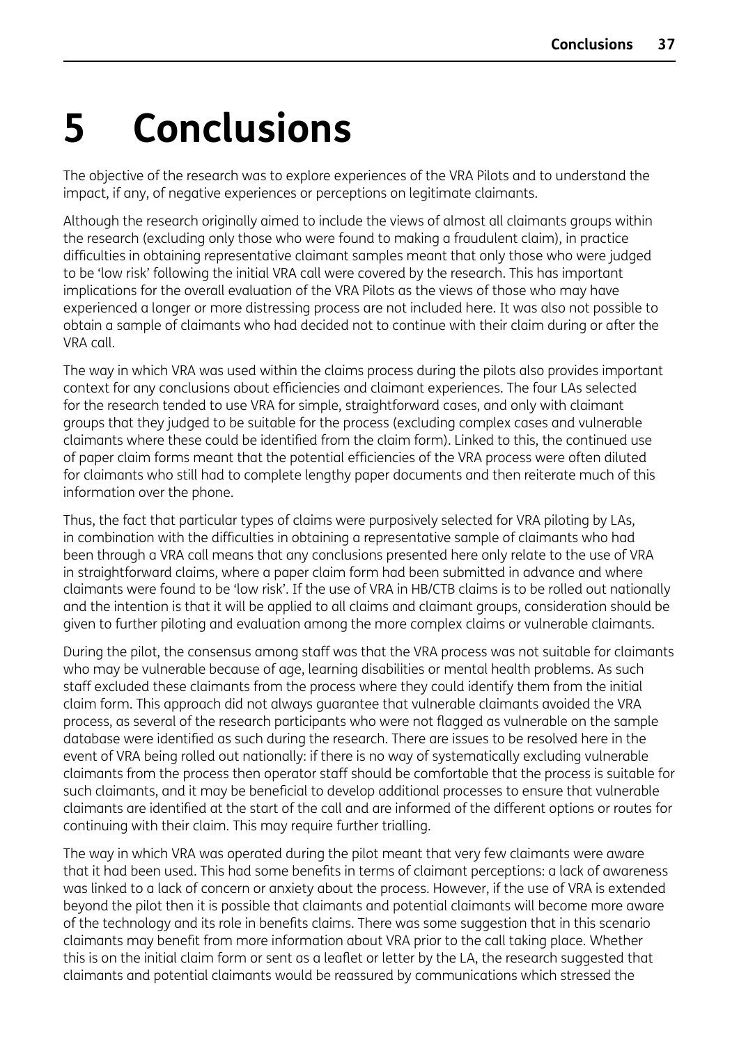# 5 Conclusions

The objective of the research was to explore experiences of the VRA Pilots and to understand the impact, if any, of negative experiences or perceptions on legitimate claimants.

Although the research originally aimed to include the views of almost all claimants groups within the research (excluding only those who were found to making a fraudulent claim), in practice difficulties in obtaining representative claimant samples meant that only those who were judged to be 'low risk' following the initial VRA call were covered by the research. This has important implications for the overall evaluation of the VRA Pilots as the views of those who may have experienced a longer or more distressing process are not included here. It was also not possible to obtain a sample of claimants who had decided not to continue with their claim during or after the VRA call.

The way in which VRA was used within the claims process during the pilots also provides important context for any conclusions about efficiencies and claimant experiences. The four LAs selected for the research tended to use VRA for simple, straightforward cases, and only with claimant groups that they judged to be suitable for the process (excluding complex cases and vulnerable claimants where these could be identified from the claim form). Linked to this, the continued use of paper claim forms meant that the potential efficiencies of the VRA process were often diluted for claimants who still had to complete lengthy paper documents and then reiterate much of this information over the phone.

Thus, the fact that particular types of claims were purposively selected for VRA piloting by LAs, in combination with the difficulties in obtaining a representative sample of claimants who had been through a VRA call means that any conclusions presented here only relate to the use of VRA in straightforward claims, where a paper claim form had been submitted in advance and where claimants were found to be 'low risk'. If the use of VRA in HB/CTB claims is to be rolled out nationally and the intention is that it will be applied to all claims and claimant groups, consideration should be given to further piloting and evaluation among the more complex claims or vulnerable claimants.

During the pilot, the consensus among staff was that the VRA process was not suitable for claimants who may be vulnerable because of age, learning disabilities or mental health problems. As such staff excluded these claimants from the process where they could identify them from the initial claim form. This approach did not always guarantee that vulnerable claimants avoided the VRA process, as several of the research participants who were not flagged as vulnerable on the sample database were identified as such during the research. There are issues to be resolved here in the event of VRA being rolled out nationally: if there is no way of systematically excluding vulnerable claimants from the process then operator staff should be comfortable that the process is suitable for such claimants, and it may be beneficial to develop additional processes to ensure that vulnerable claimants are identified at the start of the call and are informed of the different options or routes for continuing with their claim. This may require further trialling.

The way in which VRA was operated during the pilot meant that very few claimants were aware that it had been used. This had some benefits in terms of claimant perceptions: a lack of awareness was linked to a lack of concern or anxiety about the process. However, if the use of VRA is extended beyond the pilot then it is possible that claimants and potential claimants will become more aware of the technology and its role in benefits claims. There was some suggestion that in this scenario claimants may benefit from more information about VRA prior to the call taking place. Whether this is on the initial claim form or sent as a leaflet or letter by the LA, the research suggested that claimants and potential claimants would be reassured by communications which stressed the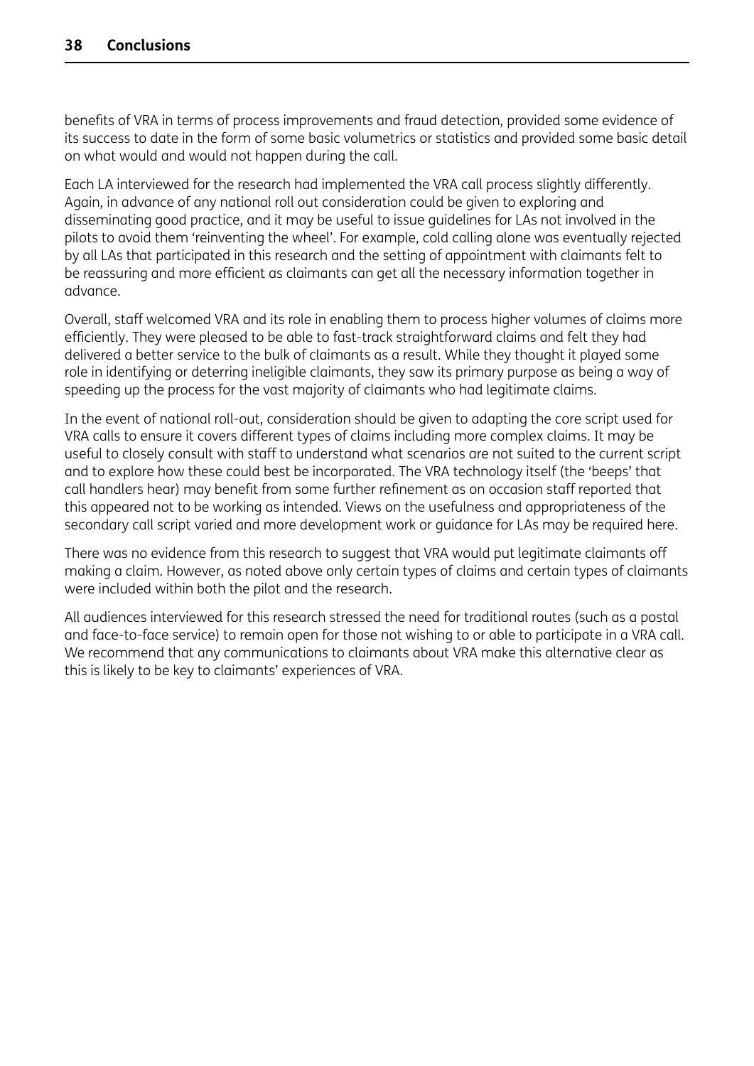benefits of VRA in terms of process improvements and fraud detection, provided some evidence of its success to date in the form of some basic volumetrics or statistics and provided some basic detail on what would and would not happen during the call.

Each LA interviewed for the research had implemented the VRA call process slightly differently. Again, in advance of any national roll out consideration could be given to exploring and disseminating good practice, and it may be useful to issue guidelines for LAs not involved in the pilots to avoid them 'reinventing the wheel'. For example, cold calling alone was eventually rejected by all LAs that participated in this research and the setting of appointment with claimants felt to be reassuring and more efficient as claimants can get all the necessary information together in advance.

Overall, staff welcomed VRA and its role in enabling them to process higher volumes of claims more efficiently. They were pleased to be able to fast-track straightforward claims and felt they had delivered a better service to the bulk of claimants as a result. While they thought it played some role in identifying or deterring ineligible claimants, they saw its primary purpose as being a way of speeding up the process for the vast majority of claimants who had legitimate claims.

In the event of national roll-out, consideration should be given to adapting the core script used for VRA calls to ensure it covers different types of claims including more complex claims. It may be useful to closely consult with staff to understand what scenarios are not suited to the current script and to explore how these could best be incorporated. The VRA technology itself (the 'beeps' that call handlers hear) may benefit from some further refinement as on occasion staff reported that this appeared not to be working as intended. Views on the usefulness and appropriateness of the secondary call script varied and more development work or guidance for LAs may be required here.

There was no evidence from this research to suggest that VRA would put legitimate claimants off making a claim. However, as noted above only certain types of claims and certain types of claimants were included within both the pilot and the research.

All audiences interviewed for this research stressed the need for traditional routes (such as a postal and face-to-face service) to remain open for those not wishing to or able to participate in a VRA call. We recommend that any communications to claimants about VRA make this alternative clear as this is likely to be key to claimants' experiences of VRA.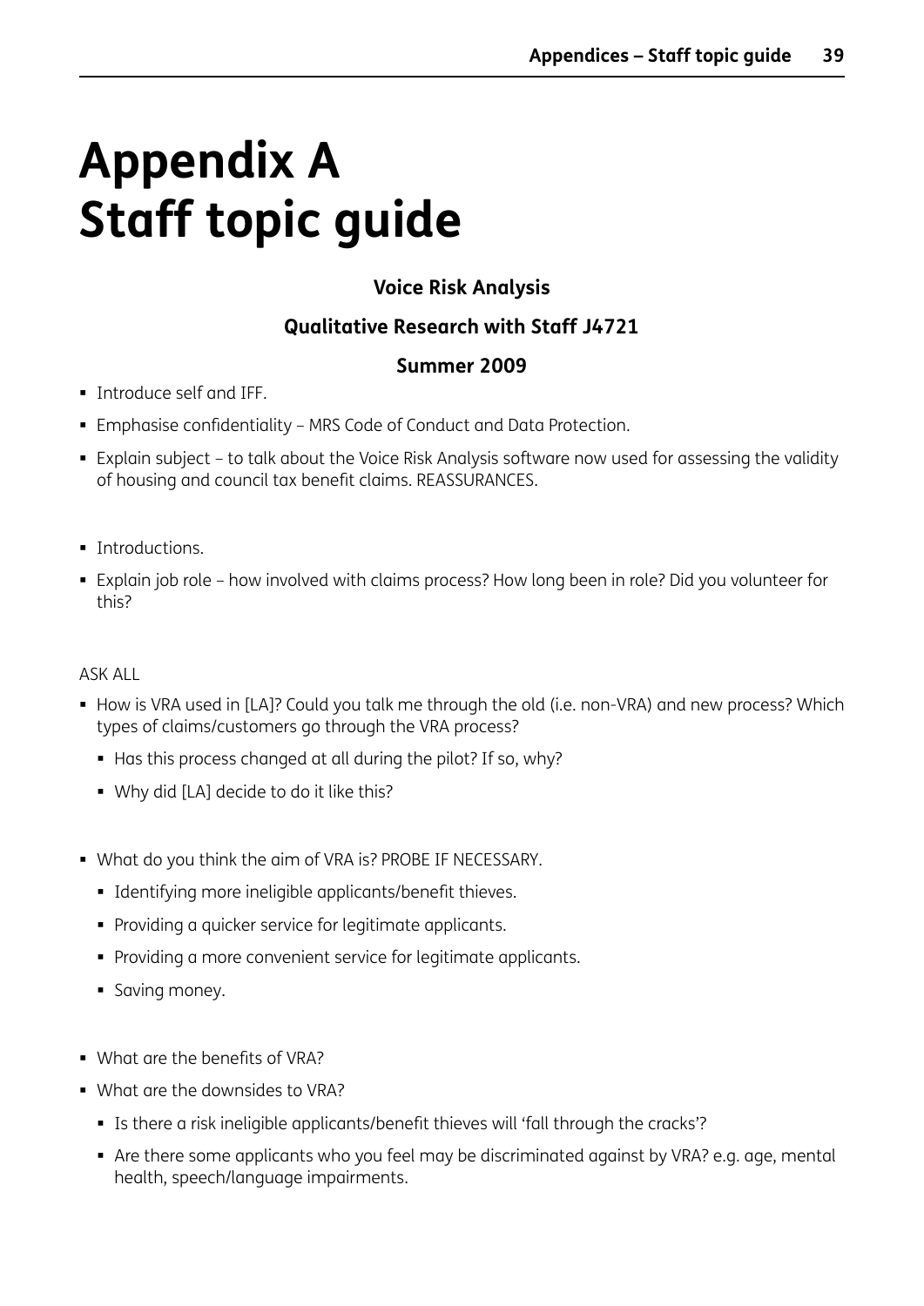# Appendix A
# Staff topic guide

**Voice Risk Analysis**

**Qualitative Research with Staff J4721**

**Summer 2009**

- Introduce self and IFF.
- Emphasise confidentiality – MRS Code of Conduct and Data Protection.
- Explain subject – to talk about the Voice Risk Analysis software now used for assessing the validity of housing and council tax benefit claims. REASSURANCES.

- Introductions.
- Explain job role – how involved with claims process? How long been in role? Did you volunteer for this?

ASK ALL

- How is VRA used in [LA]? Could you talk me through the old (i.e. non-VRA) and new process? Which types of claims/customers go through the VRA process?
  - Has this process changed at all during the pilot? If so, why?
  - Why did [LA] decide to do it like this?

- What do you think the aim of VRA is? PROBE IF NECESSARY.
  - Identifying more ineligible applicants/benefit thieves.
  - Providing a quicker service for legitimate applicants.
  - Providing a more convenient service for legitimate applicants.
  - Saving money.

- What are the benefits of VRA?
- What are the downsides to VRA?
  - Is there a risk ineligible applicants/benefit thieves will 'fall through the cracks'?
  - Are there some applicants who you feel may be discriminated against by VRA? e.g. age, mental health, speech/language impairments.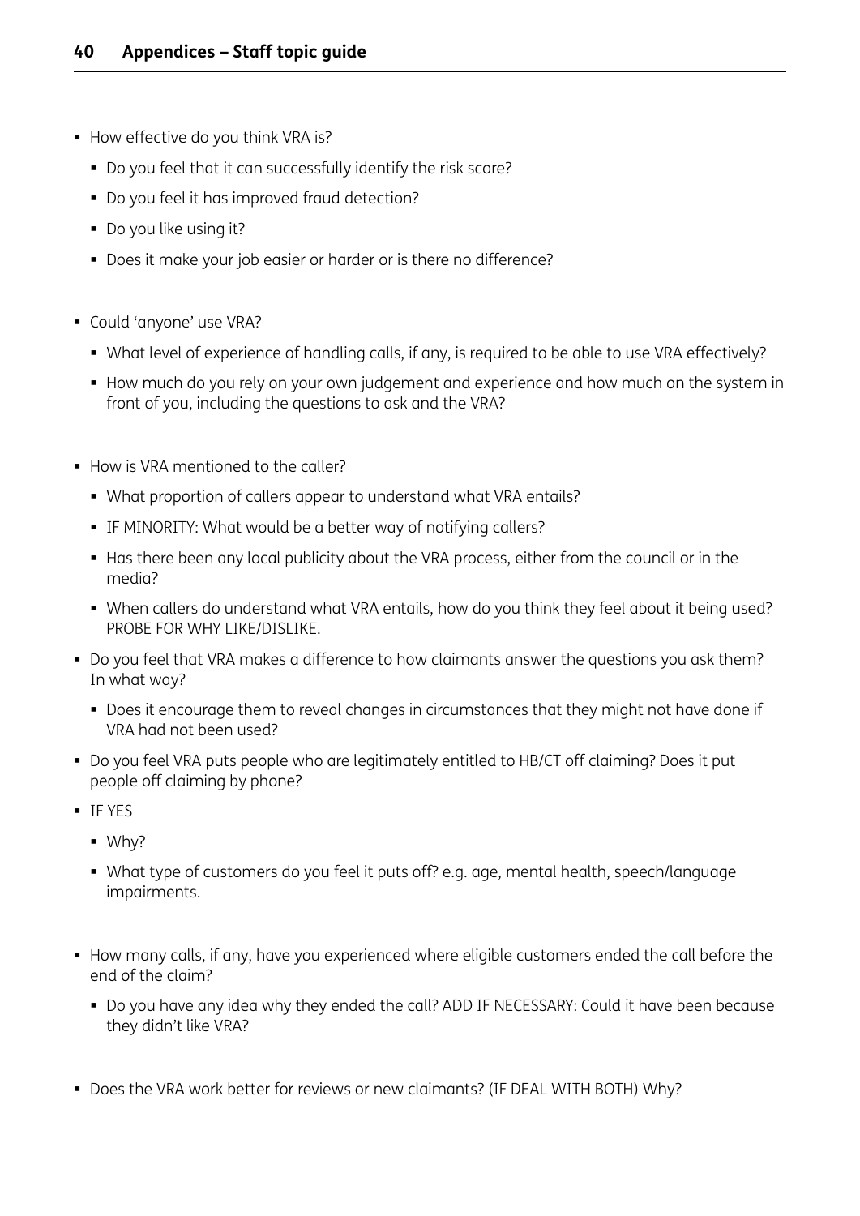- How effective do you think VRA is?
  - Do you feel that it can successfully identify the risk score?
  - Do you feel it has improved fraud detection?
  - Do you like using it?
  - Does it make your job easier or harder or is there no difference?

- Could 'anyone' use VRA?
  - What level of experience of handling calls, if any, is required to be able to use VRA effectively?
  - How much do you rely on your own judgement and experience and how much on the system in front of you, including the questions to ask and the VRA?

- How is VRA mentioned to the caller?
  - What proportion of callers appear to understand what VRA entails?
  - IF MINORITY: What would be a better way of notifying callers?
  - Has there been any local publicity about the VRA process, either from the council or in the media?
  - When callers do understand what VRA entails, how do you think they feel about it being used? PROBE FOR WHY LIKE/DISLIKE.
- Do you feel that VRA makes a difference to how claimants answer the questions you ask them? In what way?
  - Does it encourage them to reveal changes in circumstances that they might not have done if VRA had not been used?
- Do you feel VRA puts people who are legitimately entitled to HB/CT off claiming? Does it put people off claiming by phone?
- IF YES
  - Why?
  - What type of customers do you feel it puts off? e.g. age, mental health, speech/language impairments.

- How many calls, if any, have you experienced where eligible customers ended the call before the end of the claim?
  - Do you have any idea why they ended the call? ADD IF NECESSARY: Could it have been because they didn't like VRA?

- Does the VRA work better for reviews or new claimants? (IF DEAL WITH BOTH) Why?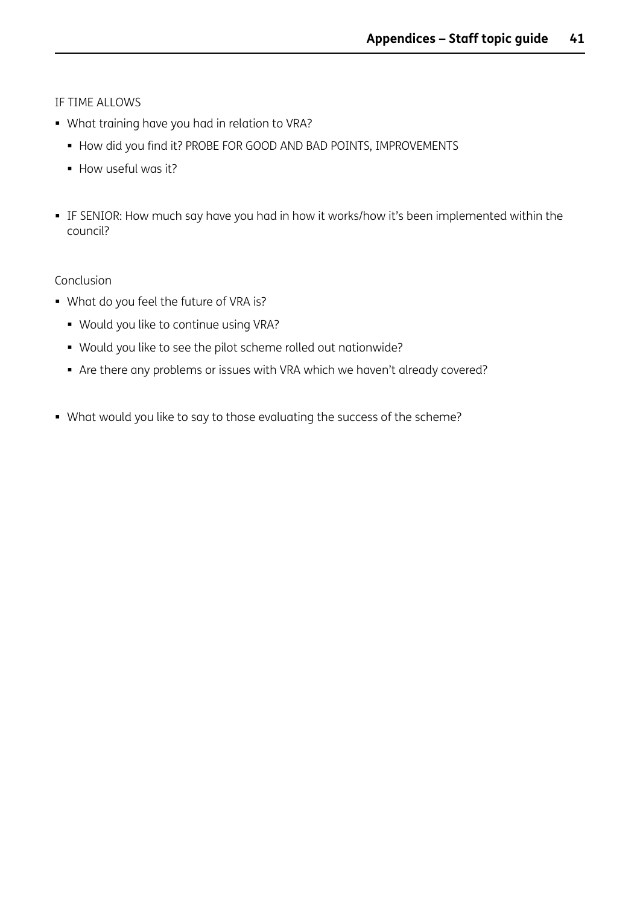IF TIME ALLOWS

- What training have you had in relation to VRA?
  - How did you find it? PROBE FOR GOOD AND BAD POINTS, IMPROVEMENTS
  - How useful was it?

- IF SENIOR: How much say have you had in how it works/how it's been implemented within the council?

Conclusion

- What do you feel the future of VRA is?
  - Would you like to continue using VRA?
  - Would you like to see the pilot scheme rolled out nationwide?
  - Are there any problems or issues with VRA which we haven't already covered?

- What would you like to say to those evaluating the success of the scheme?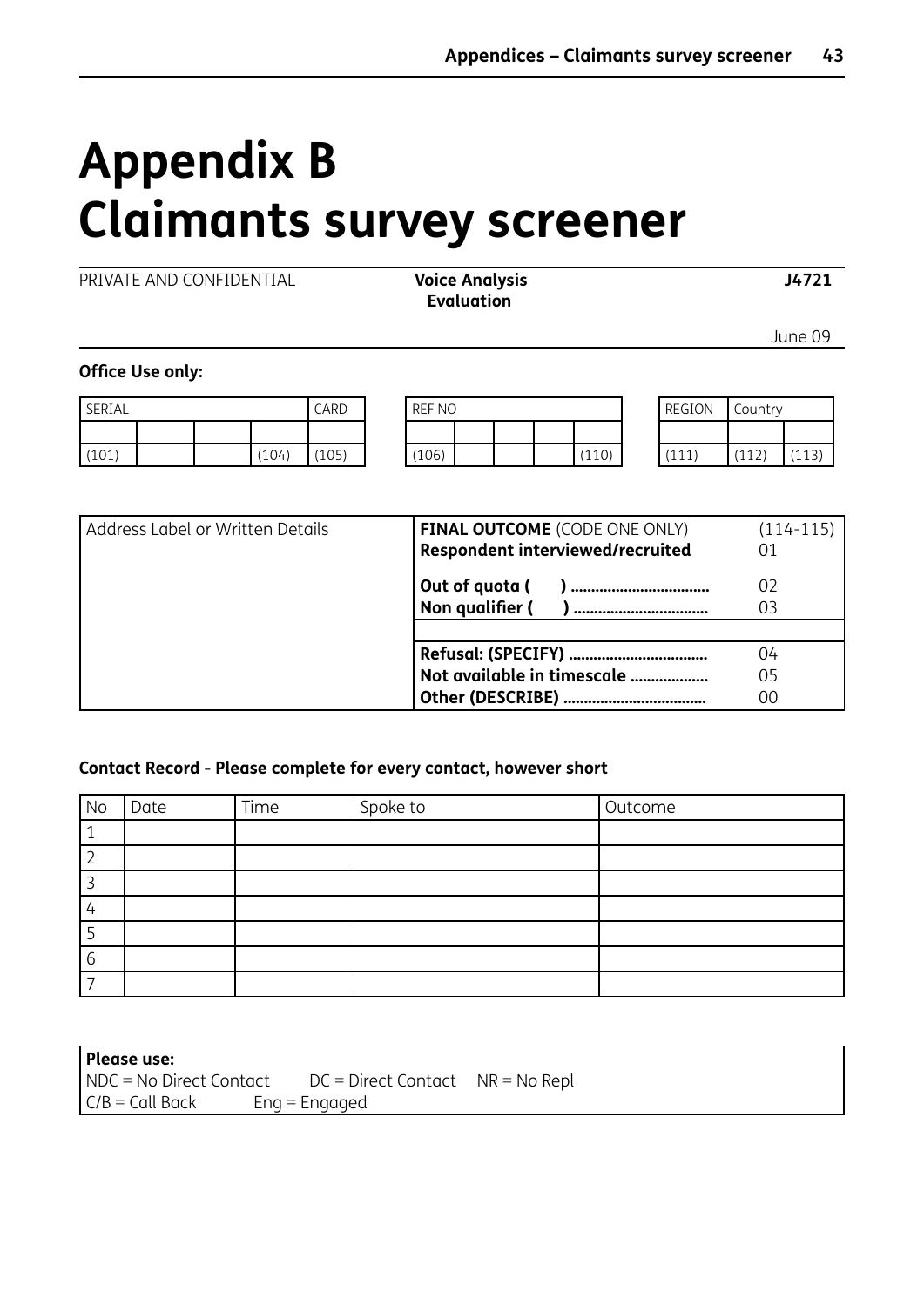# Appendix B Claimants survey screener

| PRIVATE AND CONFIDENTIAL | **Voice Analysis Evaluation** | **J4721** |
|---|---|---|
| | | June 09 |

**Office Use only:**

| SERIAL | | | | CARD |
|---|---|---|---|---|
| | | | | |
| (101) | | | (104) | (105) |

| REF NO | | | | |
|---|---|---|---|---|
| | | | | |
| (106) | | | | (110) |

| REGION | Country | |
|---|---|---|
| | | |
| (111) | (112) | (113) |

| Address Label or Written Details | **FINAL OUTCOME** (CODE ONE ONLY) | (114-115) |
|---|---|---|
| | **Respondent interviewed/recruited** | 01 |
| | **Out of quota (      ) ................................** | 02 |
| | **Non qualifier (      ) ...............................** | 03 |
| | | |
| | **Refusal: (SPECIFY) .................................** | 04 |
| | **Not available in timescale ...................** | 05 |
| | **Other (DESCRIBE) ..................................** | 00 |

**Contact Record - Please complete for every contact, however short**

| No | Date | Time | Spoke to | Outcome |
|---|---|---|---|---|
| 1 | | | | |
| 2 | | | | |
| 3 | | | | |
| 4 | | | | |
| 5 | | | | |
| 6 | | | | |
| 7 | | | | |

**Please use:**
NDC = No Direct Contact    DC = Direct Contact    NR = No Repl
C/B = Call Back    Eng = Engaged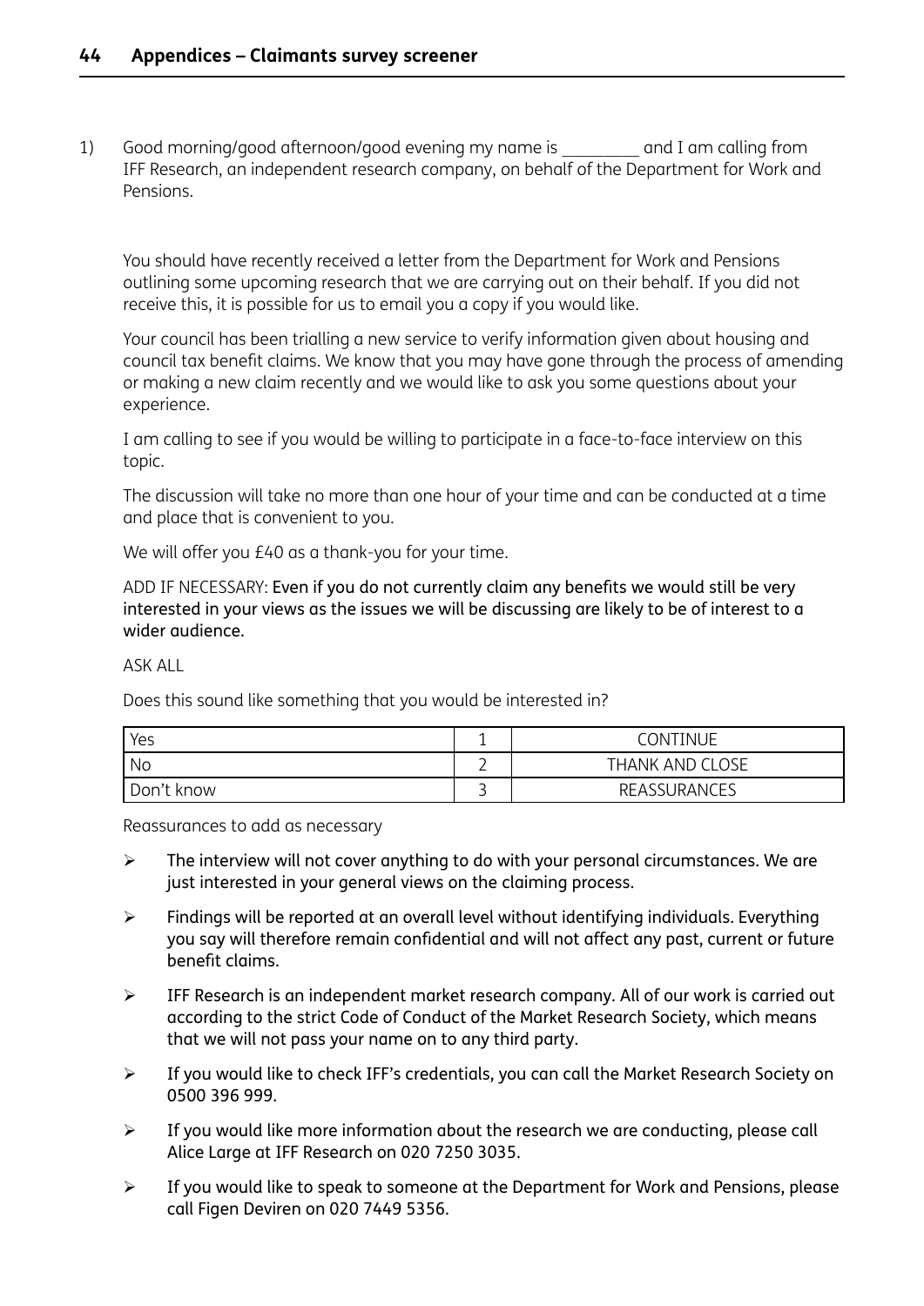1) Good morning/good afternoon/good evening my name is _________ and I am calling from IFF Research, an independent research company, on behalf of the Department for Work and Pensions.

You should have recently received a letter from the Department for Work and Pensions outlining some upcoming research that we are carrying out on their behalf. If you did not receive this, it is possible for us to email you a copy if you would like.

Your council has been trialling a new service to verify information given about housing and council tax benefit claims. We know that you may have gone through the process of amending or making a new claim recently and we would like to ask you some questions about your experience.

I am calling to see if you would be willing to participate in a face-to-face interview on this topic.

The discussion will take no more than one hour of your time and can be conducted at a time and place that is convenient to you.

We will offer you £40 as a thank-you for your time.

ADD IF NECESSARY: Even if you do not currently claim any benefits we would still be very interested in your views as the issues we will be discussing are likely to be of interest to a wider audience.

ASK ALL

Does this sound like something that you would be interested in?

| | | |
|---|---|---|
| Yes | 1 | CONTINUE |
| No | 2 | THANK AND CLOSE |
| Don't know | 3 | REASSURANCES |

Reassurances to add as necessary

- The interview will not cover anything to do with your personal circumstances. We are just interested in your general views on the claiming process.
- Findings will be reported at an overall level without identifying individuals. Everything you say will therefore remain confidential and will not affect any past, current or future benefit claims.
- IFF Research is an independent market research company. All of our work is carried out according to the strict Code of Conduct of the Market Research Society, which means that we will not pass your name on to any third party.
- If you would like to check IFF's credentials, you can call the Market Research Society on 0500 396 999.
- If you would like more information about the research we are conducting, please call Alice Large at IFF Research on 020 7250 3035.
- If you would like to speak to someone at the Department for Work and Pensions, please call Figen Deviren on 020 7449 5356.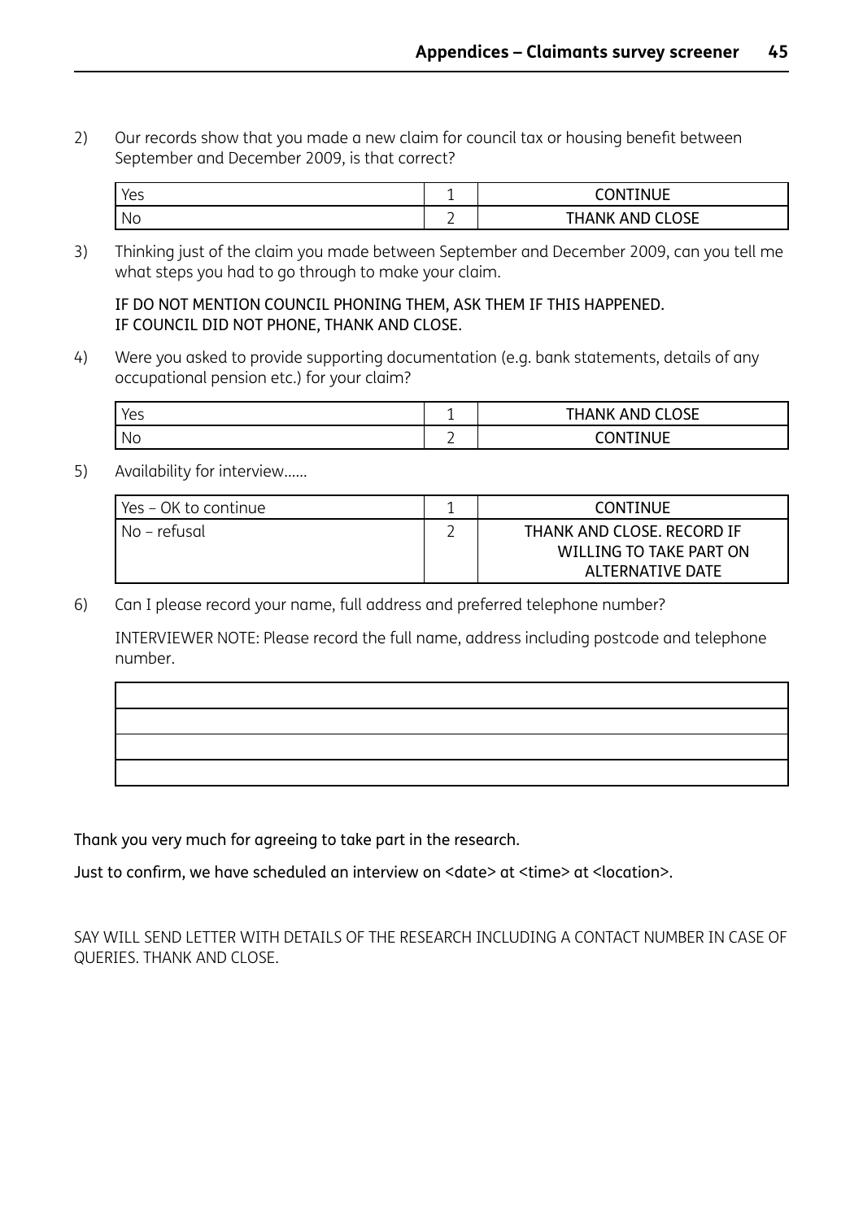2) Our records show that you made a new claim for council tax or housing benefit between September and December 2009, is that correct?

| | | |
|---|---|---|
| Yes | 1 | CONTINUE |
| No | 2 | THANK AND CLOSE |

3) Thinking just of the claim you made between September and December 2009, can you tell me what steps you had to go through to make your claim.

IF DO NOT MENTION COUNCIL PHONING THEM, ASK THEM IF THIS HAPPENED.
IF COUNCIL DID NOT PHONE, THANK AND CLOSE.

4) Were you asked to provide supporting documentation (e.g. bank statements, details of any occupational pension etc.) for your claim?

| | | |
|---|---|---|
| Yes | 1 | THANK AND CLOSE |
| No | 2 | CONTINUE |

5) Availability for interview......

| | | |
|---|---|---|
| Yes – OK to continue | 1 | CONTINUE |
| No – refusal | 2 | THANK AND CLOSE. RECORD IF WILLING TO TAKE PART ON ALTERNATIVE DATE |

6) Can I please record your name, full address and preferred telephone number?

INTERVIEWER NOTE: Please record the full name, address including postcode and telephone number.

| |
|---|
| |
| |
| |
| |

Thank you very much for agreeing to take part in the research.

Just to confirm, we have scheduled an interview on <date> at <time> at <location>.

SAY WILL SEND LETTER WITH DETAILS OF THE RESEARCH INCLUDING A CONTACT NUMBER IN CASE OF QUERIES. THANK AND CLOSE.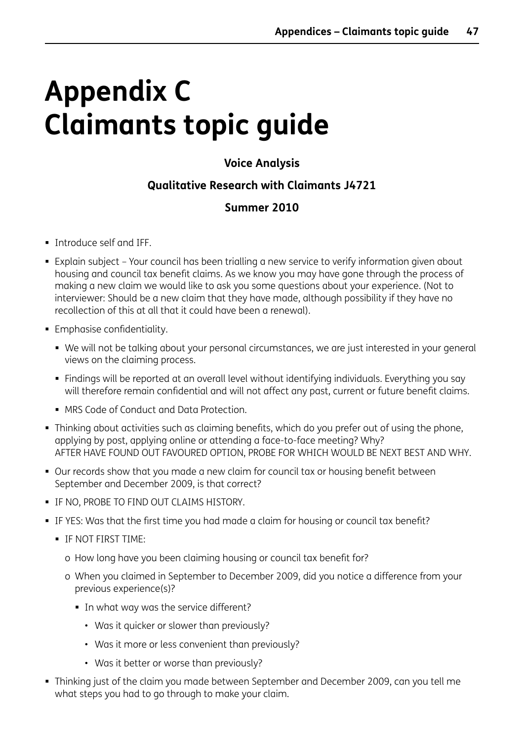# Appendix C Claimants topic guide

**Voice Analysis**

**Qualitative Research with Claimants J4721**

**Summer 2010**

- Introduce self and IFF.
- Explain subject – Your council has been trialling a new service to verify information given about housing and council tax benefit claims. As we know you may have gone through the process of making a new claim we would like to ask you some questions about your experience. (Not to interviewer: Should be a new claim that they have made, although possibility if they have no recollection of this at all that it could have been a renewal).
- Emphasise confidentiality.
  - We will not be talking about your personal circumstances, we are just interested in your general views on the claiming process.
  - Findings will be reported at an overall level without identifying individuals. Everything you say will therefore remain confidential and will not affect any past, current or future benefit claims.
  - MRS Code of Conduct and Data Protection.
- Thinking about activities such as claiming benefits, which do you prefer out of using the phone, applying by post, applying online or attending a face-to-face meeting? Why?
  AFTER HAVE FOUND OUT FAVOURED OPTION, PROBE FOR WHICH WOULD BE NEXT BEST AND WHY.
- Our records show that you made a new claim for council tax or housing benefit between September and December 2009, is that correct?
- IF NO, PROBE TO FIND OUT CLAIMS HISTORY.
- IF YES: Was that the first time you had made a claim for housing or council tax benefit?
  - IF NOT FIRST TIME:
    - o How long have you been claiming housing or council tax benefit for?
    - o When you claimed in September to December 2009, did you notice a difference from your previous experience(s)?
      - In what way was the service different?
        - Was it quicker or slower than previously?
        - Was it more or less convenient than previously?
        - Was it better or worse than previously?
- Thinking just of the claim you made between September and December 2009, can you tell me what steps you had to go through to make your claim.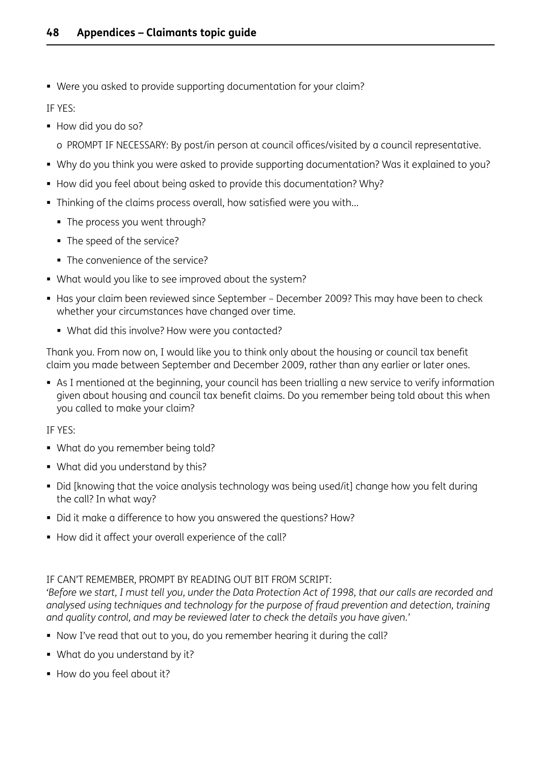- Were you asked to provide supporting documentation for your claim?

IF YES:

- How did you do so?
  - o PROMPT IF NECESSARY: By post/in person at council offices/visited by a council representative.
- Why do you think you were asked to provide supporting documentation? Was it explained to you?
- How did you feel about being asked to provide this documentation? Why?
- Thinking of the claims process overall, how satisfied were you with…
  - The process you went through?
  - The speed of the service?
  - The convenience of the service?
- What would you like to see improved about the system?
- Has your claim been reviewed since September – December 2009? This may have been to check whether your circumstances have changed over time.
  - What did this involve? How were you contacted?

Thank you. From now on, I would like you to think only about the housing or council tax benefit claim you made between September and December 2009, rather than any earlier or later ones.

- As I mentioned at the beginning, your council has been trialling a new service to verify information given about housing and council tax benefit claims. Do you remember being told about this when you called to make your claim?

IF YES:

- What do you remember being told?
- What did you understand by this?
- Did [knowing that the voice analysis technology was being used/it] change how you felt during the call? In what way?
- Did it make a difference to how you answered the questions? How?
- How did it affect your overall experience of the call?

IF CAN'T REMEMBER, PROMPT BY READING OUT BIT FROM SCRIPT:
*'Before we start, I must tell you, under the Data Protection Act of 1998, that our calls are recorded and analysed using techniques and technology for the purpose of fraud prevention and detection, training and quality control, and may be reviewed later to check the details you have given.'*

- Now I've read that out to you, do you remember hearing it during the call?
- What do you understand by it?
- How do you feel about it?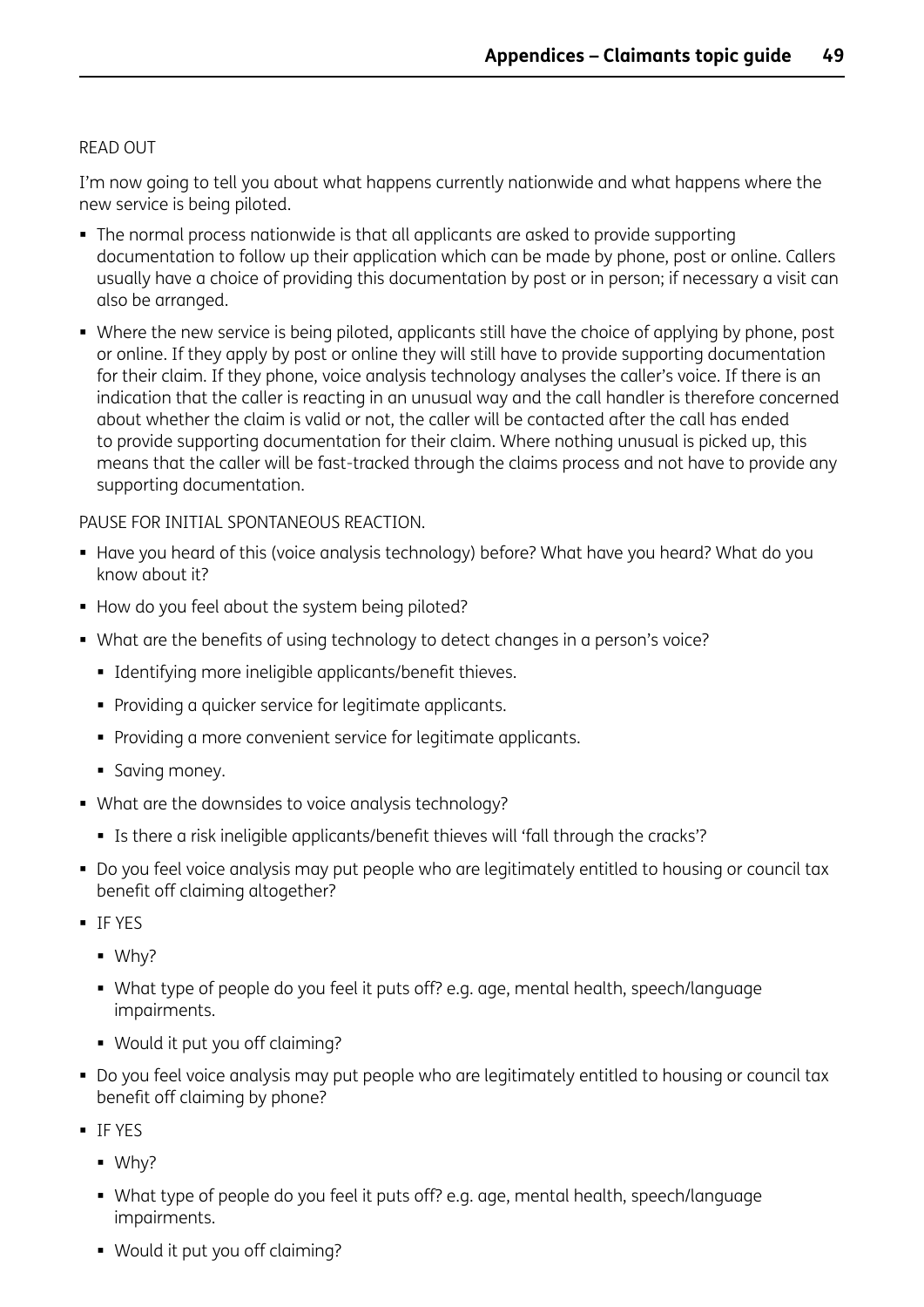READ OUT

I'm now going to tell you about what happens currently nationwide and what happens where the new service is being piloted.

- The normal process nationwide is that all applicants are asked to provide supporting documentation to follow up their application which can be made by phone, post or online. Callers usually have a choice of providing this documentation by post or in person; if necessary a visit can also be arranged.
- Where the new service is being piloted, applicants still have the choice of applying by phone, post or online. If they apply by post or online they will still have to provide supporting documentation for their claim. If they phone, voice analysis technology analyses the caller's voice. If there is an indication that the caller is reacting in an unusual way and the call handler is therefore concerned about whether the claim is valid or not, the caller will be contacted after the call has ended to provide supporting documentation for their claim. Where nothing unusual is picked up, this means that the caller will be fast-tracked through the claims process and not have to provide any supporting documentation.

PAUSE FOR INITIAL SPONTANEOUS REACTION.

- Have you heard of this (voice analysis technology) before? What have you heard? What do you know about it?
- How do you feel about the system being piloted?
- What are the benefits of using technology to detect changes in a person's voice?
  - Identifying more ineligible applicants/benefit thieves.
  - Providing a quicker service for legitimate applicants.
  - Providing a more convenient service for legitimate applicants.
  - Saving money.
- What are the downsides to voice analysis technology?
  - Is there a risk ineligible applicants/benefit thieves will 'fall through the cracks'?
- Do you feel voice analysis may put people who are legitimately entitled to housing or council tax benefit off claiming altogether?
- IF YES
  - Why?
  - What type of people do you feel it puts off? e.g. age, mental health, speech/language impairments.
  - Would it put you off claiming?
- Do you feel voice analysis may put people who are legitimately entitled to housing or council tax benefit off claiming by phone?
- IF YES
  - Why?
  - What type of people do you feel it puts off? e.g. age, mental health, speech/language impairments.
  - Would it put you off claiming?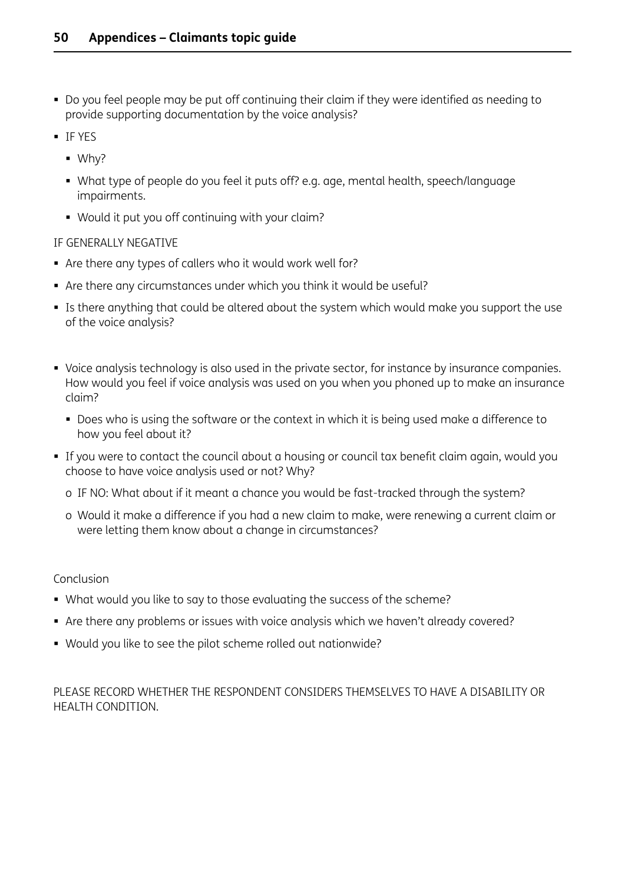- Do you feel people may be put off continuing their claim if they were identified as needing to provide supporting documentation by the voice analysis?
- IF YES
  - Why?
  - What type of people do you feel it puts off? e.g. age, mental health, speech/language impairments.
  - Would it put you off continuing with your claim?

IF GENERALLY NEGATIVE

- Are there any types of callers who it would work well for?
- Are there any circumstances under which you think it would be useful?
- Is there anything that could be altered about the system which would make you support the use of the voice analysis?

- Voice analysis technology is also used in the private sector, for instance by insurance companies. How would you feel if voice analysis was used on you when you phoned up to make an insurance claim?
  - Does who is using the software or the context in which it is being used make a difference to how you feel about it?
- If you were to contact the council about a housing or council tax benefit claim again, would you choose to have voice analysis used or not? Why?
  - o IF NO: What about if it meant a chance you would be fast-tracked through the system?
  - o Would it make a difference if you had a new claim to make, were renewing a current claim or were letting them know about a change in circumstances?

Conclusion

- What would you like to say to those evaluating the success of the scheme?
- Are there any problems or issues with voice analysis which we haven't already covered?
- Would you like to see the pilot scheme rolled out nationwide?

PLEASE RECORD WHETHER THE RESPONDENT CONSIDERS THEMSELVES TO HAVE A DISABILITY OR HEALTH CONDITION.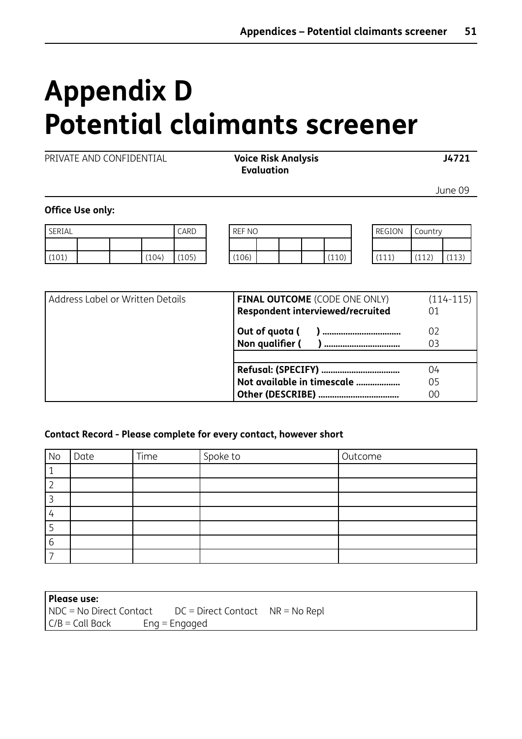# Appendix D Potential claimants screener

PRIVATE AND CONFIDENTIAL **Voice Risk Analysis Evaluation** **J4721**

June 09

**Office Use only:**

| SERIAL | | | | CARD |
|---|---|---|---|---|
| | | | | |
| (101) | | | (104) | (105) |

| REF NO | | | | |
|---|---|---|---|---|
| | | | | |
| (106) | | | | (110) |

| REGION | Country | |
|---|---|---|
| | | |
| (111) | (112) | (113) |

| Address Label or Written Details | **FINAL OUTCOME** (CODE ONE ONLY) | (114-115) |
|---|---|---|
| | **Respondent interviewed/recruited** | 01 |
| | **Out of quota ( ) ..................................** | 02 |
| | **Non qualifier ( ) ................................** | 03 |
| | **Refusal: (SPECIFY) ..................................** | 04 |
| | **Not available in timescale ...................** | 05 |
| | **Other (DESCRIBE) ..................................** | 00 |

**Contact Record - Please complete for every contact, however short**

| No | Date | Time | Spoke to | Outcome |
|---|---|---|---|---|
| 1 | | | | |
| 2 | | | | |
| 3 | | | | |
| 4 | | | | |
| 5 | | | | |
| 6 | | | | |
| 7 | | | | |

**Please use:**
NDC = No Direct Contact DC = Direct Contact NR = No Repl
C/B = Call Back Eng = Engaged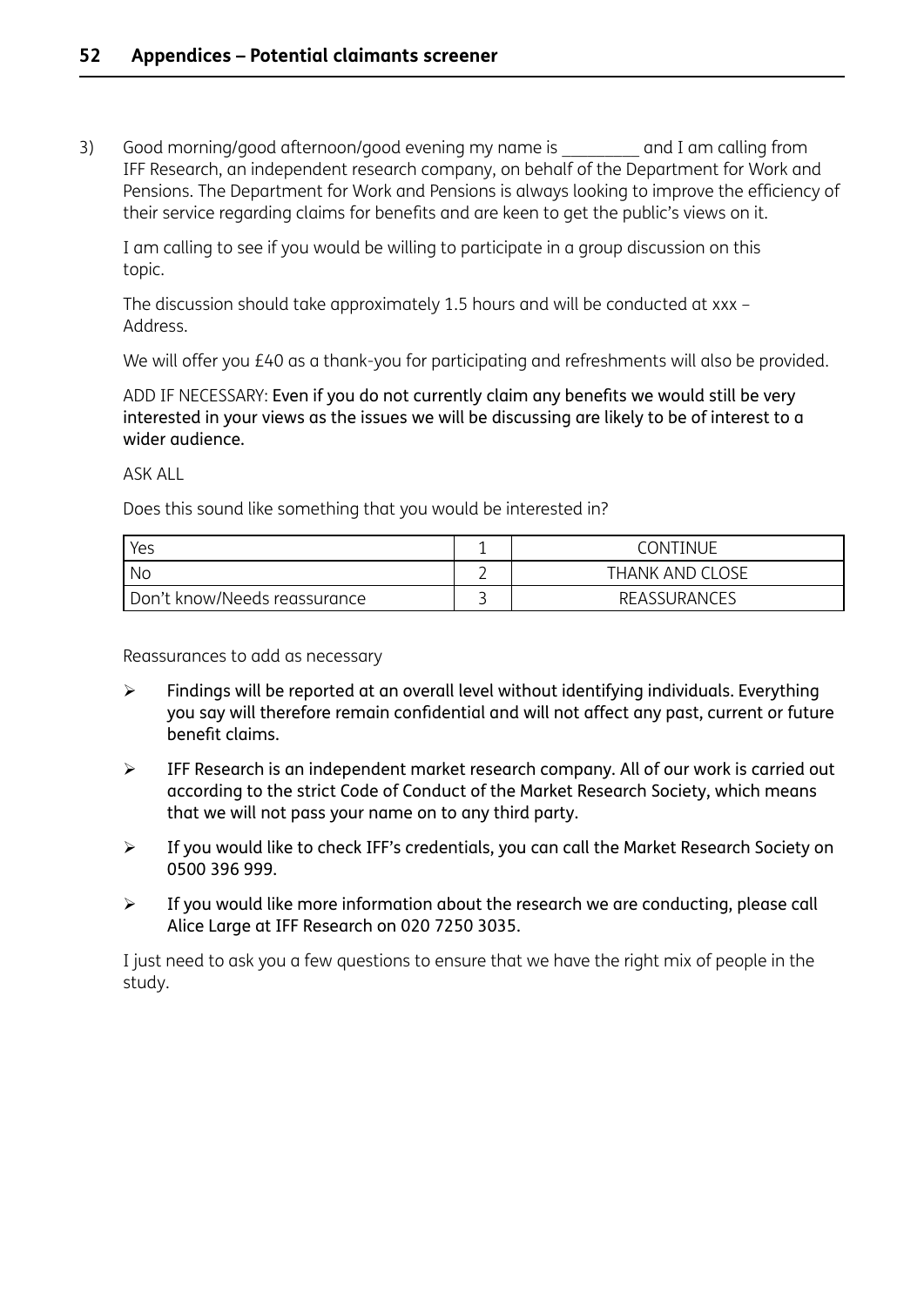3) Good morning/good afternoon/good evening my name is ________ and I am calling from IFF Research, an independent research company, on behalf of the Department for Work and Pensions. The Department for Work and Pensions is always looking to improve the efficiency of their service regarding claims for benefits and are keen to get the public's views on it.

I am calling to see if you would be willing to participate in a group discussion on this topic.

The discussion should take approximately 1.5 hours and will be conducted at xxx – Address.

We will offer you £40 as a thank-you for participating and refreshments will also be provided.

ADD IF NECESSARY: Even if you do not currently claim any benefits we would still be very interested in your views as the issues we will be discussing are likely to be of interest to a wider audience.

ASK ALL

Does this sound like something that you would be interested in?

| | | |
|---|---|---|
| Yes | 1 | CONTINUE |
| No | 2 | THANK AND CLOSE |
| Don't know/Needs reassurance | 3 | REASSURANCES |

Reassurances to add as necessary

- Findings will be reported at an overall level without identifying individuals. Everything you say will therefore remain confidential and will not affect any past, current or future benefit claims.
- IFF Research is an independent market research company. All of our work is carried out according to the strict Code of Conduct of the Market Research Society, which means that we will not pass your name on to any third party.
- If you would like to check IFF's credentials, you can call the Market Research Society on 0500 396 999.
- If you would like more information about the research we are conducting, please call Alice Large at IFF Research on 020 7250 3035.

I just need to ask you a few questions to ensure that we have the right mix of people in the study.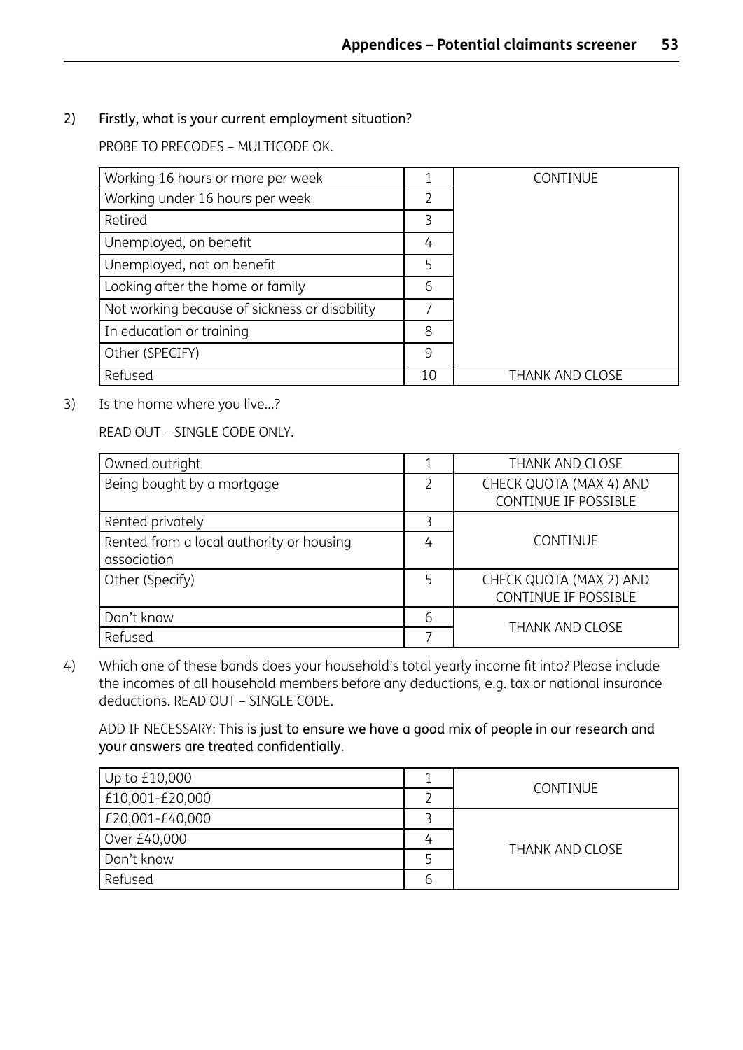2) Firstly, what is your current employment situation?

PROBE TO PRECODES – MULTICODE OK.

| | | |
|---|---|---|
| Working 16 hours or more per week | 1 | CONTINUE |
| Working under 16 hours per week | 2 | |
| Retired | 3 | |
| Unemployed, on benefit | 4 | |
| Unemployed, not on benefit | 5 | |
| Looking after the home or family | 6 | |
| Not working because of sickness or disability | 7 | |
| In education or training | 8 | |
| Other (SPECIFY) | 9 | |
| Refused | 10 | THANK AND CLOSE |

3) Is the home where you live…?

READ OUT – SINGLE CODE ONLY.

| | | |
|---|---|---|
| Owned outright | 1 | THANK AND CLOSE |
| Being bought by a mortgage | 2 | CHECK QUOTA (MAX 4) AND CONTINUE IF POSSIBLE |
| Rented privately | 3 | CONTINUE |
| Rented from a local authority or housing association | 4 | |
| Other (Specify) | 5 | CHECK QUOTA (MAX 2) AND CONTINUE IF POSSIBLE |
| Don't know | 6 | THANK AND CLOSE |
| Refused | 7 | |

4) Which one of these bands does your household's total yearly income fit into? Please include the incomes of all household members before any deductions, e.g. tax or national insurance deductions. READ OUT – SINGLE CODE.

ADD IF NECESSARY: This is just to ensure we have a good mix of people in our research and your answers are treated confidentially.

| | | |
|---|---|---|
| Up to £10,000 | 1 | CONTINUE |
| £10,001-£20,000 | 2 | |
| £20,001-£40,000 | 3 | THANK AND CLOSE |
| Over £40,000 | 4 | |
| Don't know | 5 | |
| Refused | 6 | |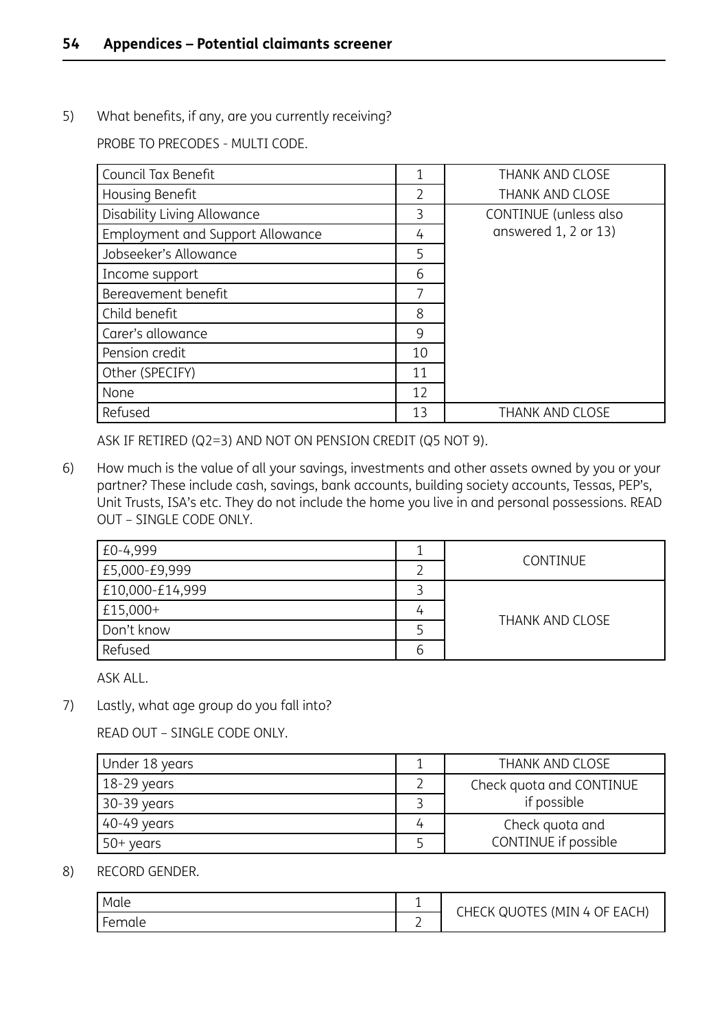5) What benefits, if any, are you currently receiving?

PROBE TO PRECODES - MULTI CODE.

| | | |
|---|---|---|
| Council Tax Benefit | 1 | THANK AND CLOSE |
| Housing Benefit | 2 | THANK AND CLOSE |
| Disability Living Allowance | 3 | CONTINUE (unless also answered 1, 2 or 13) |
| Employment and Support Allowance | 4 | |
| Jobseeker's Allowance | 5 | |
| Income support | 6 | |
| Bereavement benefit | 7 | |
| Child benefit | 8 | |
| Carer's allowance | 9 | |
| Pension credit | 10 | |
| Other (SPECIFY) | 11 | |
| None | 12 | |
| Refused | 13 | THANK AND CLOSE |

ASK IF RETIRED (Q2=3) AND NOT ON PENSION CREDIT (Q5 NOT 9).

6) How much is the value of all your savings, investments and other assets owned by you or your partner? These include cash, savings, bank accounts, building society accounts, Tessas, PEP's, Unit Trusts, ISA's etc. They do not include the home you live in and personal possessions. READ OUT – SINGLE CODE ONLY.

| | | |
|---|---|---|
| £0-4,999 | 1 | CONTINUE |
| £5,000-£9,999 | 2 | |
| £10,000-£14,999 | 3 | THANK AND CLOSE |
| £15,000+ | 4 | |
| Don't know | 5 | |
| Refused | 6 | |

ASK ALL.

7) Lastly, what age group do you fall into?

READ OUT – SINGLE CODE ONLY.

| | | |
|---|---|---|
| Under 18 years | 1 | THANK AND CLOSE |
| 18-29 years | 2 | Check quota and CONTINUE if possible |
| 30-39 years | 3 | |
| 40-49 years | 4 | Check quota and CONTINUE if possible |
| 50+ years | 5 | |

8) RECORD GENDER.

| | | |
|---|---|---|
| Male | 1 | CHECK QUOTES (MIN 4 OF EACH) |
| Female | 2 | |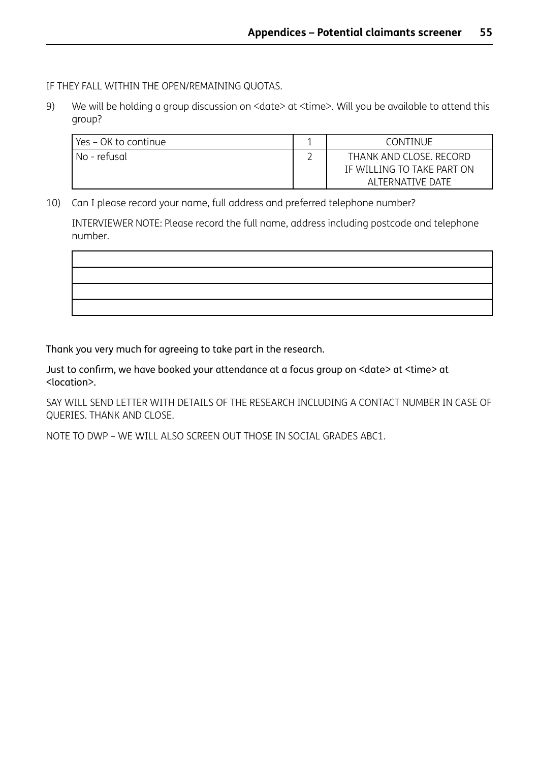IF THEY FALL WITHIN THE OPEN/REMAINING QUOTAS.

9) We will be holding a group discussion on <date> at <time>. Will you be available to attend this group?

| | | |
|---|---|---|
| Yes – OK to continue | 1 | CONTINUE |
| No - refusal | 2 | THANK AND CLOSE. RECORD IF WILLING TO TAKE PART ON ALTERNATIVE DATE |

10) Can I please record your name, full address and preferred telephone number?

INTERVIEWER NOTE: Please record the full name, address including postcode and telephone number.

| |
|---|
| |
| |
| |
| |

Thank you very much for agreeing to take part in the research.

Just to confirm, we have booked your attendance at a focus group on <date> at <time> at <location>.

SAY WILL SEND LETTER WITH DETAILS OF THE RESEARCH INCLUDING A CONTACT NUMBER IN CASE OF QUERIES. THANK AND CLOSE.

NOTE TO DWP – WE WILL ALSO SCREEN OUT THOSE IN SOCIAL GRADES ABC1.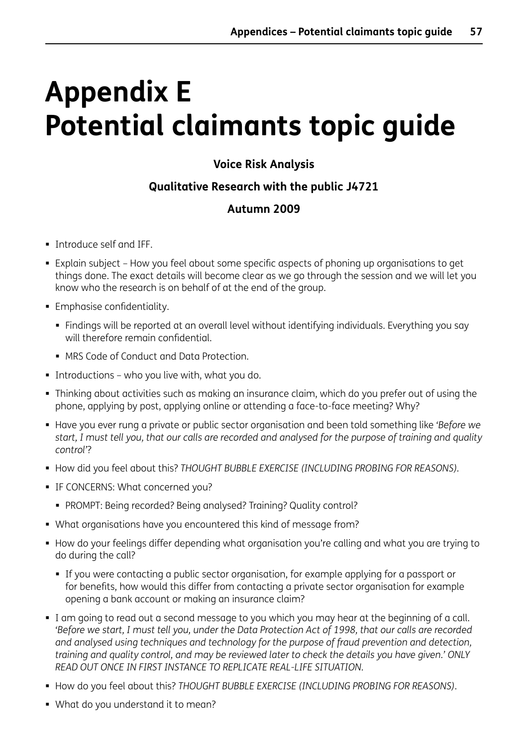# Appendix E Potential claimants topic guide

**Voice Risk Analysis**

**Qualitative Research with the public J4721**

**Autumn 2009**

- Introduce self and IFF.
- Explain subject – How you feel about some specific aspects of phoning up organisations to get things done. The exact details will become clear as we go through the session and we will let you know who the research is on behalf of at the end of the group.
- Emphasise confidentiality.
  - Findings will be reported at an overall level without identifying individuals. Everything you say will therefore remain confidential.
  - MRS Code of Conduct and Data Protection.
- Introductions – who you live with, what you do.
- Thinking about activities such as making an insurance claim, which do you prefer out of using the phone, applying by post, applying online or attending a face-to-face meeting? Why?
- Have you ever rung a private or public sector organisation and been told something like *'Before we start, I must tell you, that our calls are recorded and analysed for the purpose of training and quality control'*?
- How did you feel about this? *THOUGHT BUBBLE EXERCISE (INCLUDING PROBING FOR REASONS).*
- IF CONCERNS: What concerned you?
  - PROMPT: Being recorded? Being analysed? Training? Quality control?
- What organisations have you encountered this kind of message from?
- How do your feelings differ depending what organisation you're calling and what you are trying to do during the call?
  - If you were contacting a public sector organisation, for example applying for a passport or for benefits, how would this differ from contacting a private sector organisation for example opening a bank account or making an insurance claim?
- I am going to read out a second message to you which you may hear at the beginning of a call. *'Before we start, I must tell you, under the Data Protection Act of 1998, that our calls are recorded and analysed using techniques and technology for the purpose of fraud prevention and detection, training and quality control, and may be reviewed later to check the details you have given.' ONLY READ OUT ONCE IN FIRST INSTANCE TO REPLICATE REAL-LIFE SITUATION.*
- How do you feel about this? *THOUGHT BUBBLE EXERCISE (INCLUDING PROBING FOR REASONS).*
- What do you understand it to mean?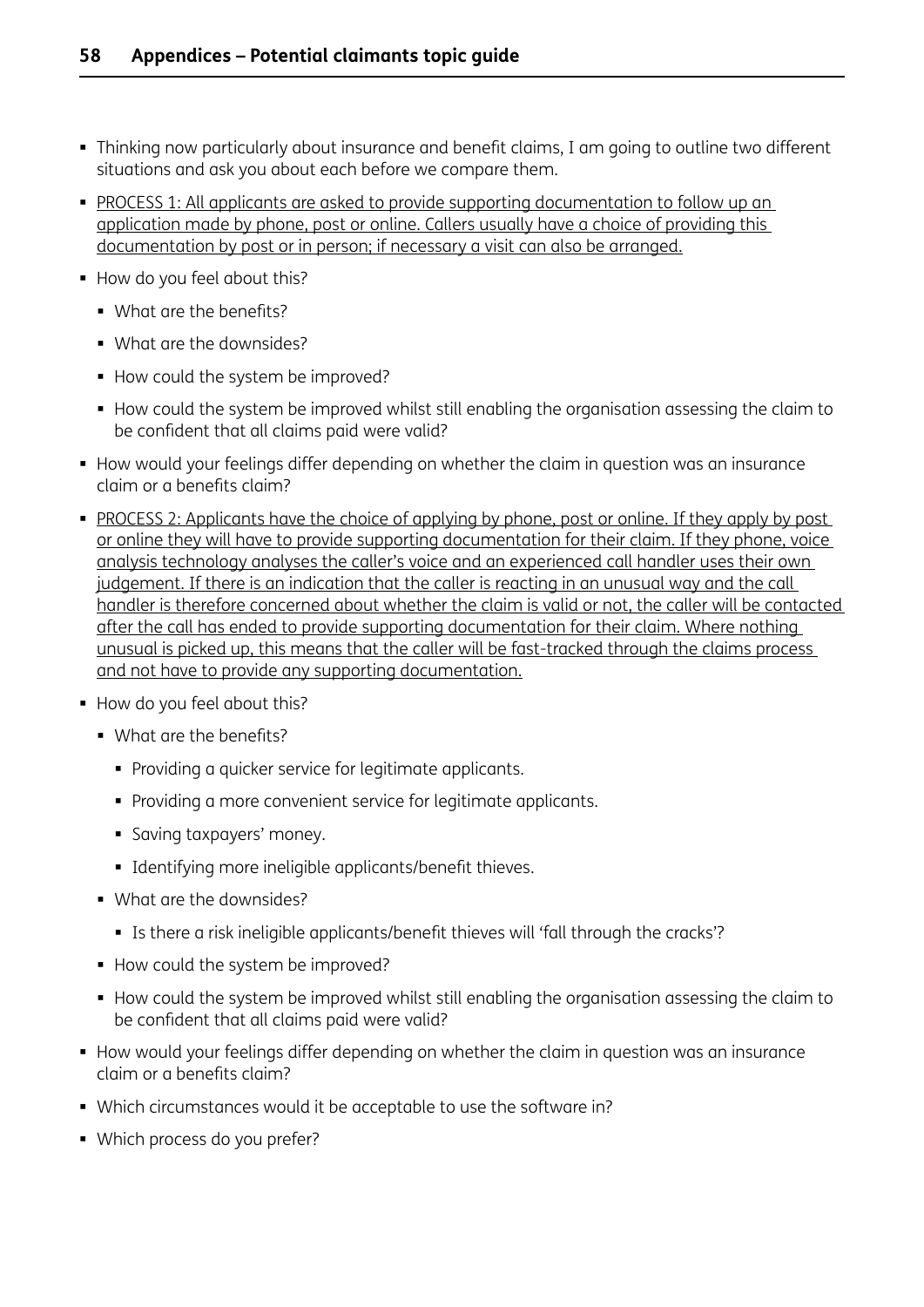- Thinking now particularly about insurance and benefit claims, I am going to outline two different situations and ask you about each before we compare them.
- <u>PROCESS 1: All applicants are asked to provide supporting documentation to follow up an application made by phone, post or online. Callers usually have a choice of providing this documentation by post or in person; if necessary a visit can also be arranged.</u>
- How do you feel about this?
  - What are the benefits?
  - What are the downsides?
  - How could the system be improved?
  - How could the system be improved whilst still enabling the organisation assessing the claim to be confident that all claims paid were valid?
- How would your feelings differ depending on whether the claim in question was an insurance claim or a benefits claim?
- <u>PROCESS 2: Applicants have the choice of applying by phone, post or online. If they apply by post or online they will have to provide supporting documentation for their claim. If they phone, voice analysis technology analyses the caller's voice and an experienced call handler uses their own judgement. If there is an indication that the caller is reacting in an unusual way and the call handler is therefore concerned about whether the claim is valid or not, the caller will be contacted after the call has ended to provide supporting documentation for their claim. Where nothing unusual is picked up, this means that the caller will be fast-tracked through the claims process and not have to provide any supporting documentation.</u>
- How do you feel about this?
  - What are the benefits?
    - Providing a quicker service for legitimate applicants.
    - Providing a more convenient service for legitimate applicants.
    - Saving taxpayers' money.
    - Identifying more ineligible applicants/benefit thieves.
  - What are the downsides?
    - Is there a risk ineligible applicants/benefit thieves will 'fall through the cracks'?
  - How could the system be improved?
  - How could the system be improved whilst still enabling the organisation assessing the claim to be confident that all claims paid were valid?
- How would your feelings differ depending on whether the claim in question was an insurance claim or a benefits claim?
- Which circumstances would it be acceptable to use the software in?
- Which process do you prefer?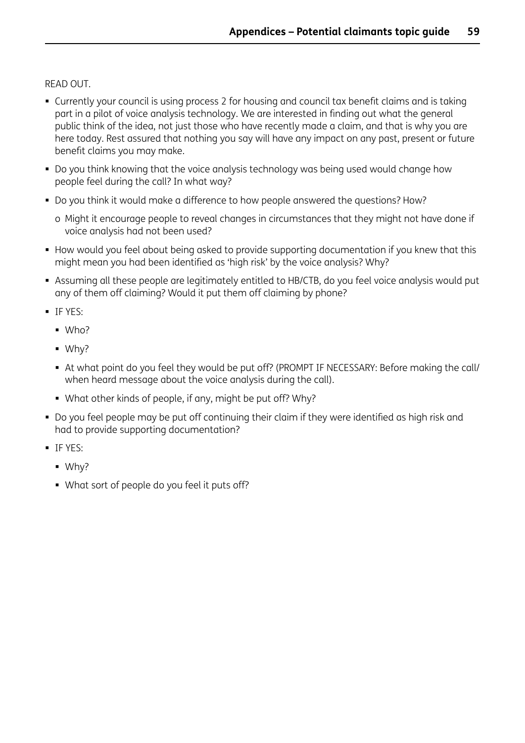READ OUT.

- Currently your council is using process 2 for housing and council tax benefit claims and is taking part in a pilot of voice analysis technology. We are interested in finding out what the general public think of the idea, not just those who have recently made a claim, and that is why you are here today. Rest assured that nothing you say will have any impact on any past, present or future benefit claims you may make.
- Do you think knowing that the voice analysis technology was being used would change how people feel during the call? In what way?
- Do you think it would make a difference to how people answered the questions? How?
  - o Might it encourage people to reveal changes in circumstances that they might not have done if voice analysis had not been used?
- How would you feel about being asked to provide supporting documentation if you knew that this might mean you had been identified as 'high risk' by the voice analysis? Why?
- Assuming all these people are legitimately entitled to HB/CTB, do you feel voice analysis would put any of them off claiming? Would it put them off claiming by phone?
- IF YES:
  - Who?
  - Why?
  - At what point do you feel they would be put off? (PROMPT IF NECESSARY: Before making the call/ when heard message about the voice analysis during the call).
  - What other kinds of people, if any, might be put off? Why?
- Do you feel people may be put off continuing their claim if they were identified as high risk and had to provide supporting documentation?
- IF YES:
  - Why?
  - What sort of people do you feel it puts off?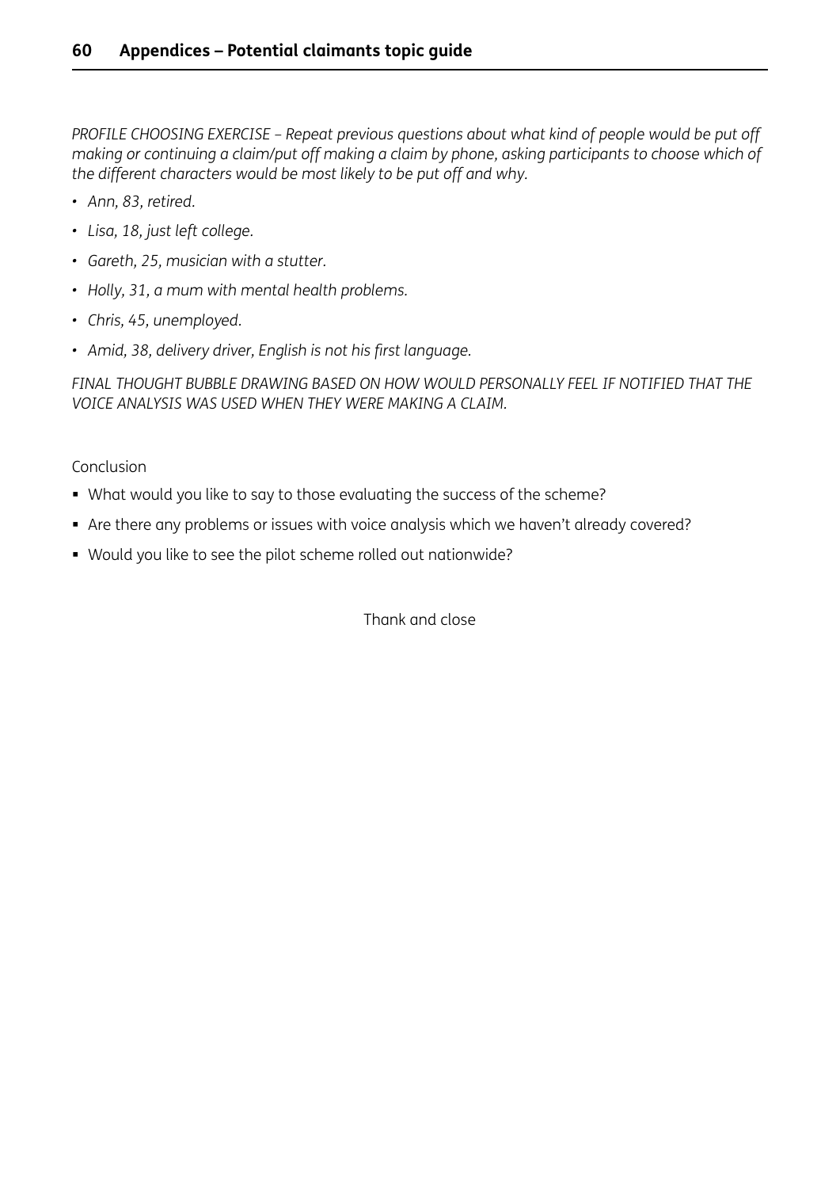*PROFILE CHOOSING EXERCISE – Repeat previous questions about what kind of people would be put off making or continuing a claim/put off making a claim by phone, asking participants to choose which of the different characters would be most likely to be put off and why.*

- *Ann, 83, retired.*
- *Lisa, 18, just left college.*
- *Gareth, 25, musician with a stutter.*
- *Holly, 31, a mum with mental health problems.*
- *Chris, 45, unemployed.*
- *Amid, 38, delivery driver, English is not his first language.*

*FINAL THOUGHT BUBBLE DRAWING BASED ON HOW WOULD PERSONALLY FEEL IF NOTIFIED THAT THE VOICE ANALYSIS WAS USED WHEN THEY WERE MAKING A CLAIM.*

Conclusion

- What would you like to say to those evaluating the success of the scheme?
- Are there any problems or issues with voice analysis which we haven't already covered?
- Would you like to see the pilot scheme rolled out nationwide?

Thank and close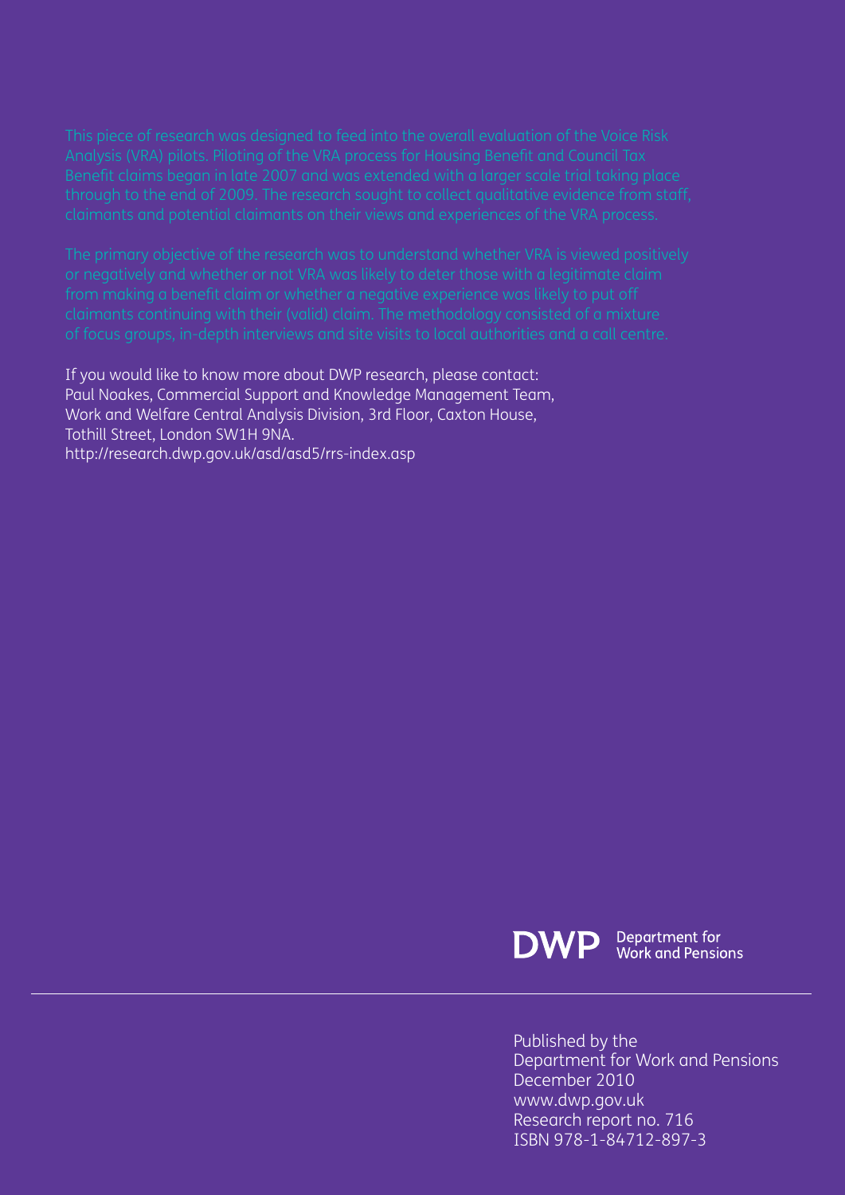This piece of research was designed to feed into the overall evaluation of the Voice Risk Analysis (VRA) pilots. Piloting of the VRA process for Housing Benefit and Council Tax Benefit claims began in late 2007 and was extended with a larger scale trial taking place through to the end of 2009. The research sought to collect qualitative evidence from staff, claimants and potential claimants on their views and experiences of the VRA process.

The primary objective of the research was to understand whether VRA is viewed positively or negatively and whether or not VRA was likely to deter those with a legitimate claim from making a benefit claim or whether a negative experience was likely to put off claimants continuing with their (valid) claim. The methodology consisted of a mixture of focus groups, in-depth interviews and site visits to local authorities and a call centre.

If you would like to know more about DWP research, please contact:
Paul Noakes, Commercial Support and Knowledge Management Team,
Work and Welfare Central Analysis Division, 3rd Floor, Caxton House,
Tothill Street, London SW1H 9NA.
http://research.dwp.gov.uk/asd/asd5/rrs-index.asp

DWP Department for Work and Pensions

Published by the
Department for Work and Pensions
December 2010
www.dwp.gov.uk
Research report no. 716
ISBN 978-1-84712-897-3